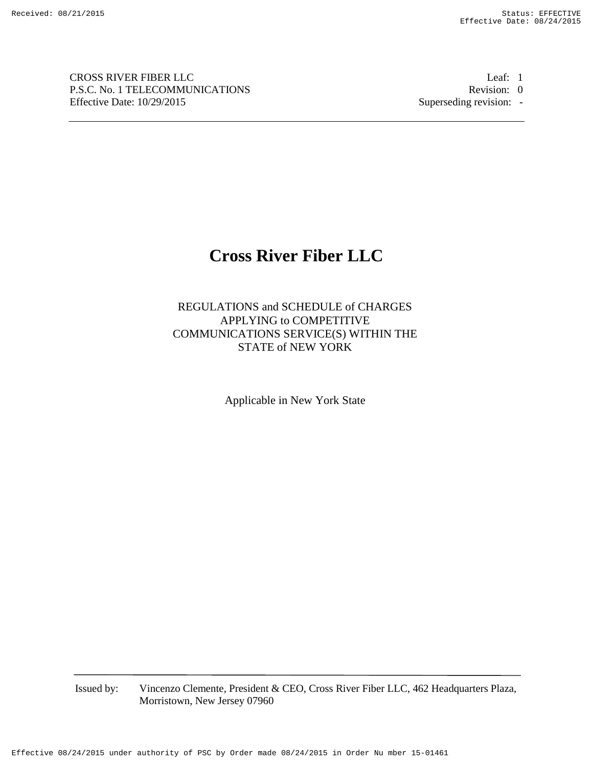CROSS RIVER FIBER LLC
P.S.C. No. 1 TELECOMMUNICATIONS
Effective Date: 10/29/2015

Leaf: 1
Revision: 0
Superseding revision: -

# Cross River Fiber LLC

REGULATIONS and SCHEDULE of CHARGES
APPLYING to COMPETITIVE
COMMUNICATIONS SERVICE(S) WITHIN THE
STATE of NEW YORK

Applicable in New York State

Issued by: Vincenzo Clemente, President & CEO, Cross River Fiber LLC, 462 Headquarters Plaza, Morristown, New Jersey 07960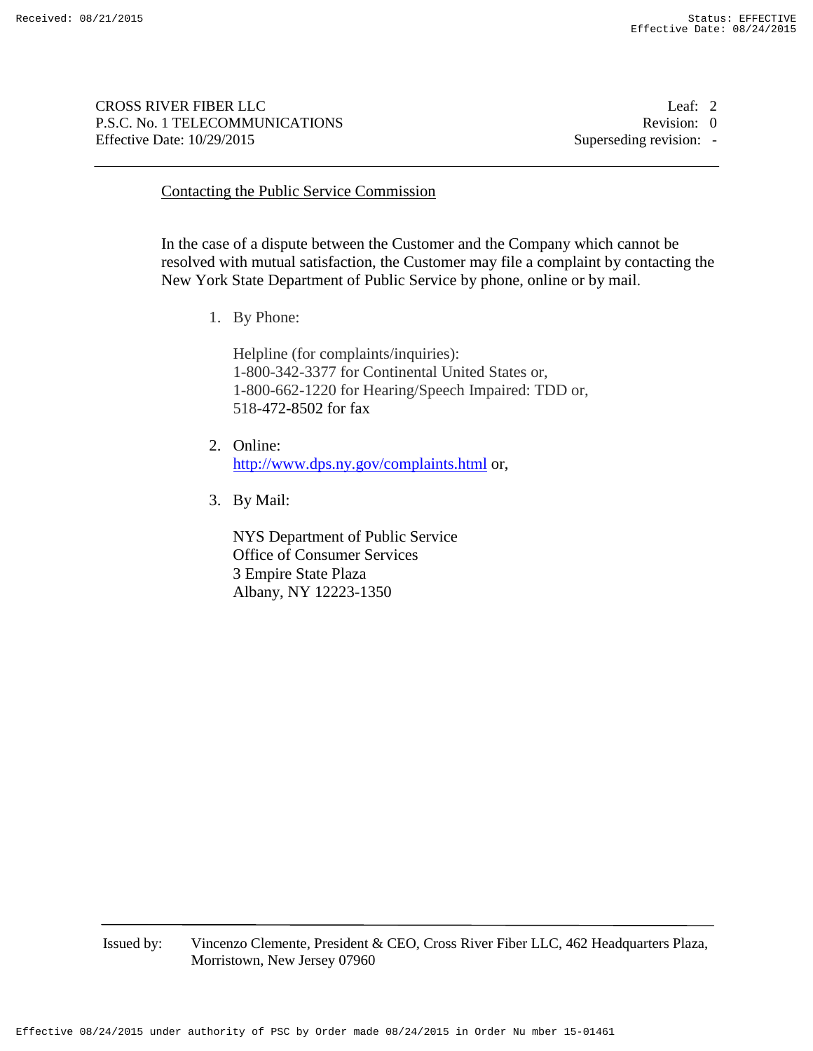## Contacting the Public Service Commission

In the case of a dispute between the Customer and the Company which cannot be resolved with mutual satisfaction, the Customer may file a complaint by contacting the New York State Department of Public Service by phone, online or by mail.

1. By Phone:

   Helpline (for complaints/inquiries):
   1-800-342-3377 for Continental United States or,
   1-800-662-1220 for Hearing/Speech Impaired: TDD or,
   518-472-8502 for fax

2. Online:
   http://www.dps.ny.gov/complaints.html or,

3. By Mail:

   NYS Department of Public Service
   Office of Consumer Services
   3 Empire State Plaza
   Albany, NY 12223-1350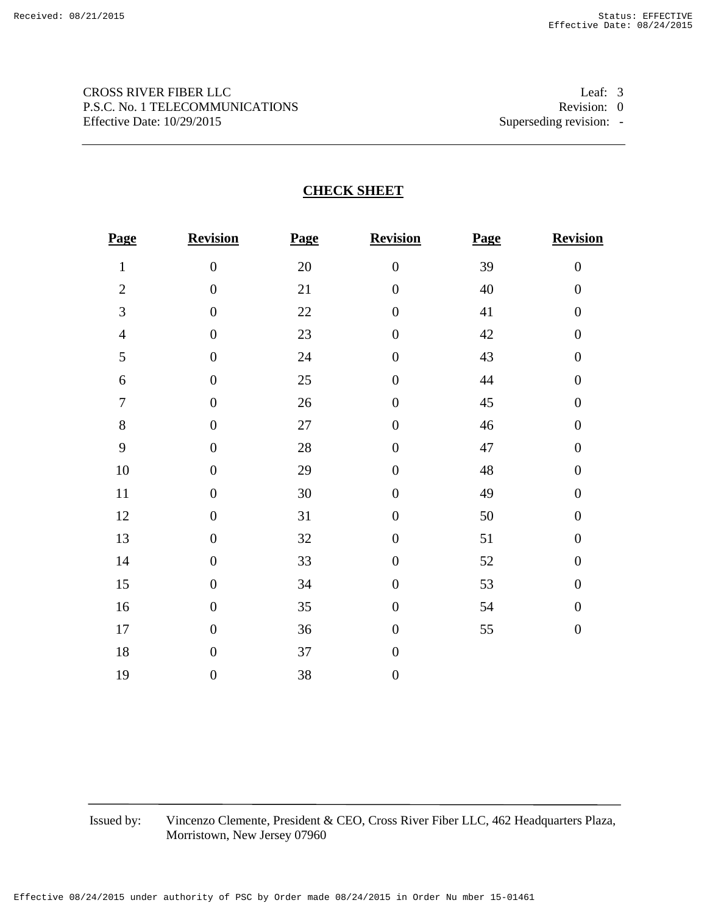CROSS RIVER FIBER LLC
P.S.C. No. 1 TELECOMMUNICATIONS
Effective Date: 10/29/2015

Leaf: 3
Revision: 0
Superseding revision: -

## CHECK SHEET

| Page | Revision | Page | Revision | Page | Revision |
|---|---|---|---|---|---|
| 1 | 0 | 20 | 0 | 39 | 0 |
| 2 | 0 | 21 | 0 | 40 | 0 |
| 3 | 0 | 22 | 0 | 41 | 0 |
| 4 | 0 | 23 | 0 | 42 | 0 |
| 5 | 0 | 24 | 0 | 43 | 0 |
| 6 | 0 | 25 | 0 | 44 | 0 |
| 7 | 0 | 26 | 0 | 45 | 0 |
| 8 | 0 | 27 | 0 | 46 | 0 |
| 9 | 0 | 28 | 0 | 47 | 0 |
| 10 | 0 | 29 | 0 | 48 | 0 |
| 11 | 0 | 30 | 0 | 49 | 0 |
| 12 | 0 | 31 | 0 | 50 | 0 |
| 13 | 0 | 32 | 0 | 51 | 0 |
| 14 | 0 | 33 | 0 | 52 | 0 |
| 15 | 0 | 34 | 0 | 53 | 0 |
| 16 | 0 | 35 | 0 | 54 | 0 |
| 17 | 0 | 36 | 0 | 55 | 0 |
| 18 | 0 | 37 | 0 | | |
| 19 | 0 | 38 | 0 | | |

Issued by: Vincenzo Clemente, President & CEO, Cross River Fiber LLC, 462 Headquarters Plaza, Morristown, New Jersey 07960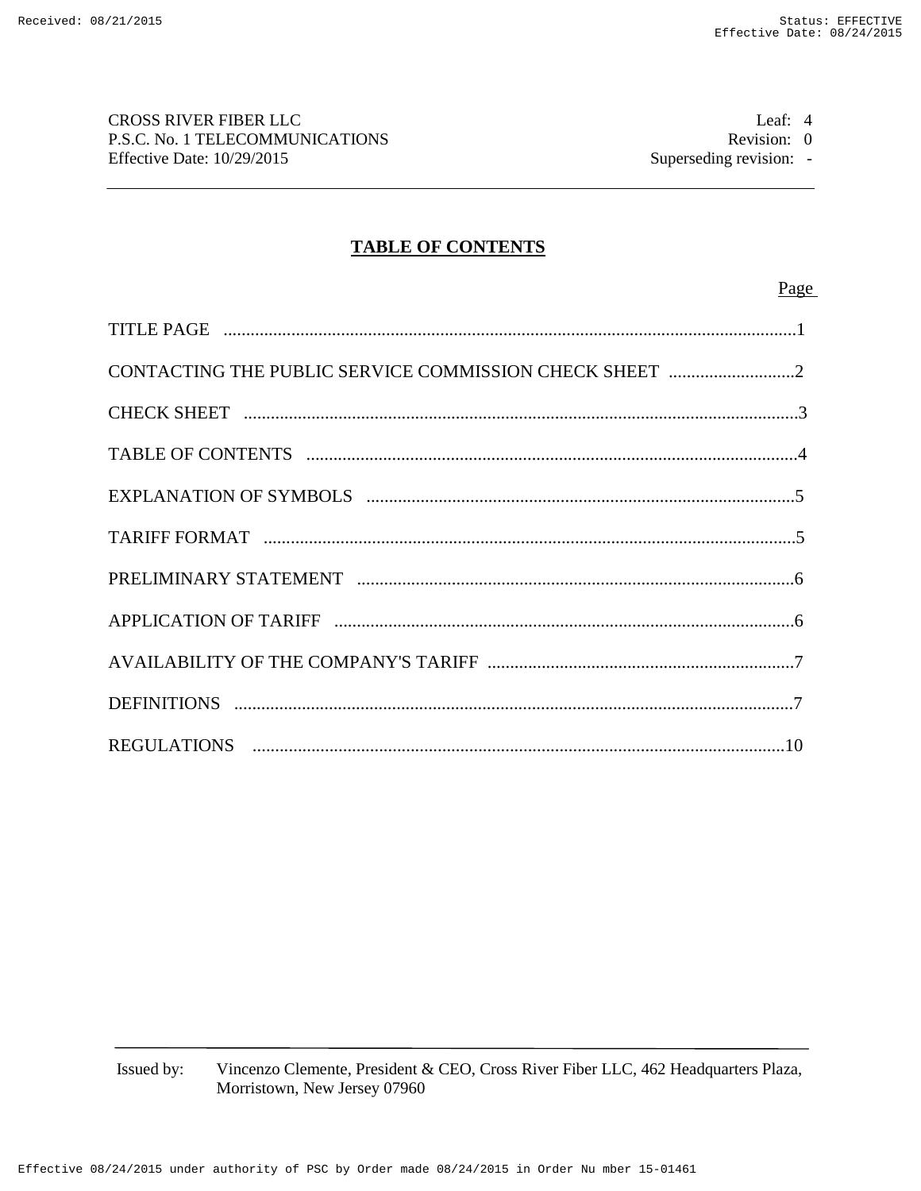CROSS RIVER FIBER LLC
P.S.C. No. 1 TELECOMMUNICATIONS
Effective Date: 10/29/2015

Leaf: 4
Revision: 0
Superseding revision: -

# TABLE OF CONTENTS

| | Page |
|---|---|
| TITLE PAGE | 1 |
| CONTACTING THE PUBLIC SERVICE COMMISSION CHECK SHEET | 2 |
| CHECK SHEET | 3 |
| TABLE OF CONTENTS | 4 |
| EXPLANATION OF SYMBOLS | 5 |
| TARIFF FORMAT | 5 |
| PRELIMINARY STATEMENT | 6 |
| APPLICATION OF TARIFF | 6 |
| AVAILABILITY OF THE COMPANY'S TARIFF | 7 |
| DEFINITIONS | 7 |
| REGULATIONS | 10 |

Issued by: Vincenzo Clemente, President & CEO, Cross River Fiber LLC, 462 Headquarters Plaza, Morristown, New Jersey 07960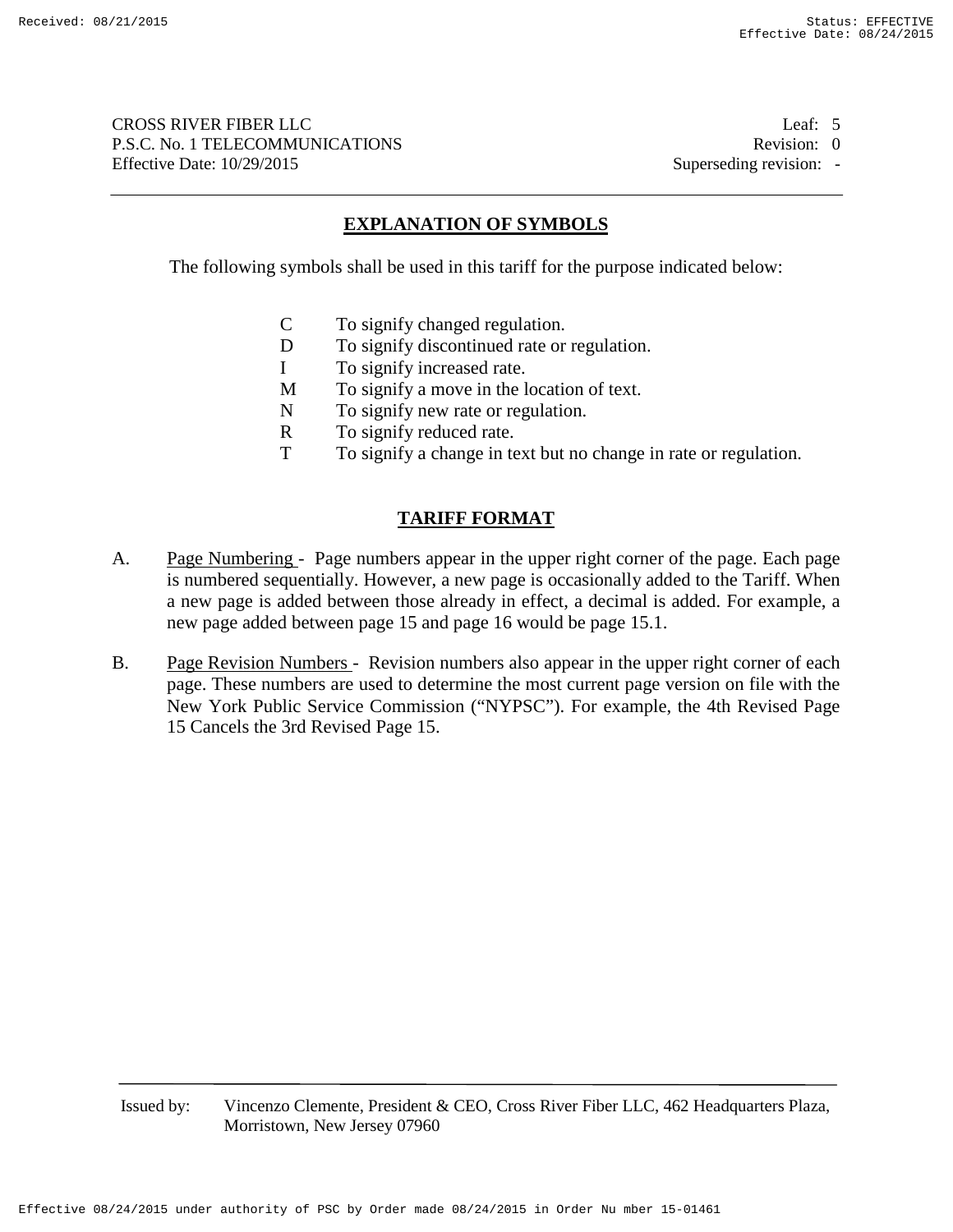## EXPLANATION OF SYMBOLS

The following symbols shall be used in this tariff for the purpose indicated below:

- C To signify changed regulation.
- D To signify discontinued rate or regulation.
- I To signify increased rate.
- M To signify a move in the location of text.
- N To signify new rate or regulation.
- R To signify reduced rate.
- T To signify a change in text but no change in rate or regulation.

## TARIFF FORMAT

A. Page Numbering - Page numbers appear in the upper right corner of the page. Each page is numbered sequentially. However, a new page is occasionally added to the Tariff. When a new page is added between those already in effect, a decimal is added. For example, a new page added between page 15 and page 16 would be page 15.1.

B. Page Revision Numbers - Revision numbers also appear in the upper right corner of each page. These numbers are used to determine the most current page version on file with the New York Public Service Commission ("NYPSC"). For example, the 4th Revised Page 15 Cancels the 3rd Revised Page 15.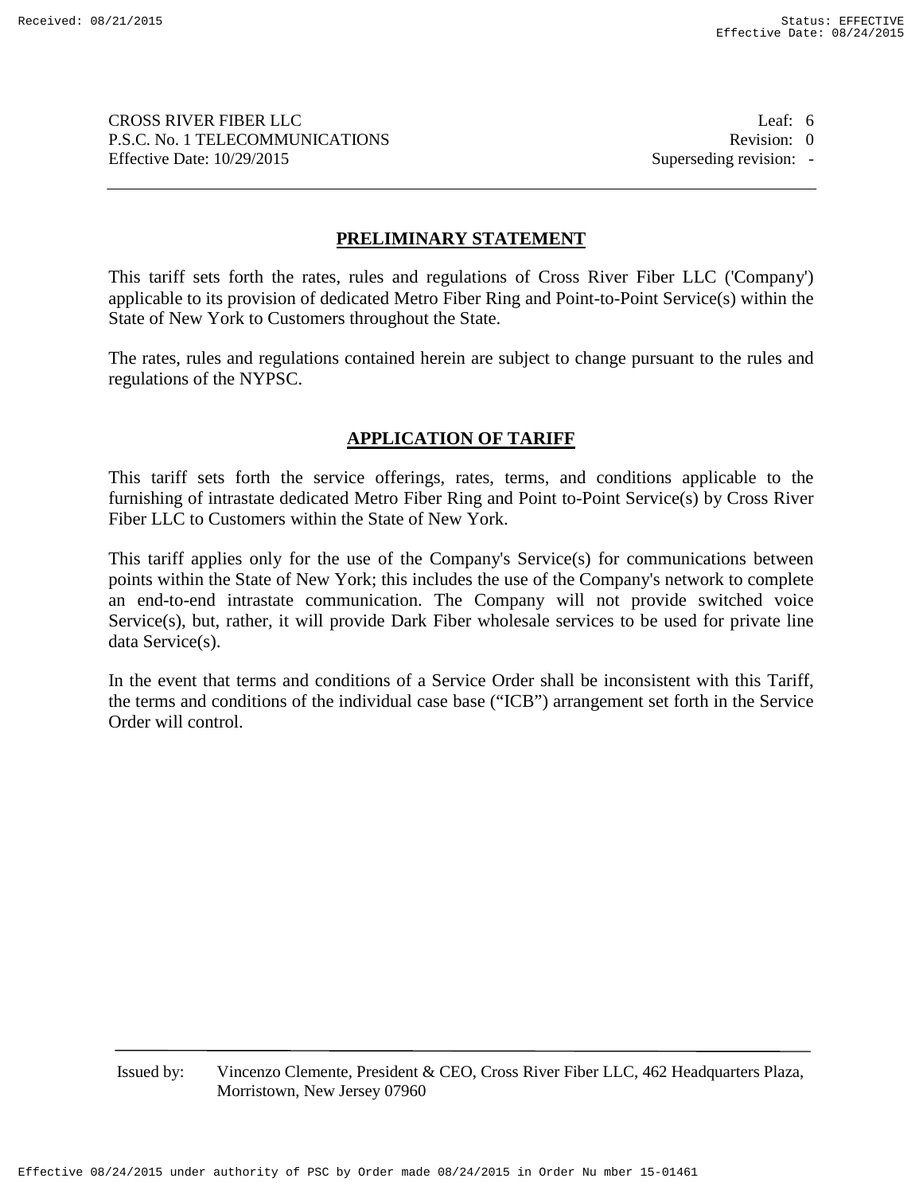## PRELIMINARY STATEMENT

This tariff sets forth the rates, rules and regulations of Cross River Fiber LLC ('Company') applicable to its provision of dedicated Metro Fiber Ring and Point-to-Point Service(s) within the State of New York to Customers throughout the State.

The rates, rules and regulations contained herein are subject to change pursuant to the rules and regulations of the NYPSC.

## APPLICATION OF TARIFF

This tariff sets forth the service offerings, rates, terms, and conditions applicable to the furnishing of intrastate dedicated Metro Fiber Ring and Point to-Point Service(s) by Cross River Fiber LLC to Customers within the State of New York.

This tariff applies only for the use of the Company's Service(s) for communications between points within the State of New York; this includes the use of the Company's network to complete an end-to-end intrastate communication. The Company will not provide switched voice Service(s), but, rather, it will provide Dark Fiber wholesale services to be used for private line data Service(s).

In the event that terms and conditions of a Service Order shall be inconsistent with this Tariff, the terms and conditions of the individual case base (“ICB”) arrangement set forth in the Service Order will control.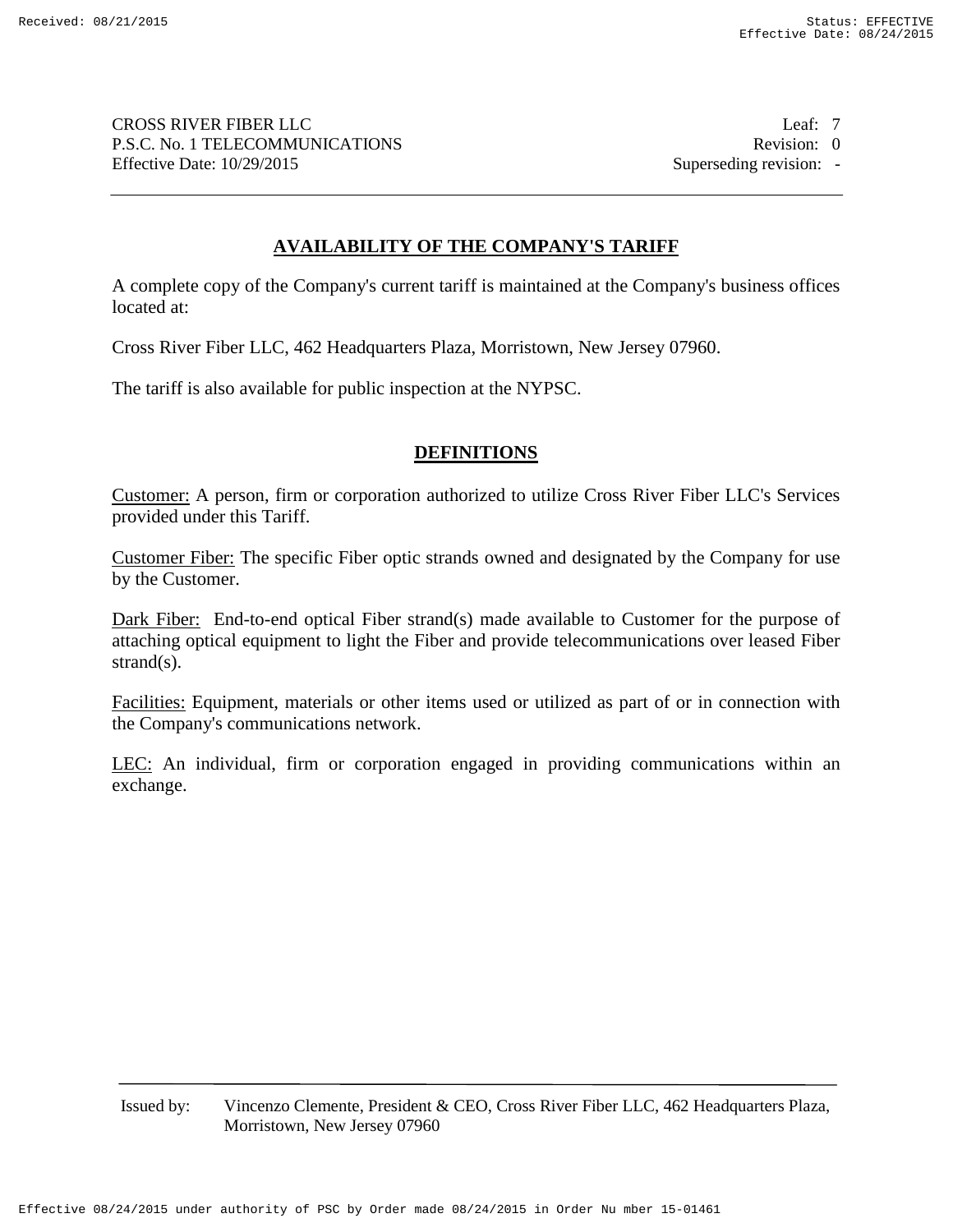## AVAILABILITY OF THE COMPANY'S TARIFF

A complete copy of the Company's current tariff is maintained at the Company's business offices located at:

Cross River Fiber LLC, 462 Headquarters Plaza, Morristown, New Jersey 07960.

The tariff is also available for public inspection at the NYPSC.

## DEFINITIONS

Customer: A person, firm or corporation authorized to utilize Cross River Fiber LLC's Services provided under this Tariff.

Customer Fiber: The specific Fiber optic strands owned and designated by the Company for use by the Customer.

Dark Fiber: End-to-end optical Fiber strand(s) made available to Customer for the purpose of attaching optical equipment to light the Fiber and provide telecommunications over leased Fiber strand(s).

Facilities: Equipment, materials or other items used or utilized as part of or in connection with the Company's communications network.

LEC: An individual, firm or corporation engaged in providing communications within an exchange.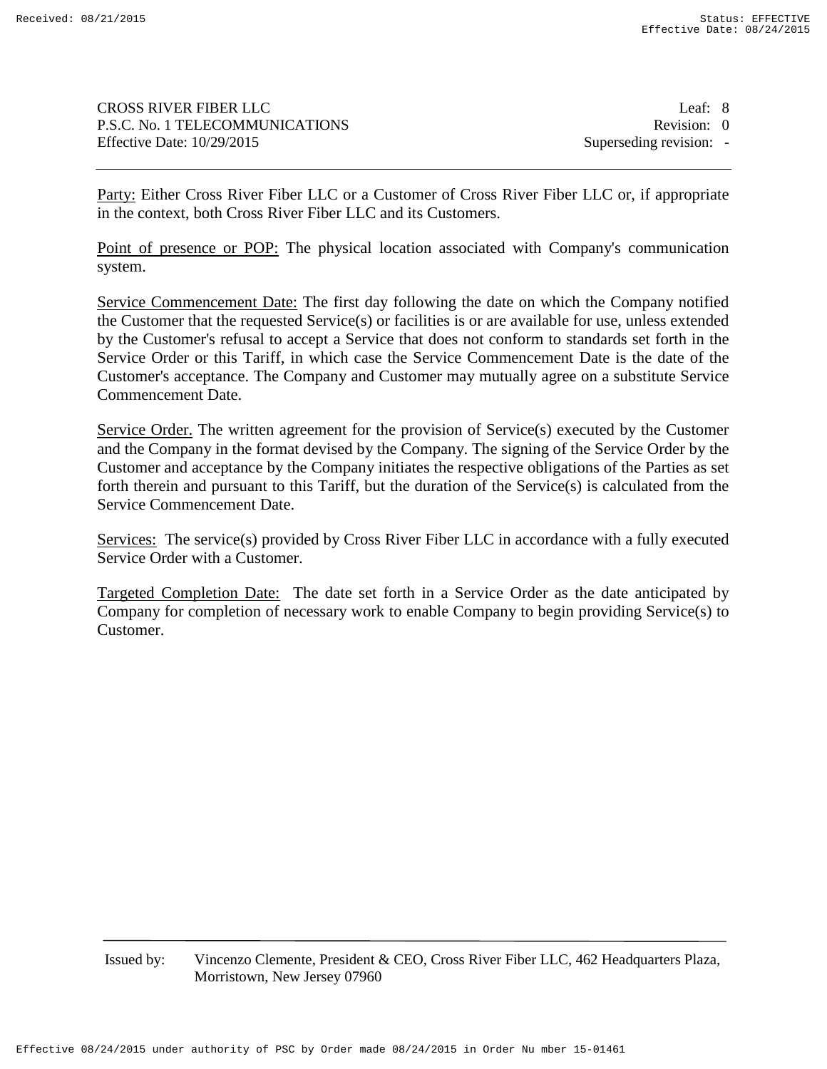<u>Party:</u> Either Cross River Fiber LLC or a Customer of Cross River Fiber LLC or, if appropriate in the context, both Cross River Fiber LLC and its Customers.

<u>Point of presence or POP:</u> The physical location associated with Company's communication system.

<u>Service Commencement Date:</u> The first day following the date on which the Company notified the Customer that the requested Service(s) or facilities is or are available for use, unless extended by the Customer's refusal to accept a Service that does not conform to standards set forth in the Service Order or this Tariff, in which case the Service Commencement Date is the date of the Customer's acceptance. The Company and Customer may mutually agree on a substitute Service Commencement Date.

<u>Service Order.</u> The written agreement for the provision of Service(s) executed by the Customer and the Company in the format devised by the Company. The signing of the Service Order by the Customer and acceptance by the Company initiates the respective obligations of the Parties as set forth therein and pursuant to this Tariff, but the duration of the Service(s) is calculated from the Service Commencement Date.

<u>Services:</u> The service(s) provided by Cross River Fiber LLC in accordance with a fully executed Service Order with a Customer.

<u>Targeted Completion Date:</u> The date set forth in a Service Order as the date anticipated by Company for completion of necessary work to enable Company to begin providing Service(s) to Customer.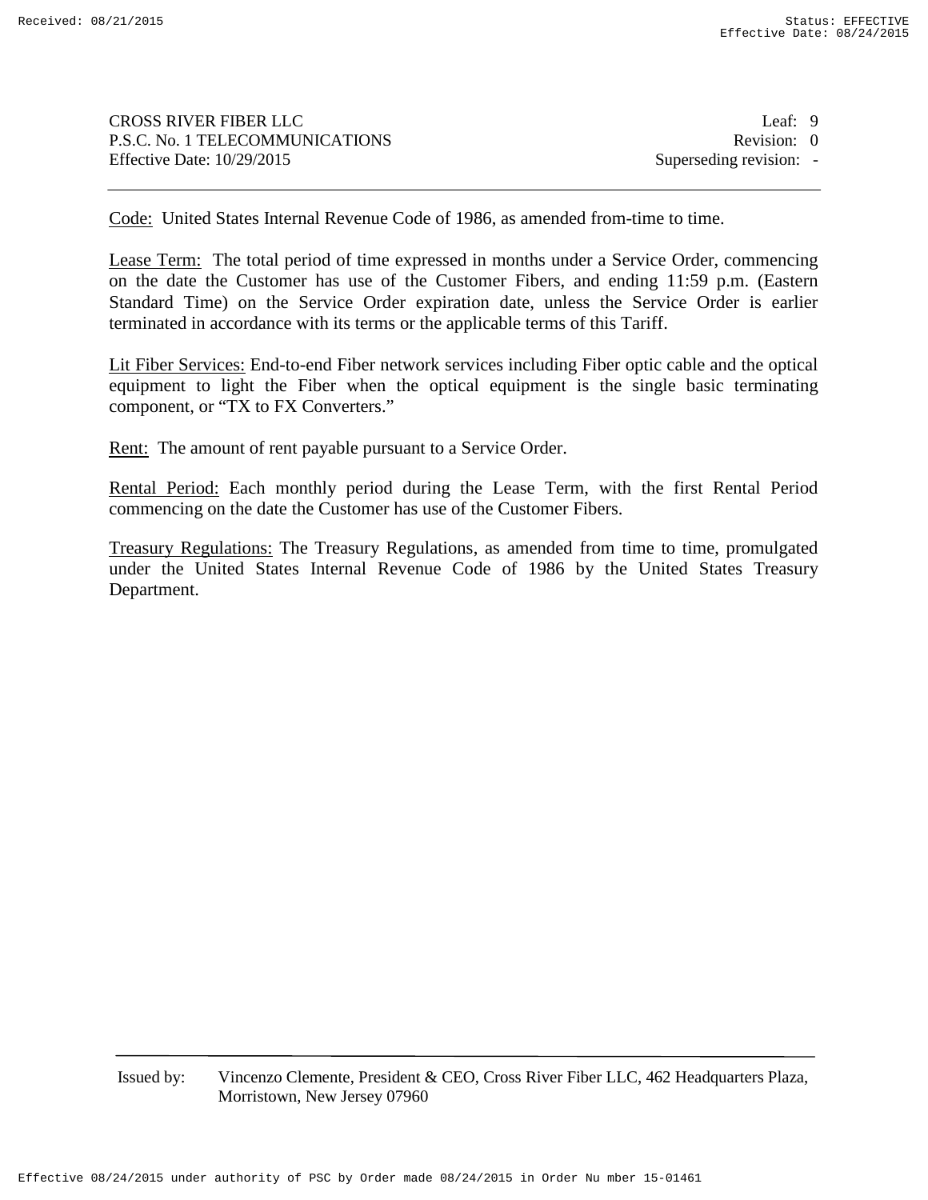Code: United States Internal Revenue Code of 1986, as amended from-time to time.

Lease Term: The total period of time expressed in months under a Service Order, commencing on the date the Customer has use of the Customer Fibers, and ending 11:59 p.m. (Eastern Standard Time) on the Service Order expiration date, unless the Service Order is earlier terminated in accordance with its terms or the applicable terms of this Tariff.

Lit Fiber Services: End-to-end Fiber network services including Fiber optic cable and the optical equipment to light the Fiber when the optical equipment is the single basic terminating component, or “TX to FX Converters.”

Rent: The amount of rent payable pursuant to a Service Order.

Rental Period: Each monthly period during the Lease Term, with the first Rental Period commencing on the date the Customer has use of the Customer Fibers.

Treasury Regulations: The Treasury Regulations, as amended from time to time, promulgated under the United States Internal Revenue Code of 1986 by the United States Treasury Department.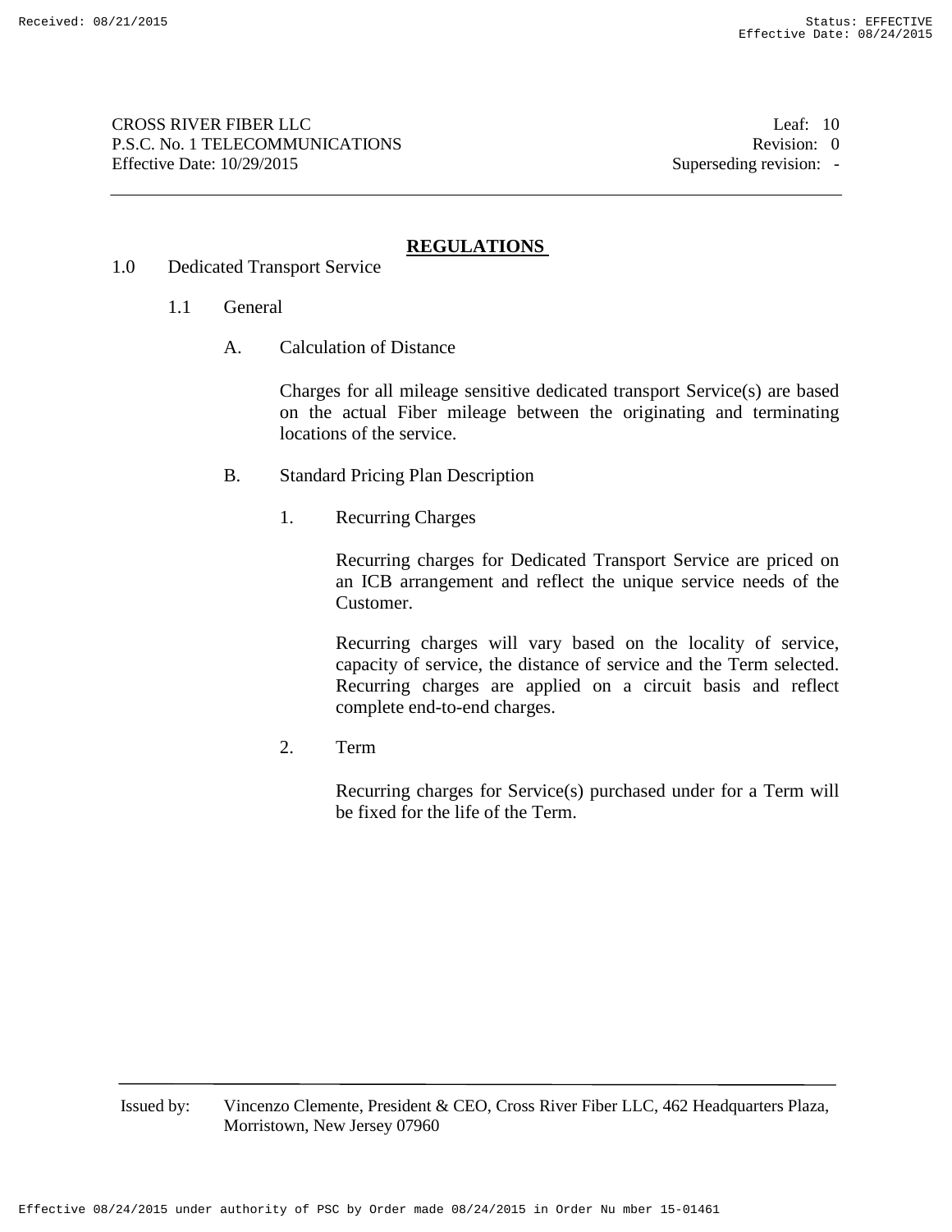## REGULATIONS

1.0 Dedicated Transport Service

1.1 General

A. Calculation of Distance

Charges for all mileage sensitive dedicated transport Service(s) are based on the actual Fiber mileage between the originating and terminating locations of the service.

B. Standard Pricing Plan Description

1. Recurring Charges

Recurring charges for Dedicated Transport Service are priced on an ICB arrangement and reflect the unique service needs of the Customer.

Recurring charges will vary based on the locality of service, capacity of service, the distance of service and the Term selected. Recurring charges are applied on a circuit basis and reflect complete end-to-end charges.

2. Term

Recurring charges for Service(s) purchased under for a Term will be fixed for the life of the Term.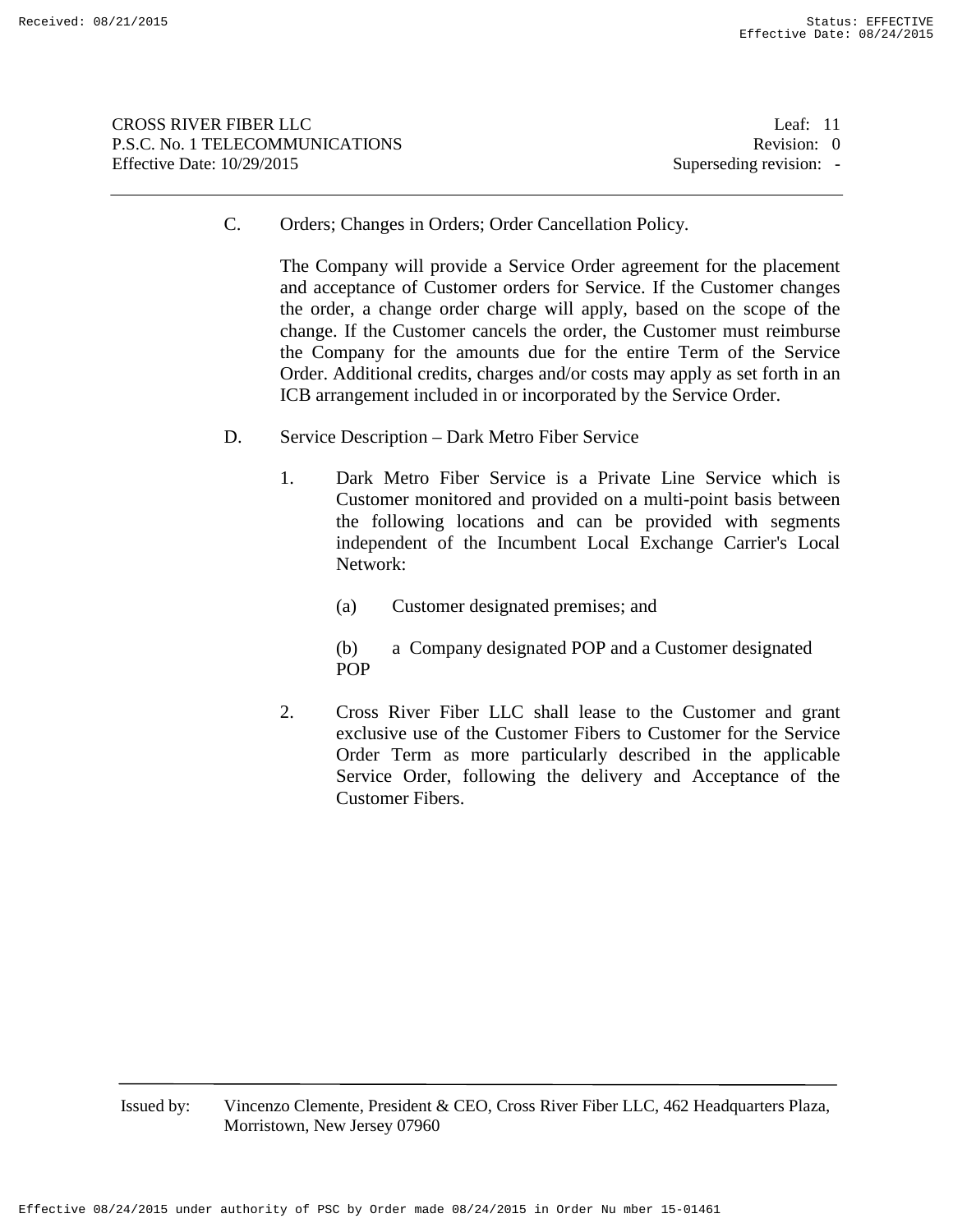C. Orders; Changes in Orders; Order Cancellation Policy.

The Company will provide a Service Order agreement for the placement and acceptance of Customer orders for Service. If the Customer changes the order, a change order charge will apply, based on the scope of the change. If the Customer cancels the order, the Customer must reimburse the Company for the amounts due for the entire Term of the Service Order. Additional credits, charges and/or costs may apply as set forth in an ICB arrangement included in or incorporated by the Service Order.

D. Service Description – Dark Metro Fiber Service

1. Dark Metro Fiber Service is a Private Line Service which is Customer monitored and provided on a multi-point basis between the following locations and can be provided with segments independent of the Incumbent Local Exchange Carrier's Local Network:

   (a) Customer designated premises; and

   (b) a Company designated POP and a Customer designated POP

2. Cross River Fiber LLC shall lease to the Customer and grant exclusive use of the Customer Fibers to Customer for the Service Order Term as more particularly described in the applicable Service Order, following the delivery and Acceptance of the Customer Fibers.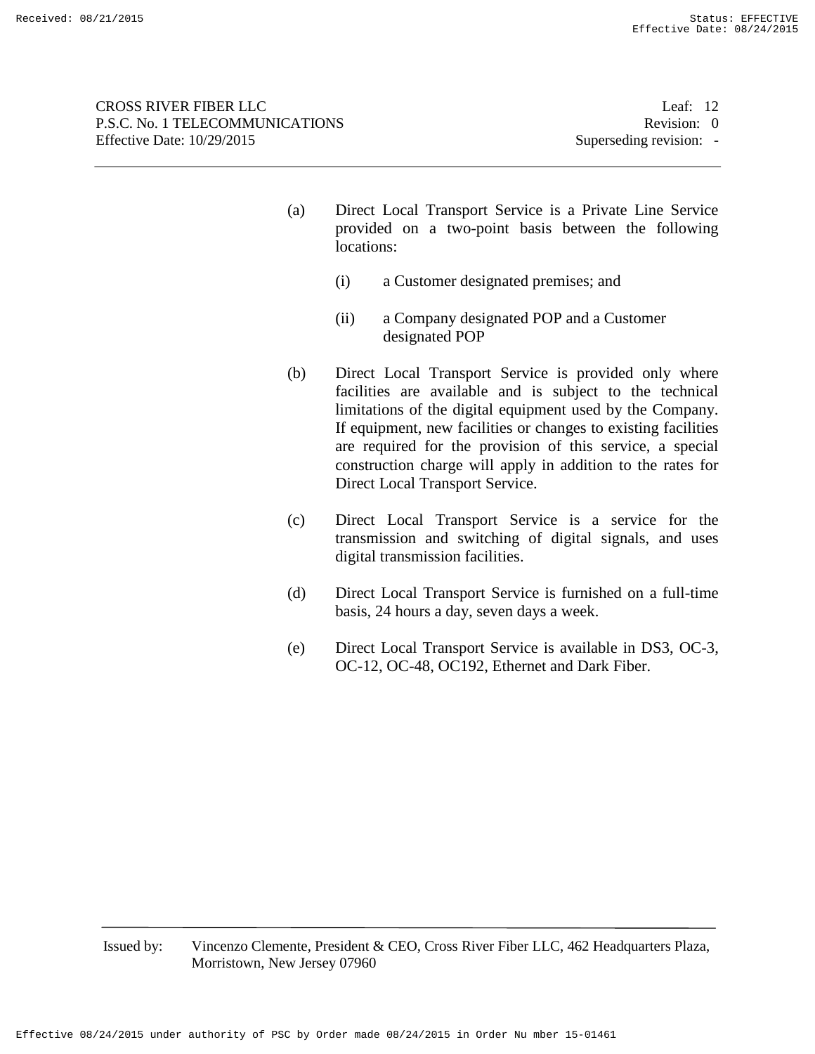(a) Direct Local Transport Service is a Private Line Service provided on a two-point basis between the following locations:

  (i) a Customer designated premises; and

  (ii) a Company designated POP and a Customer designated POP

(b) Direct Local Transport Service is provided only where facilities are available and is subject to the technical limitations of the digital equipment used by the Company. If equipment, new facilities or changes to existing facilities are required for the provision of this service, a special construction charge will apply in addition to the rates for Direct Local Transport Service.

(c) Direct Local Transport Service is a service for the transmission and switching of digital signals, and uses digital transmission facilities.

(d) Direct Local Transport Service is furnished on a full-time basis, 24 hours a day, seven days a week.

(e) Direct Local Transport Service is available in DS3, OC-3, OC-12, OC-48, OC192, Ethernet and Dark Fiber.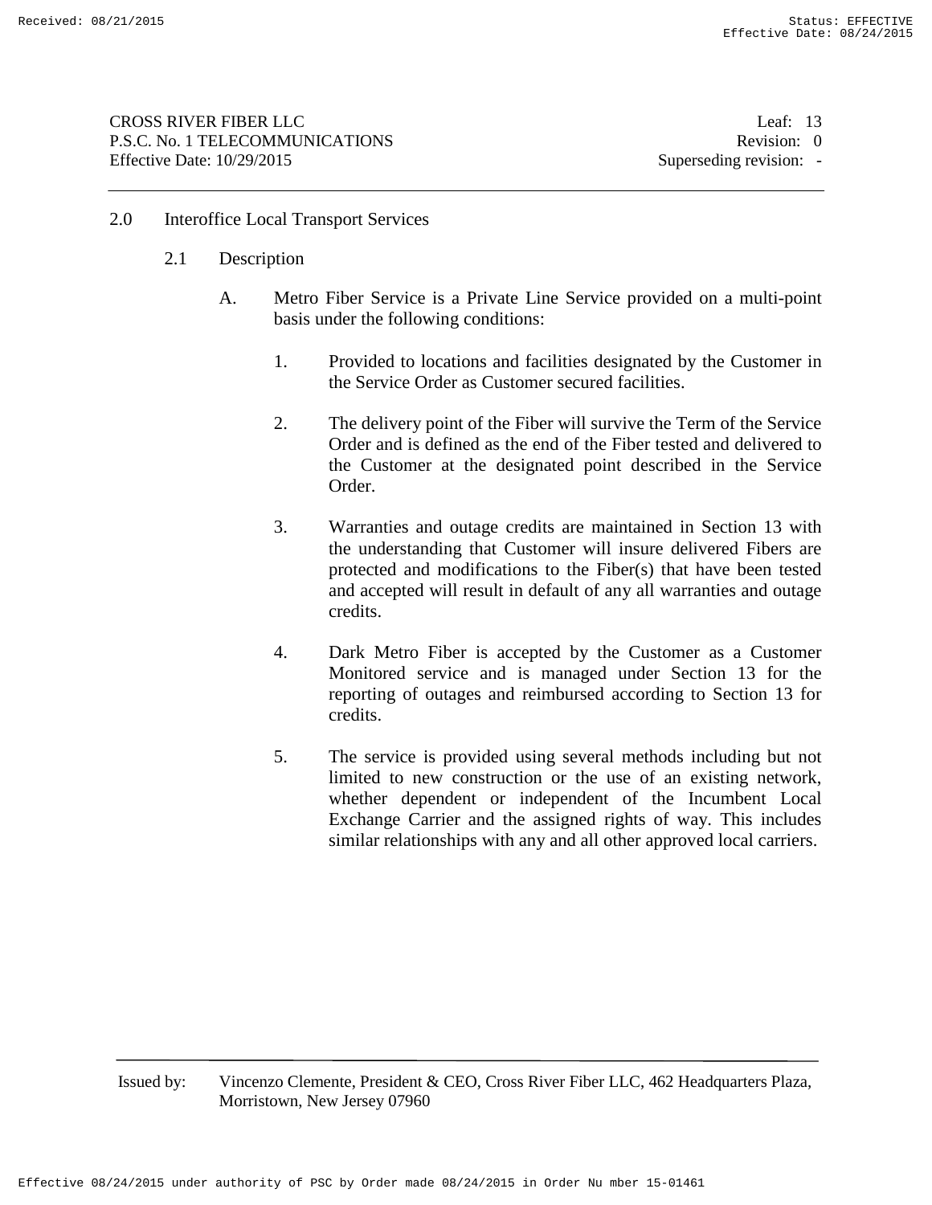## 2.0 Interoffice Local Transport Services

### 2.1 Description

A. Metro Fiber Service is a Private Line Service provided on a multi-point basis under the following conditions:

1. Provided to locations and facilities designated by the Customer in the Service Order as Customer secured facilities.

2. The delivery point of the Fiber will survive the Term of the Service Order and is defined as the end of the Fiber tested and delivered to the Customer at the designated point described in the Service Order.

3. Warranties and outage credits are maintained in Section 13 with the understanding that Customer will insure delivered Fibers are protected and modifications to the Fiber(s) that have been tested and accepted will result in default of any all warranties and outage credits.

4. Dark Metro Fiber is accepted by the Customer as a Customer Monitored service and is managed under Section 13 for the reporting of outages and reimbursed according to Section 13 for credits.

5. The service is provided using several methods including but not limited to new construction or the use of an existing network, whether dependent or independent of the Incumbent Local Exchange Carrier and the assigned rights of way. This includes similar relationships with any and all other approved local carriers.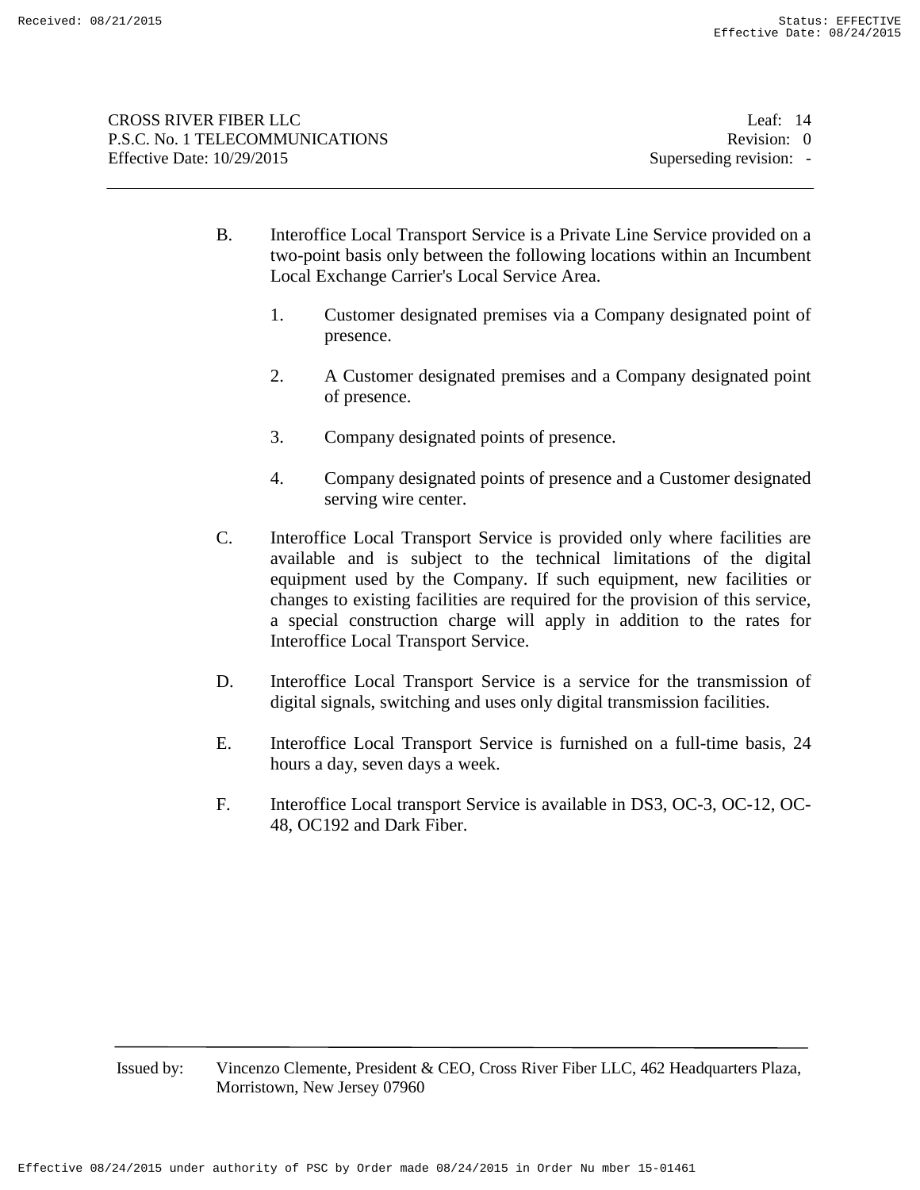B. Interoffice Local Transport Service is a Private Line Service provided on a two-point basis only between the following locations within an Incumbent Local Exchange Carrier's Local Service Area.

   1. Customer designated premises via a Company designated point of presence.

   2. A Customer designated premises and a Company designated point of presence.

   3. Company designated points of presence.

   4. Company designated points of presence and a Customer designated serving wire center.

C. Interoffice Local Transport Service is provided only where facilities are available and is subject to the technical limitations of the digital equipment used by the Company. If such equipment, new facilities or changes to existing facilities are required for the provision of this service, a special construction charge will apply in addition to the rates for Interoffice Local Transport Service.

D. Interoffice Local Transport Service is a service for the transmission of digital signals, switching and uses only digital transmission facilities.

E. Interoffice Local Transport Service is furnished on a full-time basis, 24 hours a day, seven days a week.

F. Interoffice Local transport Service is available in DS3, OC-3, OC-12, OC-48, OC192 and Dark Fiber.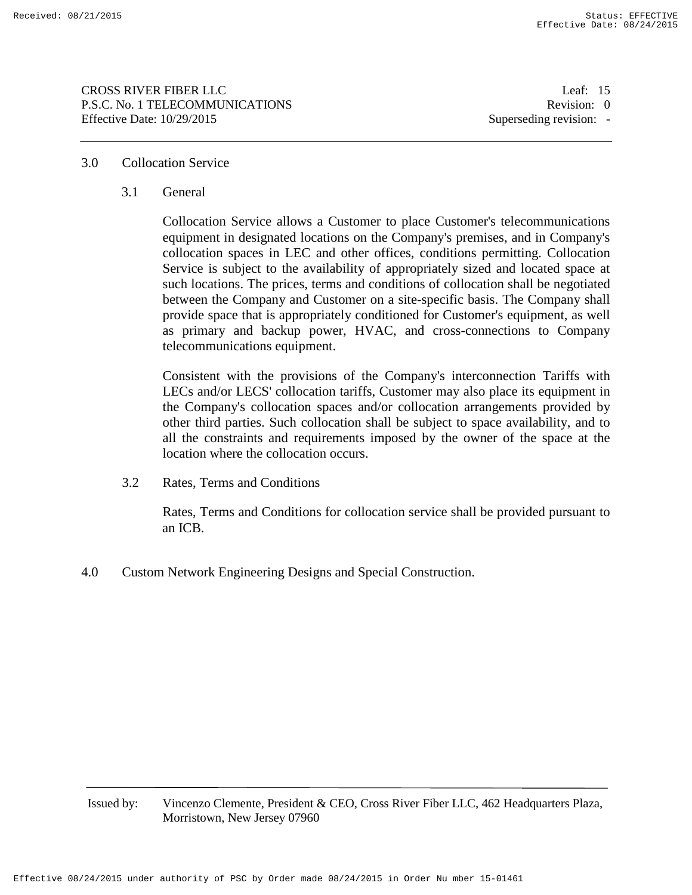## 3.0 Collocation Service

### 3.1 General

Collocation Service allows a Customer to place Customer's telecommunications equipment in designated locations on the Company's premises, and in Company's collocation spaces in LEC and other offices, conditions permitting. Collocation Service is subject to the availability of appropriately sized and located space at such locations. The prices, terms and conditions of collocation shall be negotiated between the Company and Customer on a site-specific basis. The Company shall provide space that is appropriately conditioned for Customer's equipment, as well as primary and backup power, HVAC, and cross-connections to Company telecommunications equipment.

Consistent with the provisions of the Company's interconnection Tariffs with LECs and/or LECS' collocation tariffs, Customer may also place its equipment in the Company's collocation spaces and/or collocation arrangements provided by other third parties. Such collocation shall be subject to space availability, and to all the constraints and requirements imposed by the owner of the space at the location where the collocation occurs.

### 3.2 Rates, Terms and Conditions

Rates, Terms and Conditions for collocation service shall be provided pursuant to an ICB.

## 4.0 Custom Network Engineering Designs and Special Construction.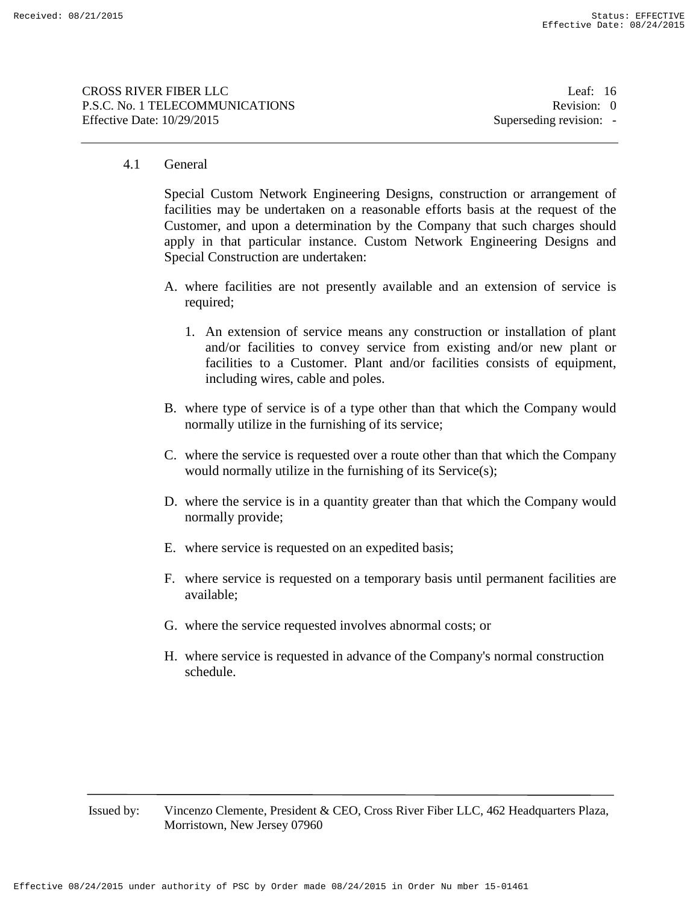### 4.1 General

Special Custom Network Engineering Designs, construction or arrangement of facilities may be undertaken on a reasonable efforts basis at the request of the Customer, and upon a determination by the Company that such charges should apply in that particular instance. Custom Network Engineering Designs and Special Construction are undertaken:

A. where facilities are not presently available and an extension of service is required;

   1. An extension of service means any construction or installation of plant and/or facilities to convey service from existing and/or new plant or facilities to a Customer. Plant and/or facilities consists of equipment, including wires, cable and poles.

B. where type of service is of a type other than that which the Company would normally utilize in the furnishing of its service;

C. where the service is requested over a route other than that which the Company would normally utilize in the furnishing of its Service(s);

D. where the service is in a quantity greater than that which the Company would normally provide;

E. where service is requested on an expedited basis;

F. where service is requested on a temporary basis until permanent facilities are available;

G. where the service requested involves abnormal costs; or

H. where service is requested in advance of the Company's normal construction schedule.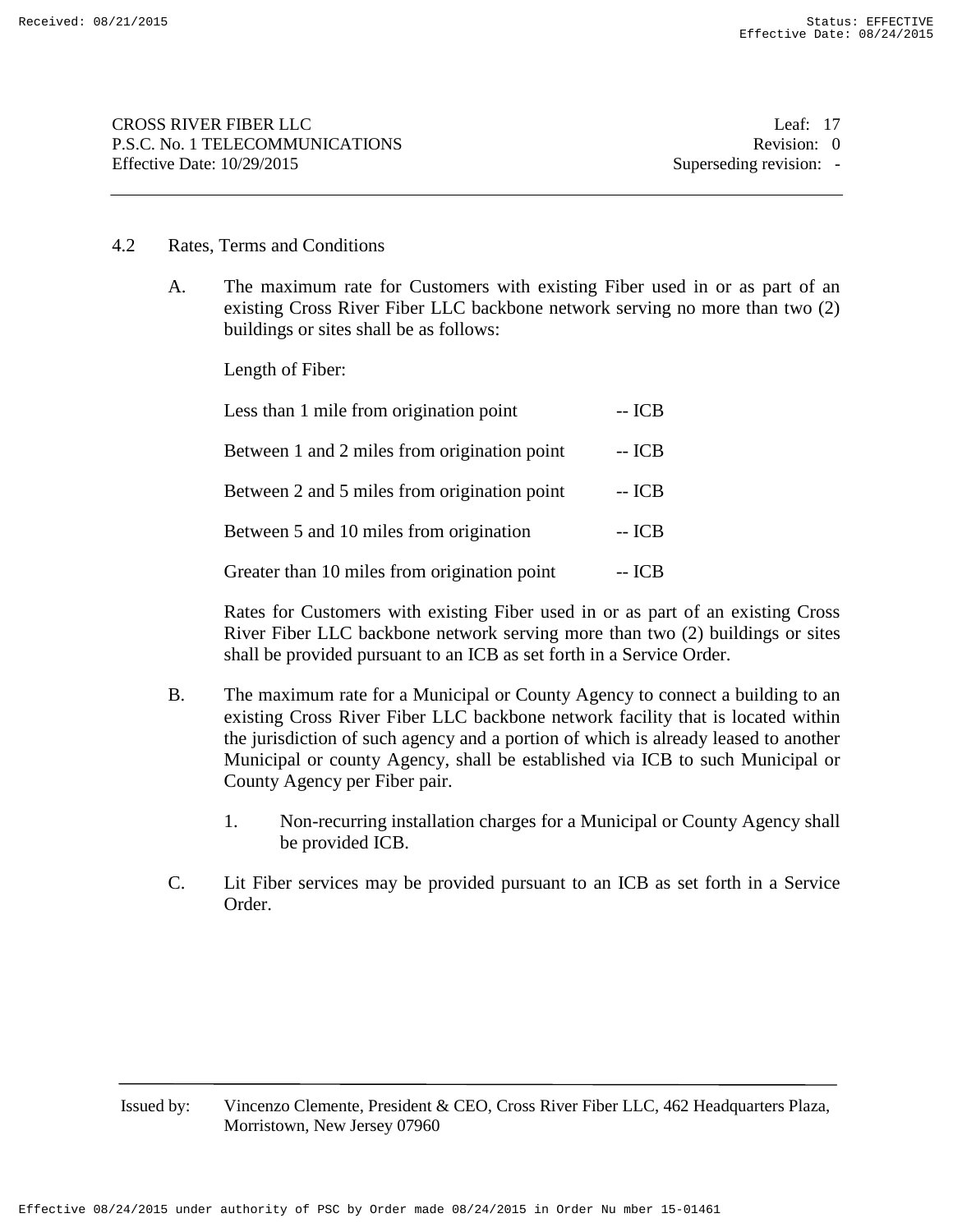## 4.2 Rates, Terms and Conditions

A. The maximum rate for Customers with existing Fiber used in or as part of an existing Cross River Fiber LLC backbone network serving no more than two (2) buildings or sites shall be as follows:

Length of Fiber:

| | |
|---|---|
| Less than 1 mile from origination point | -- ICB |
| Between 1 and 2 miles from origination point | -- ICB |
| Between 2 and 5 miles from origination point | -- ICB |
| Between 5 and 10 miles from origination | -- ICB |
| Greater than 10 miles from origination point | -- ICB |

Rates for Customers with existing Fiber used in or as part of an existing Cross River Fiber LLC backbone network serving more than two (2) buildings or sites shall be provided pursuant to an ICB as set forth in a Service Order.

B. The maximum rate for a Municipal or County Agency to connect a building to an existing Cross River Fiber LLC backbone network facility that is located within the jurisdiction of such agency and a portion of which is already leased to another Municipal or county Agency, shall be established via ICB to such Municipal or County Agency per Fiber pair.

1. Non-recurring installation charges for a Municipal or County Agency shall be provided ICB.

C. Lit Fiber services may be provided pursuant to an ICB as set forth in a Service Order.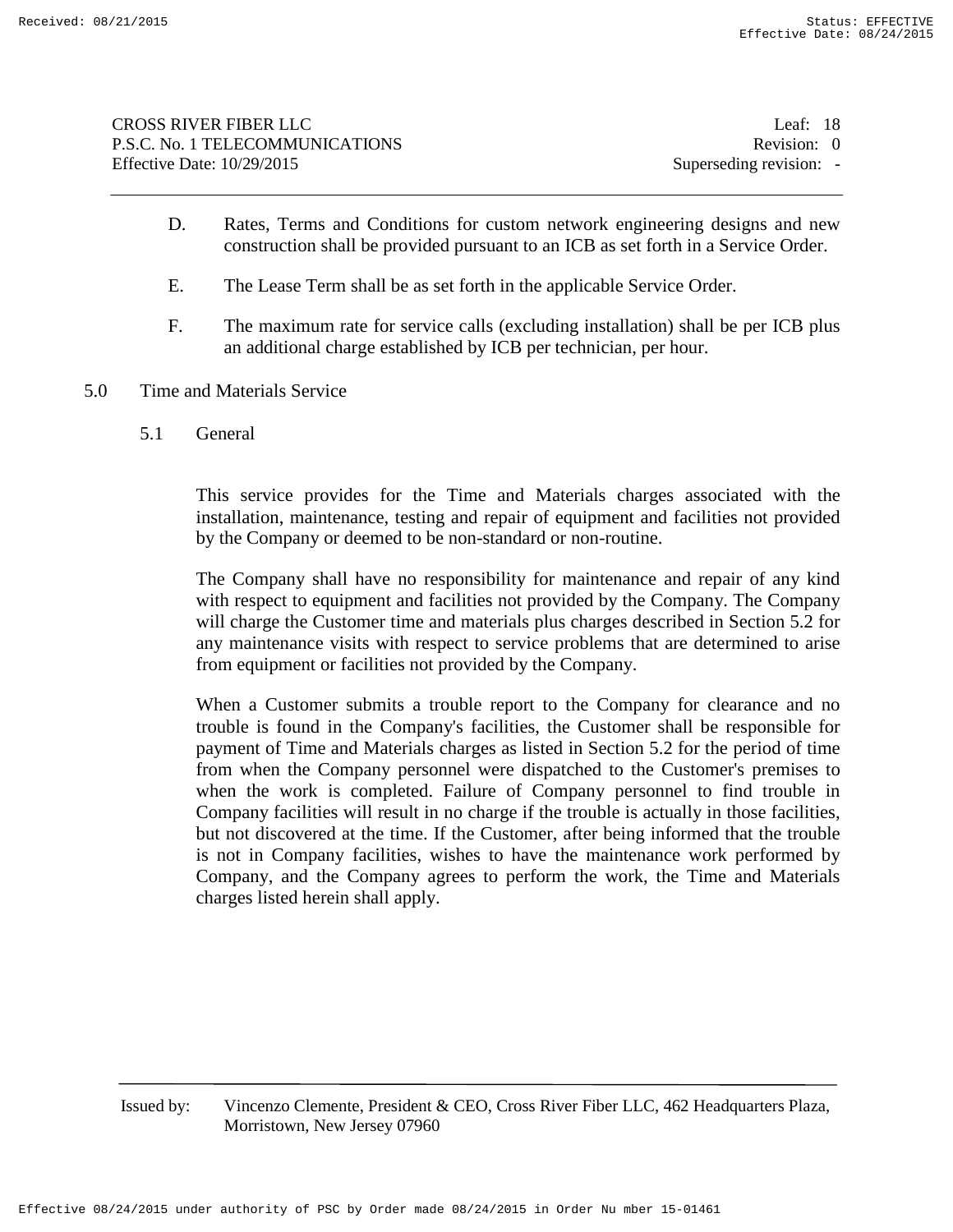D. Rates, Terms and Conditions for custom network engineering designs and new construction shall be provided pursuant to an ICB as set forth in a Service Order.

E. The Lease Term shall be as set forth in the applicable Service Order.

F. The maximum rate for service calls (excluding installation) shall be per ICB plus an additional charge established by ICB per technician, per hour.

## 5.0 Time and Materials Service

### 5.1 General

This service provides for the Time and Materials charges associated with the installation, maintenance, testing and repair of equipment and facilities not provided by the Company or deemed to be non-standard or non-routine.

The Company shall have no responsibility for maintenance and repair of any kind with respect to equipment and facilities not provided by the Company. The Company will charge the Customer time and materials plus charges described in Section 5.2 for any maintenance visits with respect to service problems that are determined to arise from equipment or facilities not provided by the Company.

When a Customer submits a trouble report to the Company for clearance and no trouble is found in the Company's facilities, the Customer shall be responsible for payment of Time and Materials charges as listed in Section 5.2 for the period of time from when the Company personnel were dispatched to the Customer's premises to when the work is completed. Failure of Company personnel to find trouble in Company facilities will result in no charge if the trouble is actually in those facilities, but not discovered at the time. If the Customer, after being informed that the trouble is not in Company facilities, wishes to have the maintenance work performed by Company, and the Company agrees to perform the work, the Time and Materials charges listed herein shall apply.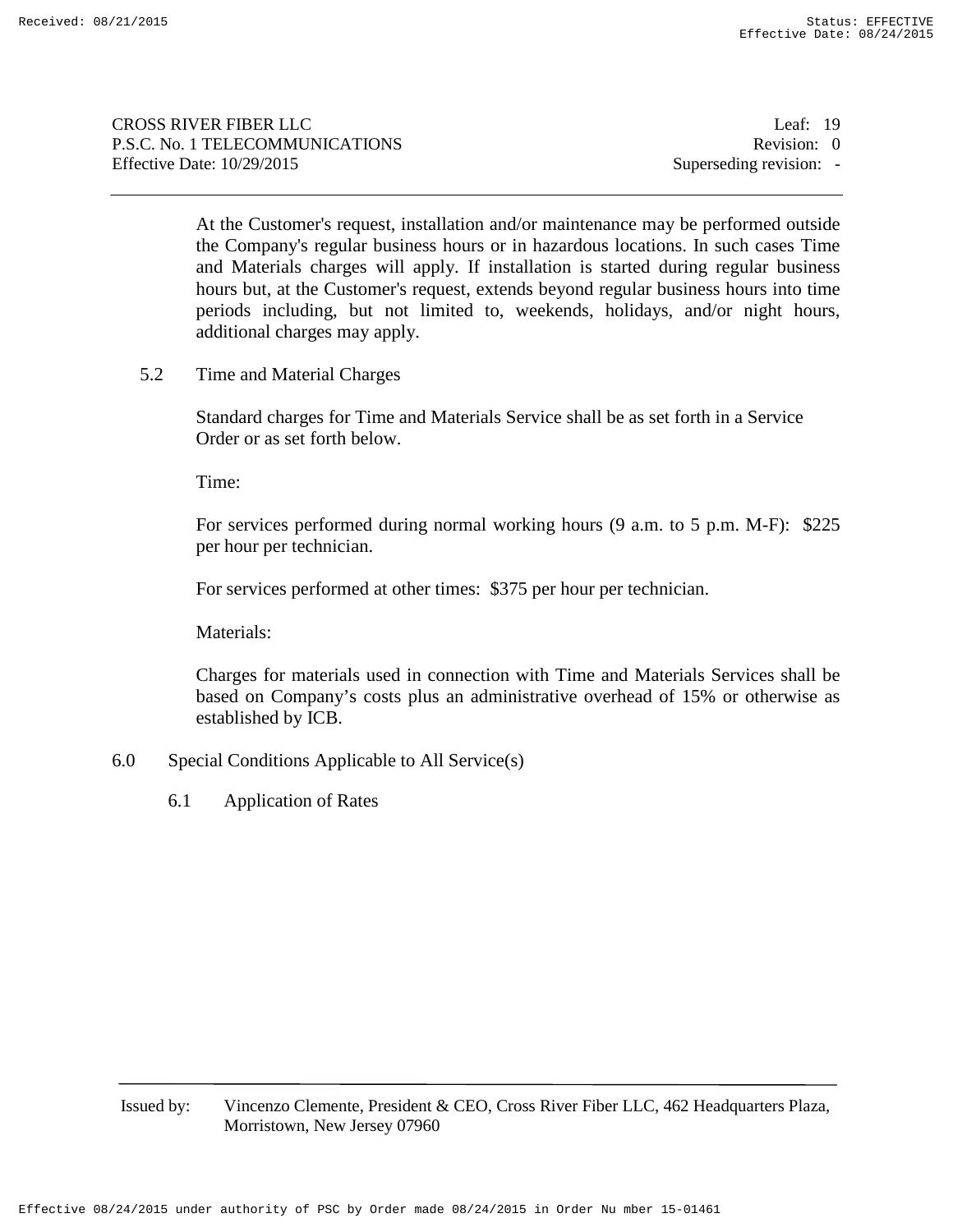At the Customer's request, installation and/or maintenance may be performed outside the Company's regular business hours or in hazardous locations. In such cases Time and Materials charges will apply. If installation is started during regular business hours but, at the Customer's request, extends beyond regular business hours into time periods including, but not limited to, weekends, holidays, and/or night hours, additional charges may apply.

5.2 Time and Material Charges

Standard charges for Time and Materials Service shall be as set forth in a Service Order or as set forth below.

Time:

For services performed during normal working hours (9 a.m. to 5 p.m. M-F): $225 per hour per technician.

For services performed at other times: $375 per hour per technician.

Materials:

Charges for materials used in connection with Time and Materials Services shall be based on Company's costs plus an administrative overhead of 15% or otherwise as established by ICB.

## 6.0 Special Conditions Applicable to All Service(s)

### 6.1 Application of Rates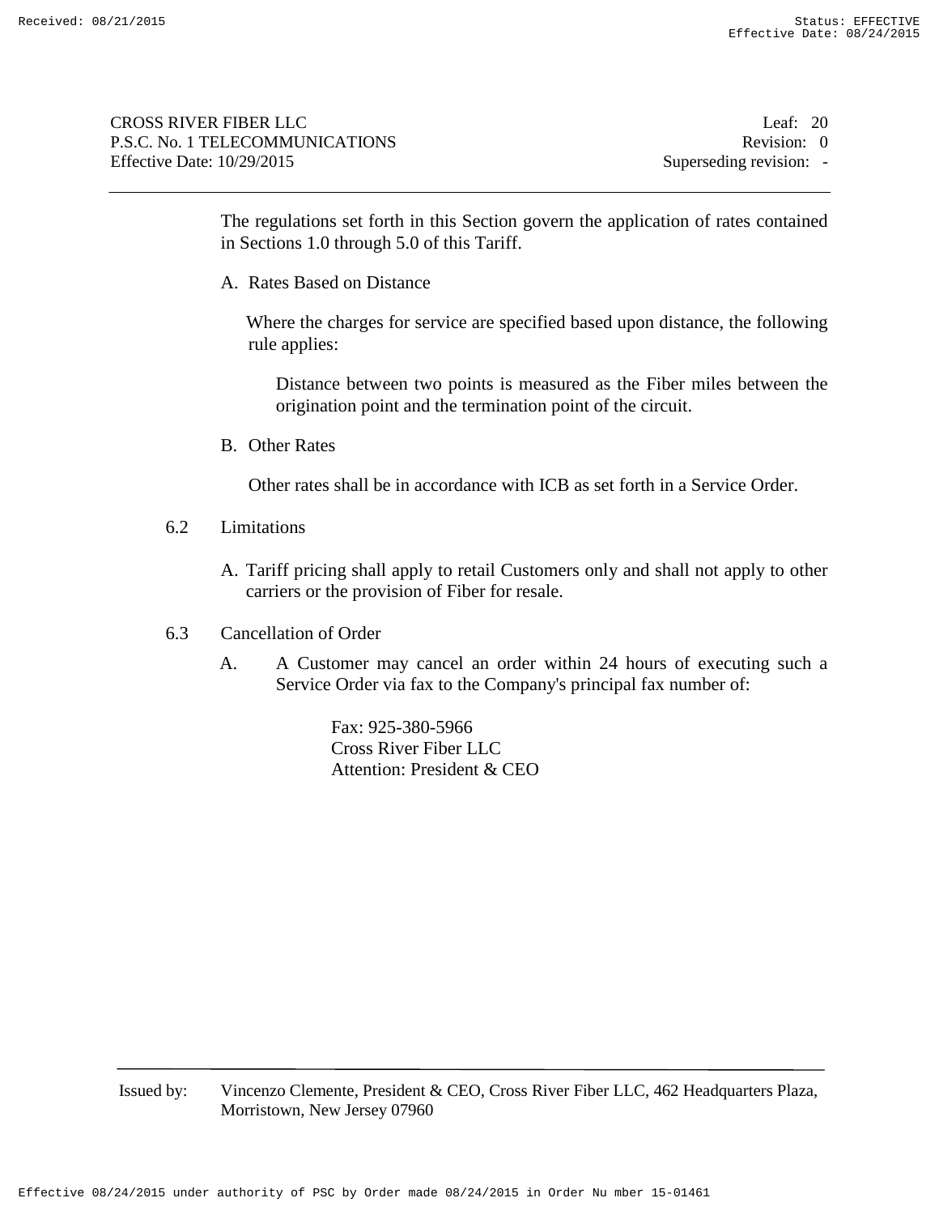The regulations set forth in this Section govern the application of rates contained in Sections 1.0 through 5.0 of this Tariff.

A. Rates Based on Distance

Where the charges for service are specified based upon distance, the following rule applies:

Distance between two points is measured as the Fiber miles between the origination point and the termination point of the circuit.

B. Other Rates

Other rates shall be in accordance with ICB as set forth in a Service Order.

6.2 Limitations

A. Tariff pricing shall apply to retail Customers only and shall not apply to other carriers or the provision of Fiber for resale.

6.3 Cancellation of Order

A. A Customer may cancel an order within 24 hours of executing such a Service Order via fax to the Company's principal fax number of:

Fax: 925-380-5966
Cross River Fiber LLC
Attention: President & CEO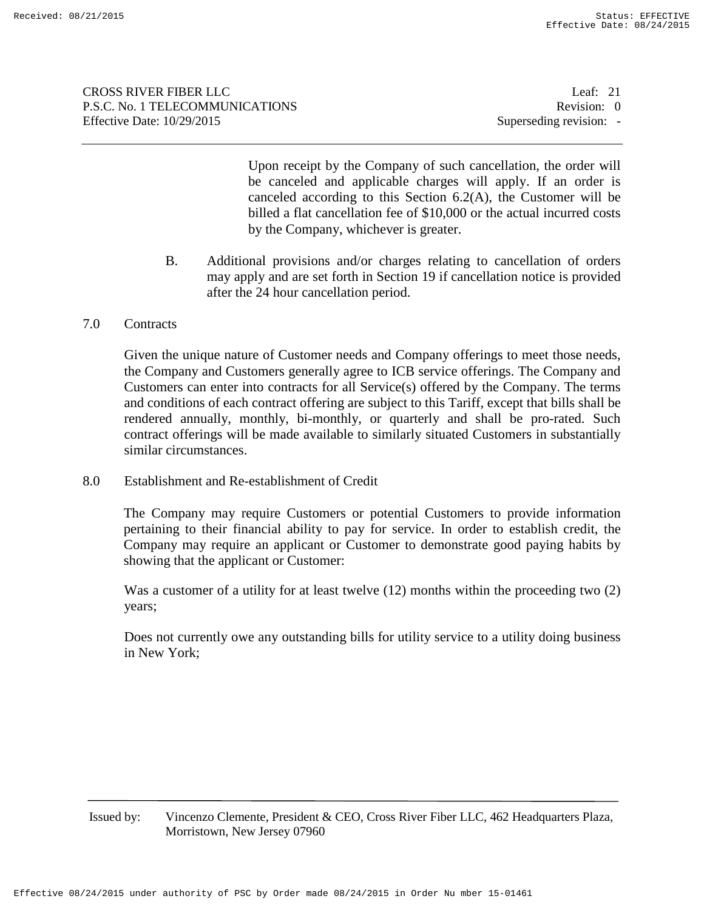Upon receipt by the Company of such cancellation, the order will be canceled and applicable charges will apply. If an order is canceled according to this Section 6.2(A), the Customer will be billed a flat cancellation fee of $10,000 or the actual incurred costs by the Company, whichever is greater.

B. Additional provisions and/or charges relating to cancellation of orders may apply and are set forth in Section 19 if cancellation notice is provided after the 24 hour cancellation period.

## 7.0 Contracts

Given the unique nature of Customer needs and Company offerings to meet those needs, the Company and Customers generally agree to ICB service offerings. The Company and Customers can enter into contracts for all Service(s) offered by the Company. The terms and conditions of each contract offering are subject to this Tariff, except that bills shall be rendered annually, monthly, bi-monthly, or quarterly and shall be pro-rated. Such contract offerings will be made available to similarly situated Customers in substantially similar circumstances.

## 8.0 Establishment and Re-establishment of Credit

The Company may require Customers or potential Customers to provide information pertaining to their financial ability to pay for service. In order to establish credit, the Company may require an applicant or Customer to demonstrate good paying habits by showing that the applicant or Customer:

Was a customer of a utility for at least twelve (12) months within the proceeding two (2) years;

Does not currently owe any outstanding bills for utility service to a utility doing business in New York;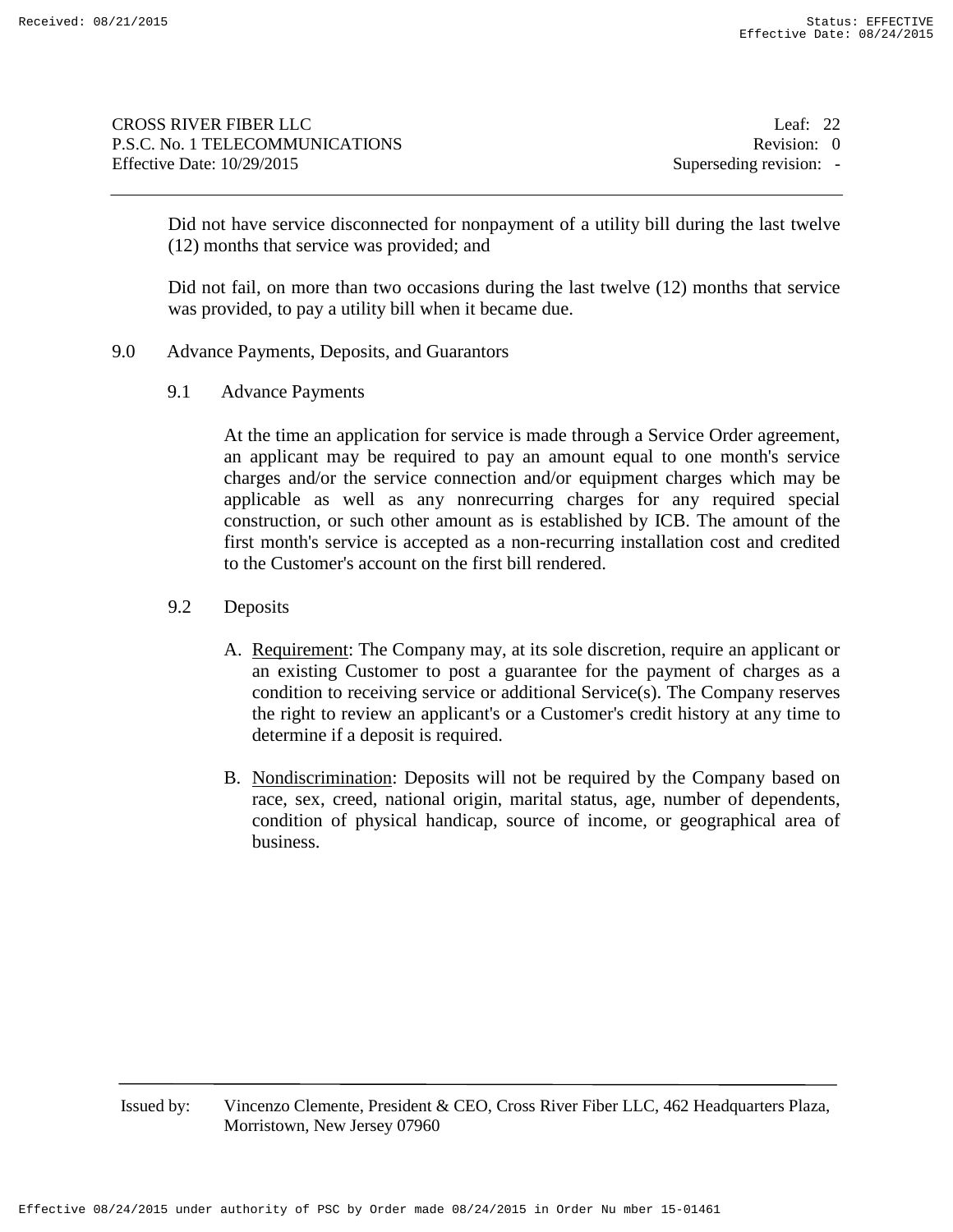Did not have service disconnected for nonpayment of a utility bill during the last twelve (12) months that service was provided; and

Did not fail, on more than two occasions during the last twelve (12) months that service was provided, to pay a utility bill when it became due.

## 9.0 Advance Payments, Deposits, and Guarantors

### 9.1 Advance Payments

At the time an application for service is made through a Service Order agreement, an applicant may be required to pay an amount equal to one month's service charges and/or the service connection and/or equipment charges which may be applicable as well as any nonrecurring charges for any required special construction, or such other amount as is established by ICB. The amount of the first month's service is accepted as a non-recurring installation cost and credited to the Customer's account on the first bill rendered.

### 9.2 Deposits

A. Requirement: The Company may, at its sole discretion, require an applicant or an existing Customer to post a guarantee for the payment of charges as a condition to receiving service or additional Service(s). The Company reserves the right to review an applicant's or a Customer's credit history at any time to determine if a deposit is required.

B. Nondiscrimination: Deposits will not be required by the Company based on race, sex, creed, national origin, marital status, age, number of dependents, condition of physical handicap, source of income, or geographical area of business.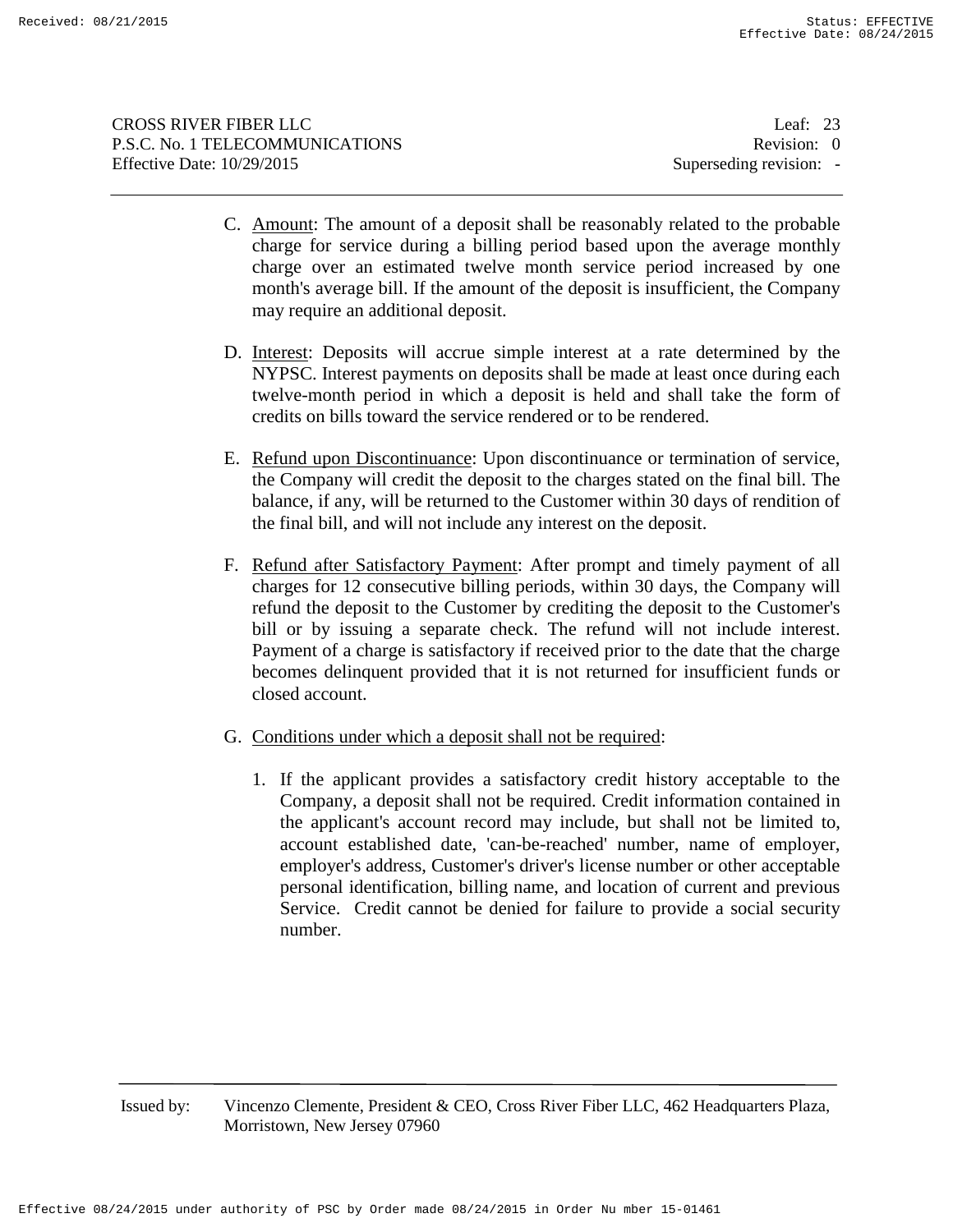C. Amount: The amount of a deposit shall be reasonably related to the probable charge for service during a billing period based upon the average monthly charge over an estimated twelve month service period increased by one month's average bill. If the amount of the deposit is insufficient, the Company may require an additional deposit.

D. Interest: Deposits will accrue simple interest at a rate determined by the NYPSC. Interest payments on deposits shall be made at least once during each twelve-month period in which a deposit is held and shall take the form of credits on bills toward the service rendered or to be rendered.

E. Refund upon Discontinuance: Upon discontinuance or termination of service, the Company will credit the deposit to the charges stated on the final bill. The balance, if any, will be returned to the Customer within 30 days of rendition of the final bill, and will not include any interest on the deposit.

F. Refund after Satisfactory Payment: After prompt and timely payment of all charges for 12 consecutive billing periods, within 30 days, the Company will refund the deposit to the Customer by crediting the deposit to the Customer's bill or by issuing a separate check. The refund will not include interest. Payment of a charge is satisfactory if received prior to the date that the charge becomes delinquent provided that it is not returned for insufficient funds or closed account.

G. Conditions under which a deposit shall not be required:

1. If the applicant provides a satisfactory credit history acceptable to the Company, a deposit shall not be required. Credit information contained in the applicant's account record may include, but shall not be limited to, account established date, 'can-be-reached' number, name of employer, employer's address, Customer's driver's license number or other acceptable personal identification, billing name, and location of current and previous Service. Credit cannot be denied for failure to provide a social security number.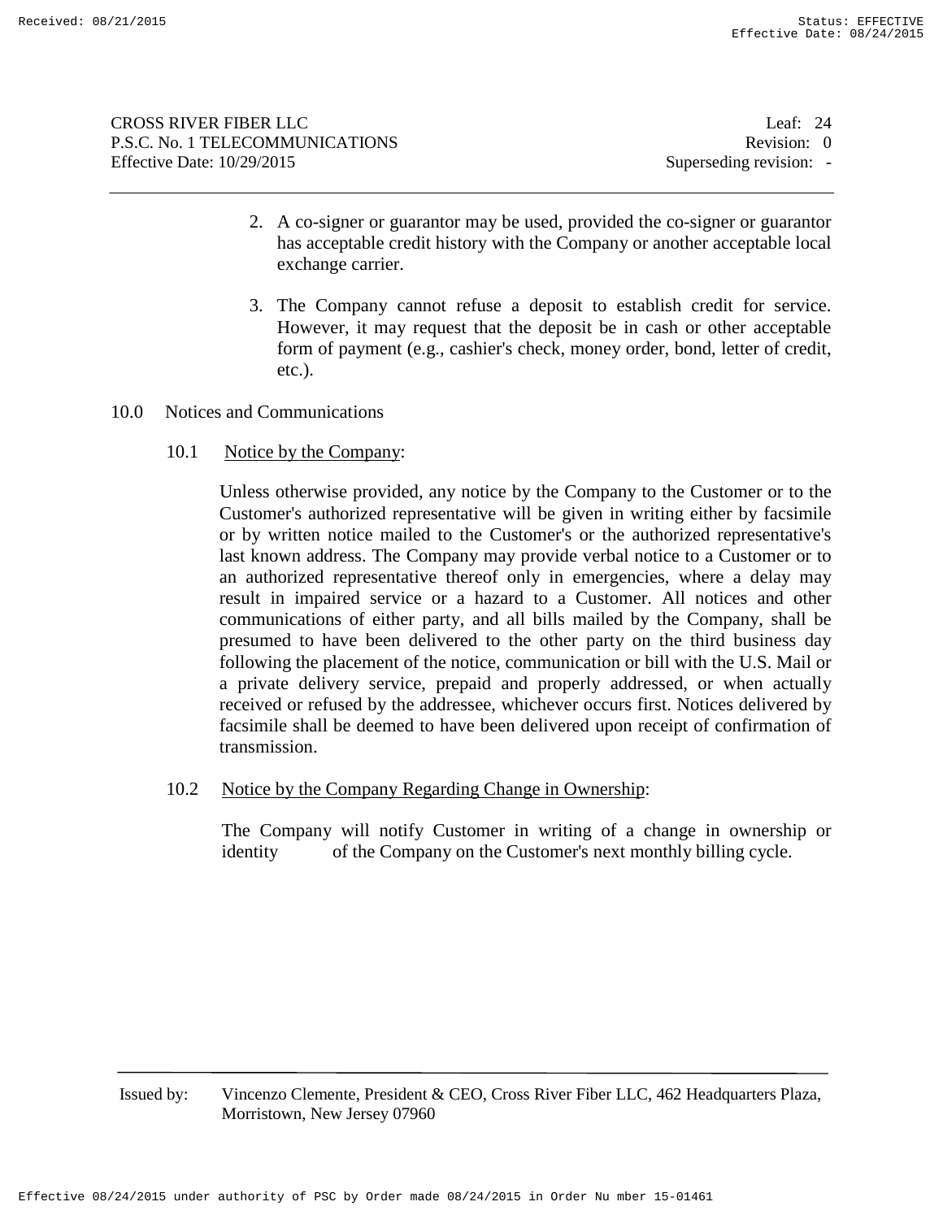2. A co-signer or guarantor may be used, provided the co-signer or guarantor has acceptable credit history with the Company or another acceptable local exchange carrier.

3. The Company cannot refuse a deposit to establish credit for service. However, it may request that the deposit be in cash or other acceptable form of payment (e.g., cashier's check, money order, bond, letter of credit, etc.).

## 10.0 Notices and Communications

### 10.1 Notice by the Company:

Unless otherwise provided, any notice by the Company to the Customer or to the Customer's authorized representative will be given in writing either by facsimile or by written notice mailed to the Customer's or the authorized representative's last known address. The Company may provide verbal notice to a Customer or to an authorized representative thereof only in emergencies, where a delay may result in impaired service or a hazard to a Customer. All notices and other communications of either party, and all bills mailed by the Company, shall be presumed to have been delivered to the other party on the third business day following the placement of the notice, communication or bill with the U.S. Mail or a private delivery service, prepaid and properly addressed, or when actually received or refused by the addressee, whichever occurs first. Notices delivered by facsimile shall be deemed to have been delivered upon receipt of confirmation of transmission.

### 10.2 Notice by the Company Regarding Change in Ownership:

The Company will notify Customer in writing of a change in ownership or identity of the Company on the Customer's next monthly billing cycle.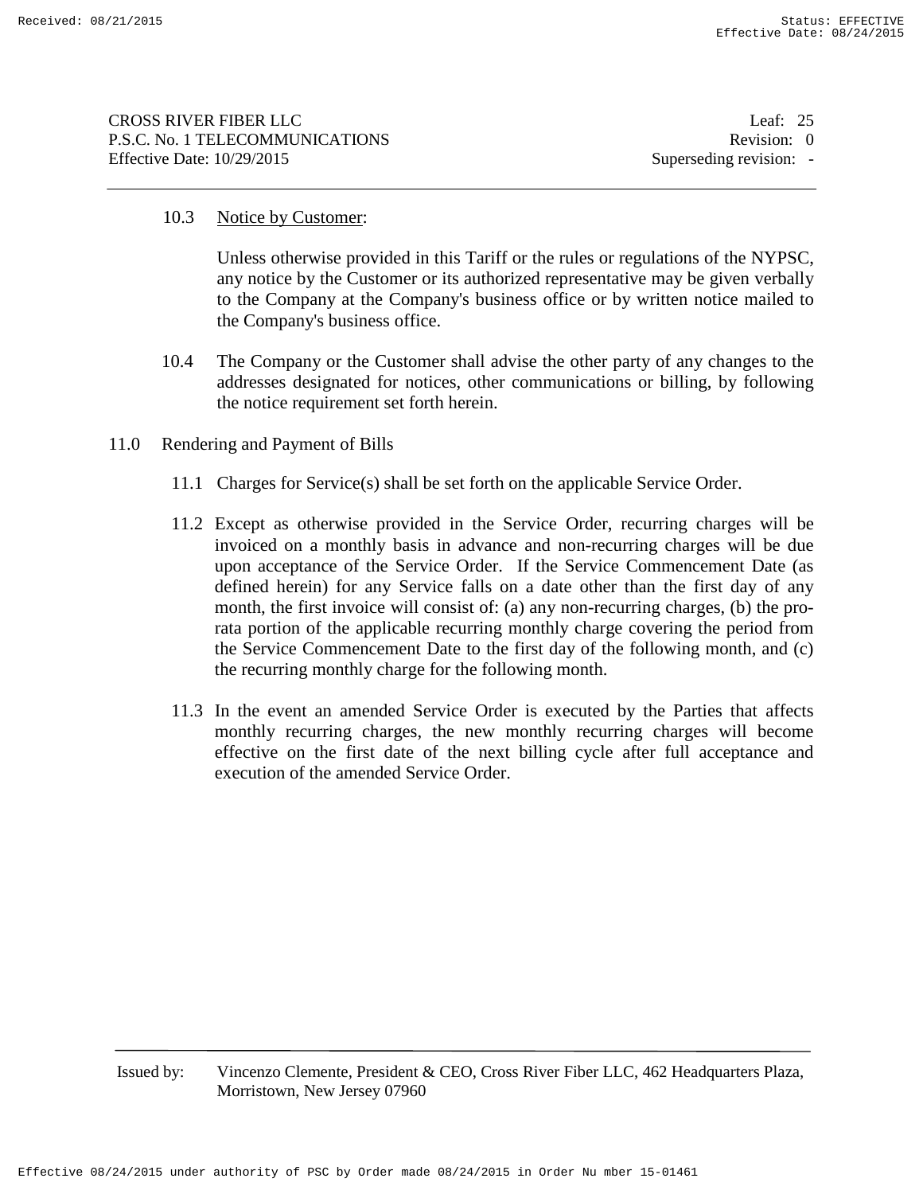10.3 Notice by Customer:

Unless otherwise provided in this Tariff or the rules or regulations of the NYPSC, any notice by the Customer or its authorized representative may be given verbally to the Company at the Company's business office or by written notice mailed to the Company's business office.

10.4 The Company or the Customer shall advise the other party of any changes to the addresses designated for notices, other communications or billing, by following the notice requirement set forth herein.

## 11.0 Rendering and Payment of Bills

11.1 Charges for Service(s) shall be set forth on the applicable Service Order.

11.2 Except as otherwise provided in the Service Order, recurring charges will be invoiced on a monthly basis in advance and non-recurring charges will be due upon acceptance of the Service Order. If the Service Commencement Date (as defined herein) for any Service falls on a date other than the first day of any month, the first invoice will consist of: (a) any non-recurring charges, (b) the pro-rata portion of the applicable recurring monthly charge covering the period from the Service Commencement Date to the first day of the following month, and (c) the recurring monthly charge for the following month.

11.3 In the event an amended Service Order is executed by the Parties that affects monthly recurring charges, the new monthly recurring charges will become effective on the first date of the next billing cycle after full acceptance and execution of the amended Service Order.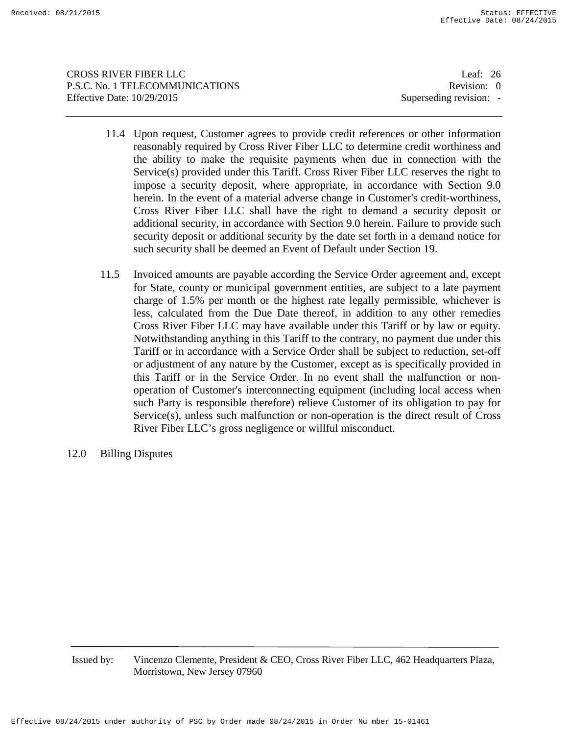11.4 Upon request, Customer agrees to provide credit references or other information reasonably required by Cross River Fiber LLC to determine credit worthiness and the ability to make the requisite payments when due in connection with the Service(s) provided under this Tariff. Cross River Fiber LLC reserves the right to impose a security deposit, where appropriate, in accordance with Section 9.0 herein. In the event of a material adverse change in Customer's credit-worthiness, Cross River Fiber LLC shall have the right to demand a security deposit or additional security, in accordance with Section 9.0 herein. Failure to provide such security deposit or additional security by the date set forth in a demand notice for such security shall be deemed an Event of Default under Section 19.

11.5 Invoiced amounts are payable according the Service Order agreement and, except for State, county or municipal government entities, are subject to a late payment charge of 1.5% per month or the highest rate legally permissible, whichever is less, calculated from the Due Date thereof, in addition to any other remedies Cross River Fiber LLC may have available under this Tariff or by law or equity. Notwithstanding anything in this Tariff to the contrary, no payment due under this Tariff or in accordance with a Service Order shall be subject to reduction, set-off or adjustment of any nature by the Customer, except as is specifically provided in this Tariff or in the Service Order. In no event shall the malfunction or non-operation of Customer's interconnecting equipment (including local access when such Party is responsible therefore) relieve Customer of its obligation to pay for Service(s), unless such malfunction or non-operation is the direct result of Cross River Fiber LLC's gross negligence or willful misconduct.

## 12.0 Billing Disputes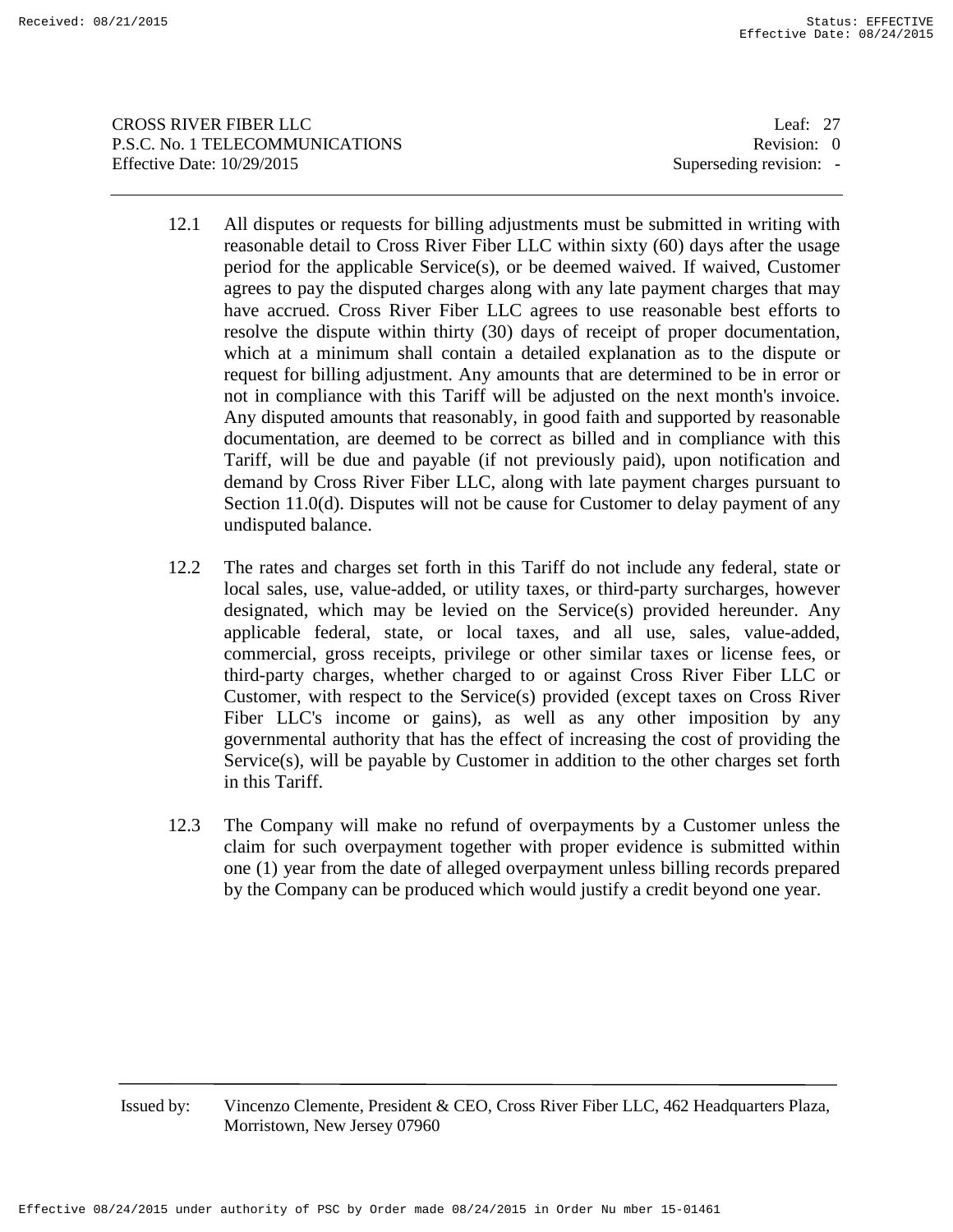12.1 All disputes or requests for billing adjustments must be submitted in writing with reasonable detail to Cross River Fiber LLC within sixty (60) days after the usage period for the applicable Service(s), or be deemed waived. If waived, Customer agrees to pay the disputed charges along with any late payment charges that may have accrued. Cross River Fiber LLC agrees to use reasonable best efforts to resolve the dispute within thirty (30) days of receipt of proper documentation, which at a minimum shall contain a detailed explanation as to the dispute or request for billing adjustment. Any amounts that are determined to be in error or not in compliance with this Tariff will be adjusted on the next month's invoice. Any disputed amounts that reasonably, in good faith and supported by reasonable documentation, are deemed to be correct as billed and in compliance with this Tariff, will be due and payable (if not previously paid), upon notification and demand by Cross River Fiber LLC, along with late payment charges pursuant to Section 11.0(d). Disputes will not be cause for Customer to delay payment of any undisputed balance.

12.2 The rates and charges set forth in this Tariff do not include any federal, state or local sales, use, value-added, or utility taxes, or third-party surcharges, however designated, which may be levied on the Service(s) provided hereunder. Any applicable federal, state, or local taxes, and all use, sales, value-added, commercial, gross receipts, privilege or other similar taxes or license fees, or third-party charges, whether charged to or against Cross River Fiber LLC or Customer, with respect to the Service(s) provided (except taxes on Cross River Fiber LLC's income or gains), as well as any other imposition by any governmental authority that has the effect of increasing the cost of providing the Service(s), will be payable by Customer in addition to the other charges set forth in this Tariff.

12.3 The Company will make no refund of overpayments by a Customer unless the claim for such overpayment together with proper evidence is submitted within one (1) year from the date of alleged overpayment unless billing records prepared by the Company can be produced which would justify a credit beyond one year.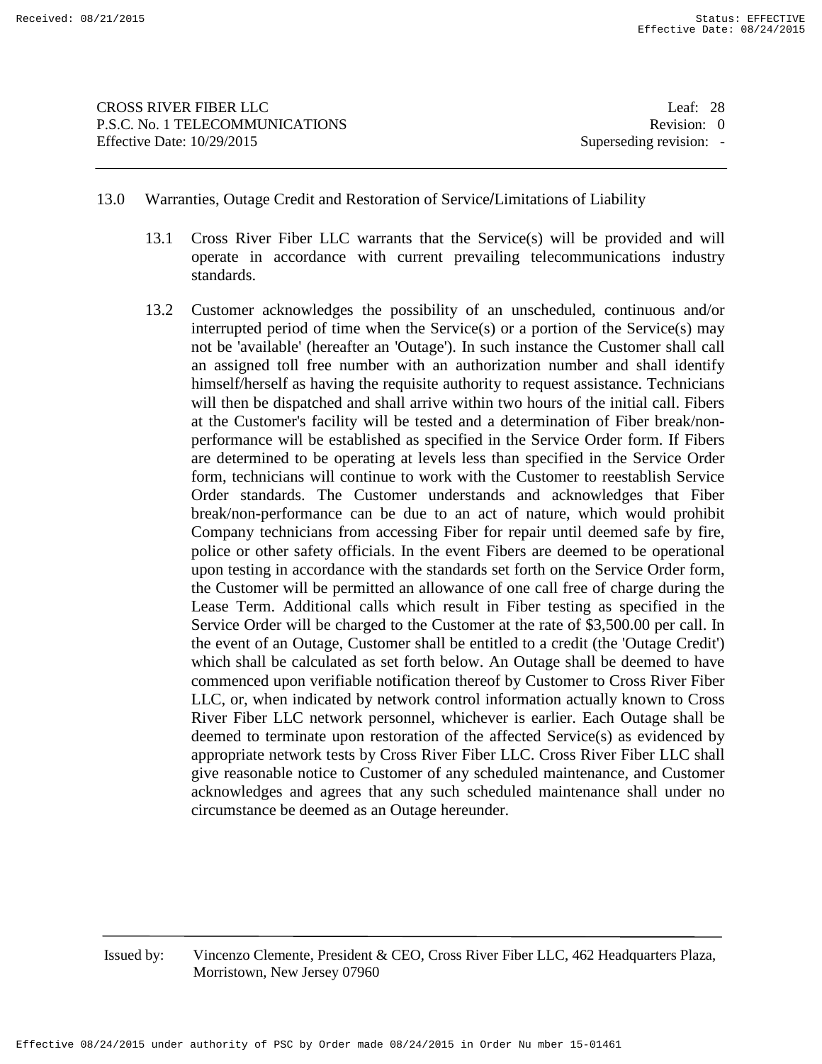## 13.0 Warranties, Outage Credit and Restoration of Service/Limitations of Liability

13.1 Cross River Fiber LLC warrants that the Service(s) will be provided and will operate in accordance with current prevailing telecommunications industry standards.

13.2 Customer acknowledges the possibility of an unscheduled, continuous and/or interrupted period of time when the Service(s) or a portion of the Service(s) may not be 'available' (hereafter an 'Outage'). In such instance the Customer shall call an assigned toll free number with an authorization number and shall identify himself/herself as having the requisite authority to request assistance. Technicians will then be dispatched and shall arrive within two hours of the initial call. Fibers at the Customer's facility will be tested and a determination of Fiber break/non-performance will be established as specified in the Service Order form. If Fibers are determined to be operating at levels less than specified in the Service Order form, technicians will continue to work with the Customer to reestablish Service Order standards. The Customer understands and acknowledges that Fiber break/non-performance can be due to an act of nature, which would prohibit Company technicians from accessing Fiber for repair until deemed safe by fire, police or other safety officials. In the event Fibers are deemed to be operational upon testing in accordance with the standards set forth on the Service Order form, the Customer will be permitted an allowance of one call free of charge during the Lease Term. Additional calls which result in Fiber testing as specified in the Service Order will be charged to the Customer at the rate of $3,500.00 per call. In the event of an Outage, Customer shall be entitled to a credit (the 'Outage Credit') which shall be calculated as set forth below. An Outage shall be deemed to have commenced upon verifiable notification thereof by Customer to Cross River Fiber LLC, or, when indicated by network control information actually known to Cross River Fiber LLC network personnel, whichever is earlier. Each Outage shall be deemed to terminate upon restoration of the affected Service(s) as evidenced by appropriate network tests by Cross River Fiber LLC. Cross River Fiber LLC shall give reasonable notice to Customer of any scheduled maintenance, and Customer acknowledges and agrees that any such scheduled maintenance shall under no circumstance be deemed as an Outage hereunder.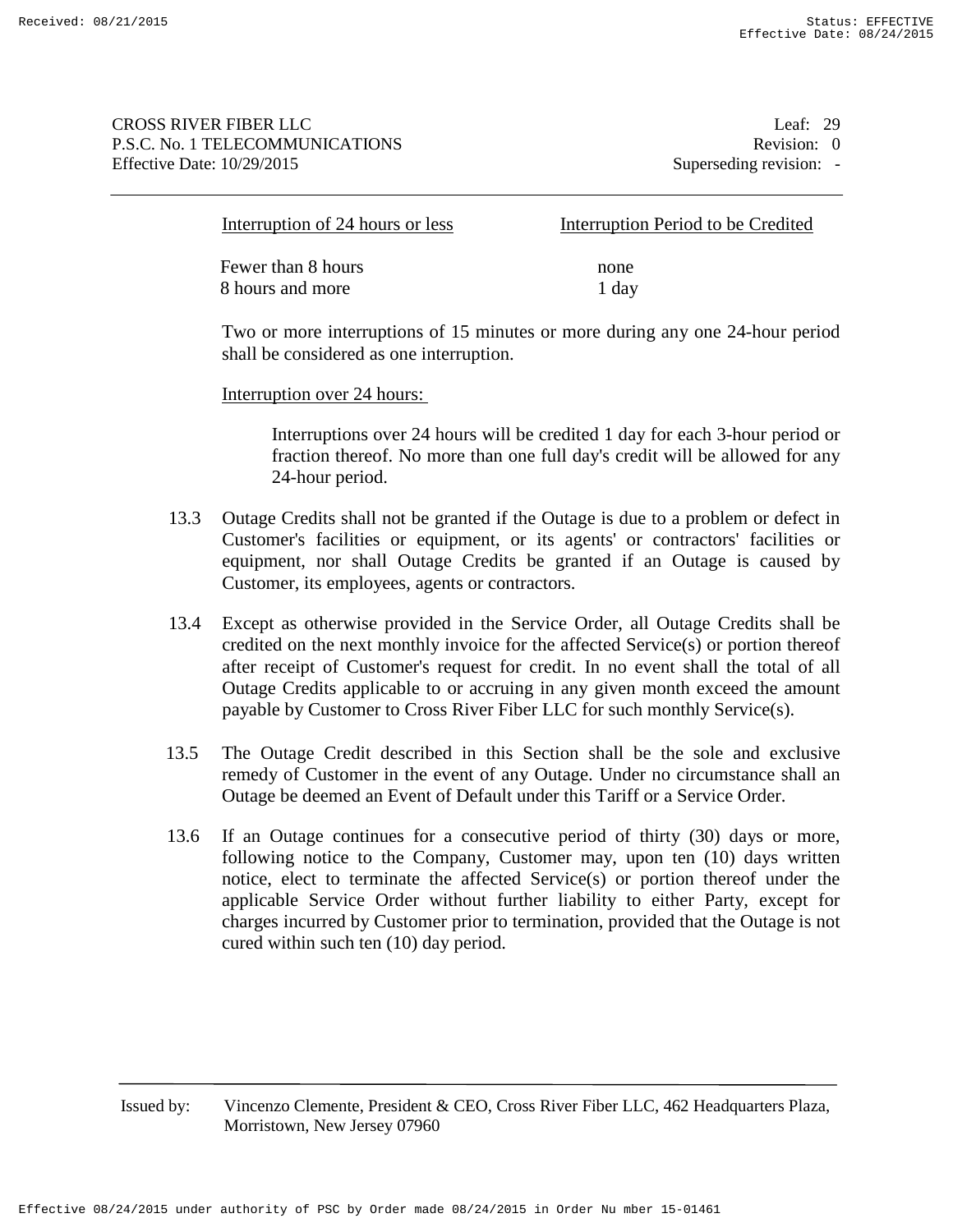| Interruption of 24 hours or less | Interruption Period to be Credited |
|---|---|
| Fewer than 8 hours | none |
| 8 hours and more | 1 day |

Two or more interruptions of 15 minutes or more during any one 24-hour period shall be considered as one interruption.

Interruption over 24 hours:

Interruptions over 24 hours will be credited 1 day for each 3-hour period or fraction thereof. No more than one full day's credit will be allowed for any 24-hour period.

13.3 Outage Credits shall not be granted if the Outage is due to a problem or defect in Customer's facilities or equipment, or its agents' or contractors' facilities or equipment, nor shall Outage Credits be granted if an Outage is caused by Customer, its employees, agents or contractors.

13.4 Except as otherwise provided in the Service Order, all Outage Credits shall be credited on the next monthly invoice for the affected Service(s) or portion thereof after receipt of Customer's request for credit. In no event shall the total of all Outage Credits applicable to or accruing in any given month exceed the amount payable by Customer to Cross River Fiber LLC for such monthly Service(s).

13.5 The Outage Credit described in this Section shall be the sole and exclusive remedy of Customer in the event of any Outage. Under no circumstance shall an Outage be deemed an Event of Default under this Tariff or a Service Order.

13.6 If an Outage continues for a consecutive period of thirty (30) days or more, following notice to the Company, Customer may, upon ten (10) days written notice, elect to terminate the affected Service(s) or portion thereof under the applicable Service Order without further liability to either Party, except for charges incurred by Customer prior to termination, provided that the Outage is not cured within such ten (10) day period.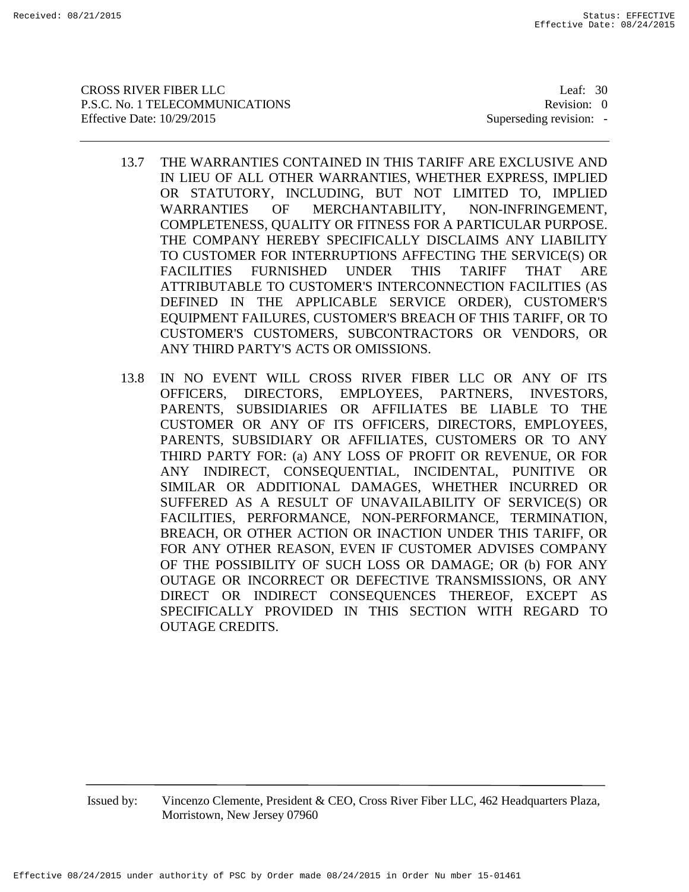13.7 THE WARRANTIES CONTAINED IN THIS TARIFF ARE EXCLUSIVE AND IN LIEU OF ALL OTHER WARRANTIES, WHETHER EXPRESS, IMPLIED OR STATUTORY, INCLUDING, BUT NOT LIMITED TO, IMPLIED WARRANTIES OF MERCHANTABILITY, NON-INFRINGEMENT, COMPLETENESS, QUALITY OR FITNESS FOR A PARTICULAR PURPOSE. THE COMPANY HEREBY SPECIFICALLY DISCLAIMS ANY LIABILITY TO CUSTOMER FOR INTERRUPTIONS AFFECTING THE SERVICE(S) OR FACILITIES FURNISHED UNDER THIS TARIFF THAT ARE ATTRIBUTABLE TO CUSTOMER'S INTERCONNECTION FACILITIES (AS DEFINED IN THE APPLICABLE SERVICE ORDER), CUSTOMER'S EQUIPMENT FAILURES, CUSTOMER'S BREACH OF THIS TARIFF, OR TO CUSTOMER'S CUSTOMERS, SUBCONTRACTORS OR VENDORS, OR ANY THIRD PARTY'S ACTS OR OMISSIONS.

13.8 IN NO EVENT WILL CROSS RIVER FIBER LLC OR ANY OF ITS OFFICERS, DIRECTORS, EMPLOYEES, PARTNERS, INVESTORS, PARENTS, SUBSIDIARIES OR AFFILIATES BE LIABLE TO THE CUSTOMER OR ANY OF ITS OFFICERS, DIRECTORS, EMPLOYEES, PARENTS, SUBSIDIARY OR AFFILIATES, CUSTOMERS OR TO ANY THIRD PARTY FOR: (a) ANY LOSS OF PROFIT OR REVENUE, OR FOR ANY INDIRECT, CONSEQUENTIAL, INCIDENTAL, PUNITIVE OR SIMILAR OR ADDITIONAL DAMAGES, WHETHER INCURRED OR SUFFERED AS A RESULT OF UNAVAILABILITY OF SERVICE(S) OR FACILITIES, PERFORMANCE, NON-PERFORMANCE, TERMINATION, BREACH, OR OTHER ACTION OR INACTION UNDER THIS TARIFF, OR FOR ANY OTHER REASON, EVEN IF CUSTOMER ADVISES COMPANY OF THE POSSIBILITY OF SUCH LOSS OR DAMAGE; OR (b) FOR ANY OUTAGE OR INCORRECT OR DEFECTIVE TRANSMISSIONS, OR ANY DIRECT OR INDIRECT CONSEQUENCES THEREOF, EXCEPT AS SPECIFICALLY PROVIDED IN THIS SECTION WITH REGARD TO OUTAGE CREDITS.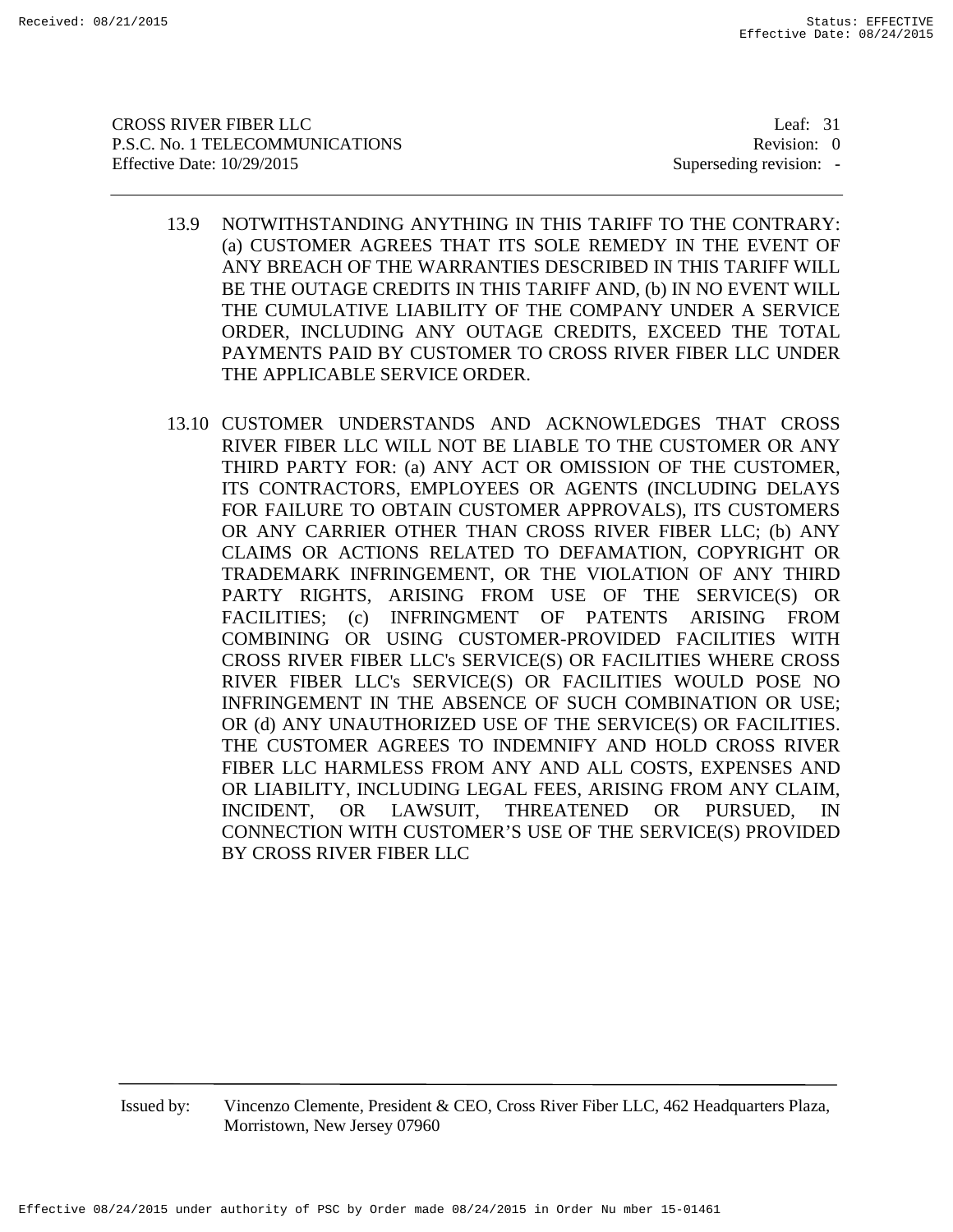13.9 NOTWITHSTANDING ANYTHING IN THIS TARIFF TO THE CONTRARY: (a) CUSTOMER AGREES THAT ITS SOLE REMEDY IN THE EVENT OF ANY BREACH OF THE WARRANTIES DESCRIBED IN THIS TARIFF WILL BE THE OUTAGE CREDITS IN THIS TARIFF AND, (b) IN NO EVENT WILL THE CUMULATIVE LIABILITY OF THE COMPANY UNDER A SERVICE ORDER, INCLUDING ANY OUTAGE CREDITS, EXCEED THE TOTAL PAYMENTS PAID BY CUSTOMER TO CROSS RIVER FIBER LLC UNDER THE APPLICABLE SERVICE ORDER.

13.10 CUSTOMER UNDERSTANDS AND ACKNOWLEDGES THAT CROSS RIVER FIBER LLC WILL NOT BE LIABLE TO THE CUSTOMER OR ANY THIRD PARTY FOR: (a) ANY ACT OR OMISSION OF THE CUSTOMER, ITS CONTRACTORS, EMPLOYEES OR AGENTS (INCLUDING DELAYS FOR FAILURE TO OBTAIN CUSTOMER APPROVALS), ITS CUSTOMERS OR ANY CARRIER OTHER THAN CROSS RIVER FIBER LLC; (b) ANY CLAIMS OR ACTIONS RELATED TO DEFAMATION, COPYRIGHT OR TRADEMARK INFRINGEMENT, OR THE VIOLATION OF ANY THIRD PARTY RIGHTS, ARISING FROM USE OF THE SERVICE(S) OR FACILITIES; (c) INFRINGMENT OF PATENTS ARISING FROM COMBINING OR USING CUSTOMER-PROVIDED FACILITIES WITH CROSS RIVER FIBER LLC's SERVICE(S) OR FACILITIES WHERE CROSS RIVER FIBER LLC's SERVICE(S) OR FACILITIES WOULD POSE NO INFRINGEMENT IN THE ABSENCE OF SUCH COMBINATION OR USE; OR (d) ANY UNAUTHORIZED USE OF THE SERVICE(S) OR FACILITIES. THE CUSTOMER AGREES TO INDEMNIFY AND HOLD CROSS RIVER FIBER LLC HARMLESS FROM ANY AND ALL COSTS, EXPENSES AND OR LIABILITY, INCLUDING LEGAL FEES, ARISING FROM ANY CLAIM, INCIDENT, OR LAWSUIT, THREATENED OR PURSUED, IN CONNECTION WITH CUSTOMER'S USE OF THE SERVICE(S) PROVIDED BY CROSS RIVER FIBER LLC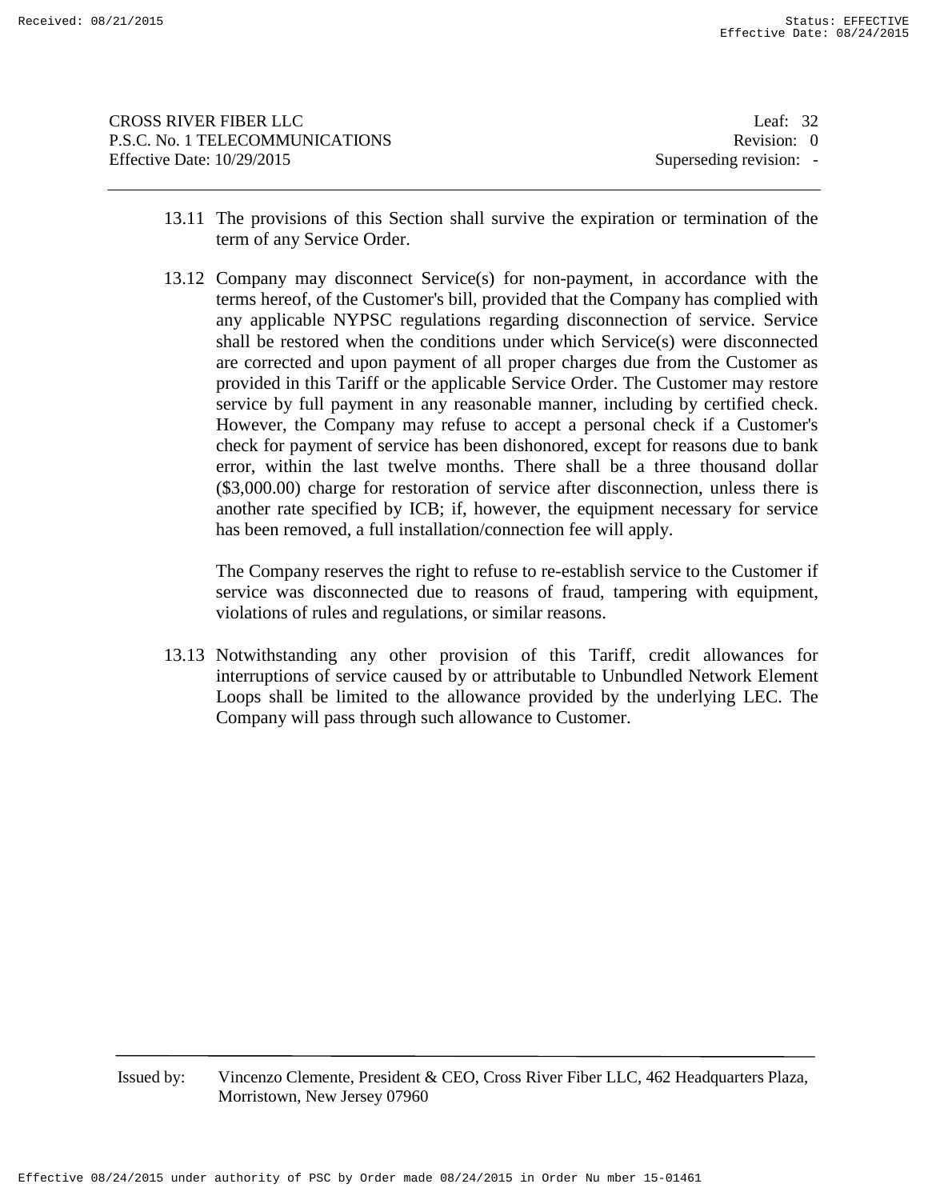13.11 The provisions of this Section shall survive the expiration or termination of the term of any Service Order.

13.12 Company may disconnect Service(s) for non-payment, in accordance with the terms hereof, of the Customer's bill, provided that the Company has complied with any applicable NYPSC regulations regarding disconnection of service. Service shall be restored when the conditions under which Service(s) were disconnected are corrected and upon payment of all proper charges due from the Customer as provided in this Tariff or the applicable Service Order. The Customer may restore service by full payment in any reasonable manner, including by certified check. However, the Company may refuse to accept a personal check if a Customer's check for payment of service has been dishonored, except for reasons due to bank error, within the last twelve months. There shall be a three thousand dollar ($3,000.00) charge for restoration of service after disconnection, unless there is another rate specified by ICB; if, however, the equipment necessary for service has been removed, a full installation/connection fee will apply.

The Company reserves the right to refuse to re-establish service to the Customer if service was disconnected due to reasons of fraud, tampering with equipment, violations of rules and regulations, or similar reasons.

13.13 Notwithstanding any other provision of this Tariff, credit allowances for interruptions of service caused by or attributable to Unbundled Network Element Loops shall be limited to the allowance provided by the underlying LEC. The Company will pass through such allowance to Customer.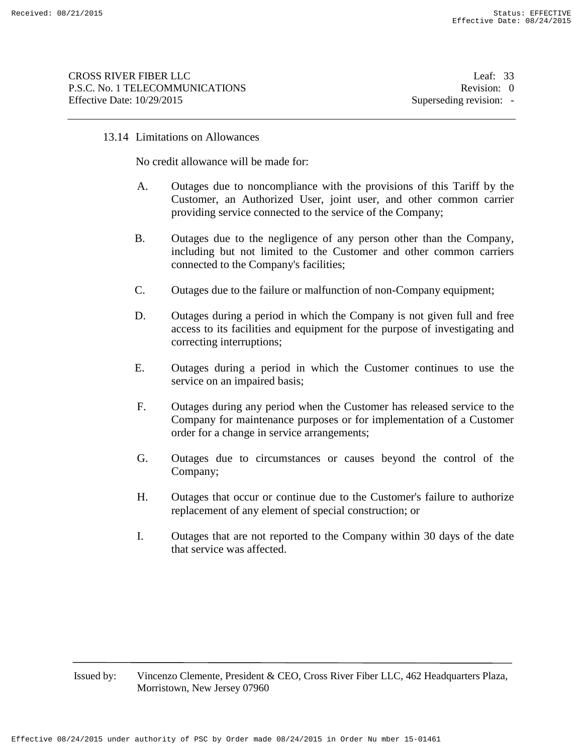### 13.14 Limitations on Allowances

No credit allowance will be made for:

A. Outages due to noncompliance with the provisions of this Tariff by the Customer, an Authorized User, joint user, and other common carrier providing service connected to the service of the Company;

B. Outages due to the negligence of any person other than the Company, including but not limited to the Customer and other common carriers connected to the Company's facilities;

C. Outages due to the failure or malfunction of non-Company equipment;

D. Outages during a period in which the Company is not given full and free access to its facilities and equipment for the purpose of investigating and correcting interruptions;

E. Outages during a period in which the Customer continues to use the service on an impaired basis;

F. Outages during any period when the Customer has released service to the Company for maintenance purposes or for implementation of a Customer order for a change in service arrangements;

G. Outages due to circumstances or causes beyond the control of the Company;

H. Outages that occur or continue due to the Customer's failure to authorize replacement of any element of special construction; or

I. Outages that are not reported to the Company within 30 days of the date that service was affected.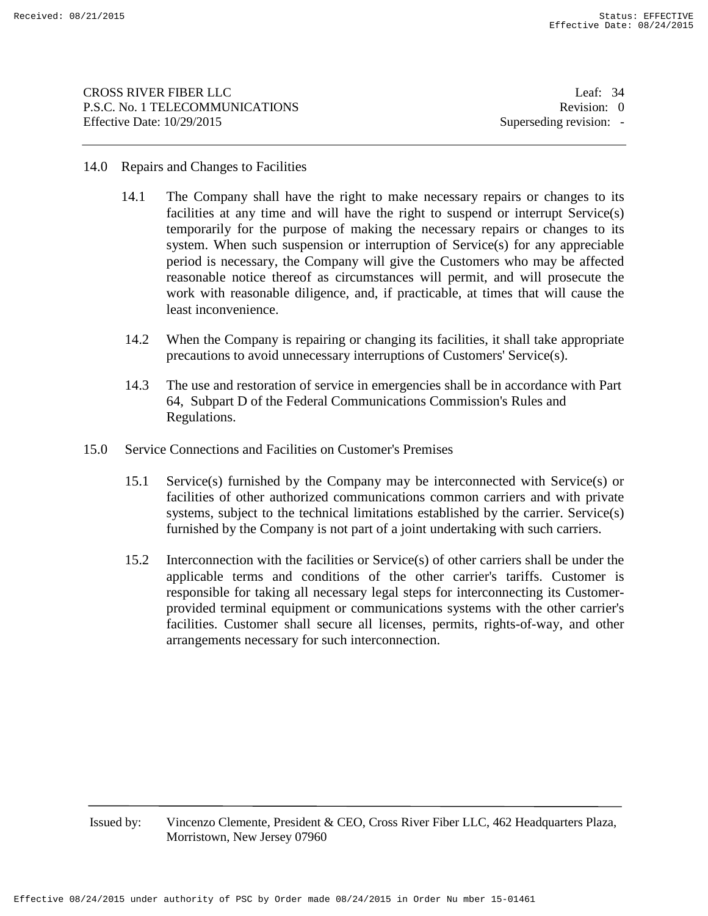## 14.0 Repairs and Changes to Facilities

14.1 The Company shall have the right to make necessary repairs or changes to its facilities at any time and will have the right to suspend or interrupt Service(s) temporarily for the purpose of making the necessary repairs or changes to its system. When such suspension or interruption of Service(s) for any appreciable period is necessary, the Company will give the Customers who may be affected reasonable notice thereof as circumstances will permit, and will prosecute the work with reasonable diligence, and, if practicable, at times that will cause the least inconvenience.

14.2 When the Company is repairing or changing its facilities, it shall take appropriate precautions to avoid unnecessary interruptions of Customers' Service(s).

14.3 The use and restoration of service in emergencies shall be in accordance with Part 64, Subpart D of the Federal Communications Commission's Rules and Regulations.

## 15.0 Service Connections and Facilities on Customer's Premises

15.1 Service(s) furnished by the Company may be interconnected with Service(s) or facilities of other authorized communications common carriers and with private systems, subject to the technical limitations established by the carrier. Service(s) furnished by the Company is not part of a joint undertaking with such carriers.

15.2 Interconnection with the facilities or Service(s) of other carriers shall be under the applicable terms and conditions of the other carrier's tariffs. Customer is responsible for taking all necessary legal steps for interconnecting its Customer-provided terminal equipment or communications systems with the other carrier's facilities. Customer shall secure all licenses, permits, rights-of-way, and other arrangements necessary for such interconnection.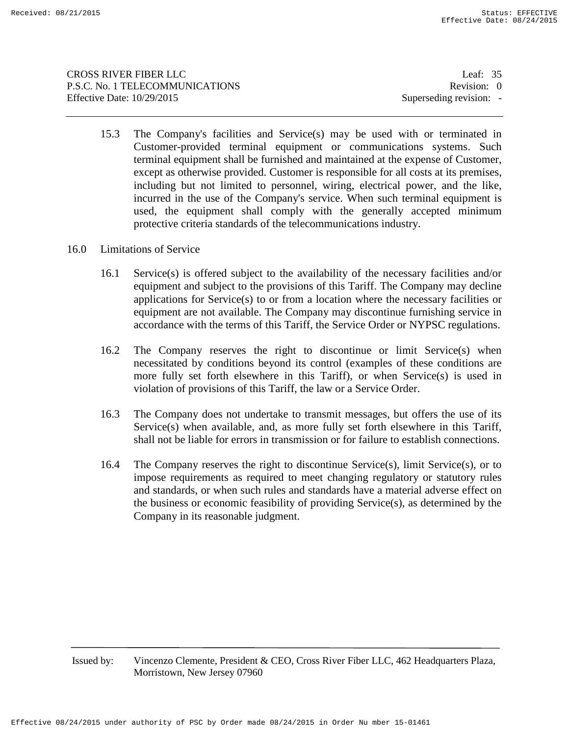15.3 The Company's facilities and Service(s) may be used with or terminated in Customer-provided terminal equipment or communications systems. Such terminal equipment shall be furnished and maintained at the expense of Customer, except as otherwise provided. Customer is responsible for all costs at its premises, including but not limited to personnel, wiring, electrical power, and the like, incurred in the use of the Company's service. When such terminal equipment is used, the equipment shall comply with the generally accepted minimum protective criteria standards of the telecommunications industry.

## 16.0 Limitations of Service

16.1 Service(s) is offered subject to the availability of the necessary facilities and/or equipment and subject to the provisions of this Tariff. The Company may decline applications for Service(s) to or from a location where the necessary facilities or equipment are not available. The Company may discontinue furnishing service in accordance with the terms of this Tariff, the Service Order or NYPSC regulations.

16.2 The Company reserves the right to discontinue or limit Service(s) when necessitated by conditions beyond its control (examples of these conditions are more fully set forth elsewhere in this Tariff), or when Service(s) is used in violation of provisions of this Tariff, the law or a Service Order.

16.3 The Company does not undertake to transmit messages, but offers the use of its Service(s) when available, and, as more fully set forth elsewhere in this Tariff, shall not be liable for errors in transmission or for failure to establish connections.

16.4 The Company reserves the right to discontinue Service(s), limit Service(s), or to impose requirements as required to meet changing regulatory or statutory rules and standards, or when such rules and standards have a material adverse effect on the business or economic feasibility of providing Service(s), as determined by the Company in its reasonable judgment.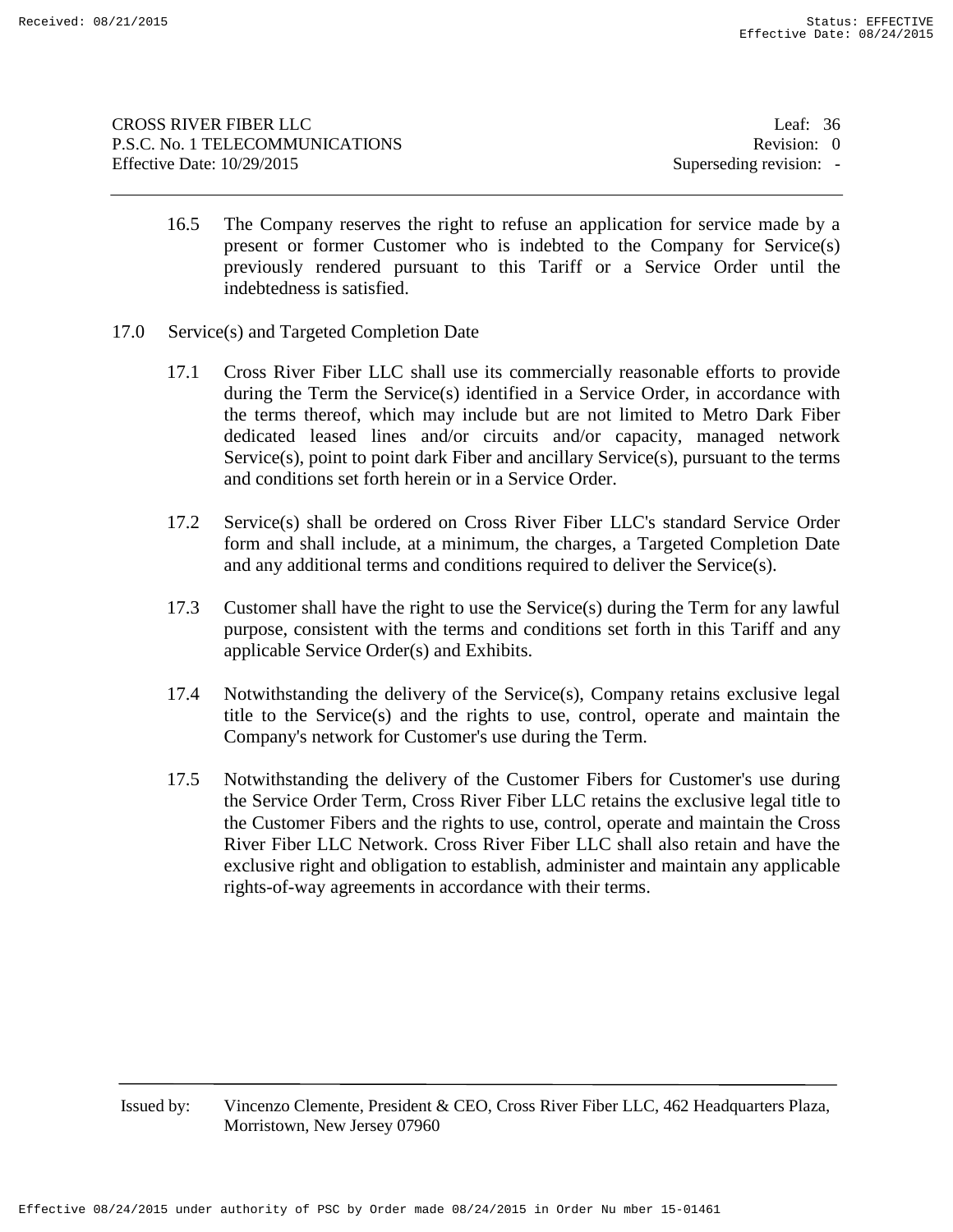16.5 The Company reserves the right to refuse an application for service made by a present or former Customer who is indebted to the Company for Service(s) previously rendered pursuant to this Tariff or a Service Order until the indebtedness is satisfied.

## 17.0 Service(s) and Targeted Completion Date

17.1 Cross River Fiber LLC shall use its commercially reasonable efforts to provide during the Term the Service(s) identified in a Service Order, in accordance with the terms thereof, which may include but are not limited to Metro Dark Fiber dedicated leased lines and/or circuits and/or capacity, managed network Service(s), point to point dark Fiber and ancillary Service(s), pursuant to the terms and conditions set forth herein or in a Service Order.

17.2 Service(s) shall be ordered on Cross River Fiber LLC's standard Service Order form and shall include, at a minimum, the charges, a Targeted Completion Date and any additional terms and conditions required to deliver the Service(s).

17.3 Customer shall have the right to use the Service(s) during the Term for any lawful purpose, consistent with the terms and conditions set forth in this Tariff and any applicable Service Order(s) and Exhibits.

17.4 Notwithstanding the delivery of the Service(s), Company retains exclusive legal title to the Service(s) and the rights to use, control, operate and maintain the Company's network for Customer's use during the Term.

17.5 Notwithstanding the delivery of the Customer Fibers for Customer's use during the Service Order Term, Cross River Fiber LLC retains the exclusive legal title to the Customer Fibers and the rights to use, control, operate and maintain the Cross River Fiber LLC Network. Cross River Fiber LLC shall also retain and have the exclusive right and obligation to establish, administer and maintain any applicable rights-of-way agreements in accordance with their terms.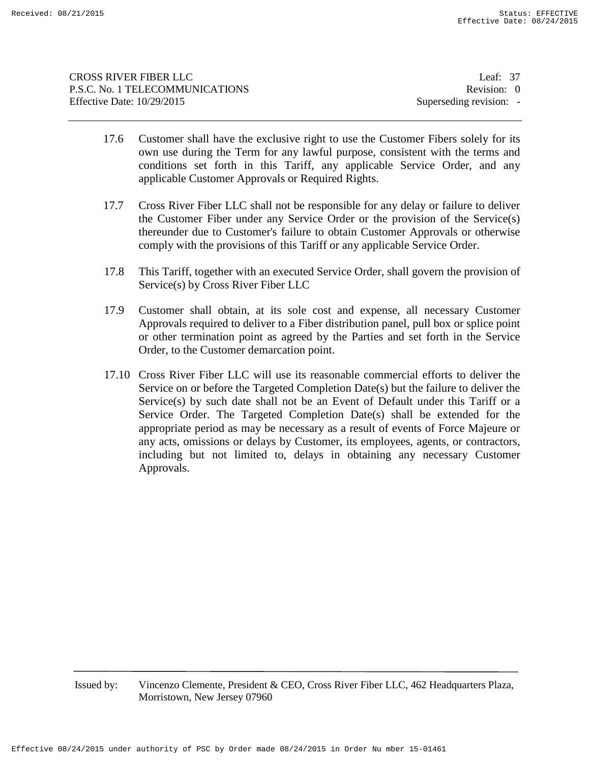17.6 Customer shall have the exclusive right to use the Customer Fibers solely for its own use during the Term for any lawful purpose, consistent with the terms and conditions set forth in this Tariff, any applicable Service Order, and any applicable Customer Approvals or Required Rights.

17.7 Cross River Fiber LLC shall not be responsible for any delay or failure to deliver the Customer Fiber under any Service Order or the provision of the Service(s) thereunder due to Customer's failure to obtain Customer Approvals or otherwise comply with the provisions of this Tariff or any applicable Service Order.

17.8 This Tariff, together with an executed Service Order, shall govern the provision of Service(s) by Cross River Fiber LLC

17.9 Customer shall obtain, at its sole cost and expense, all necessary Customer Approvals required to deliver to a Fiber distribution panel, pull box or splice point or other termination point as agreed by the Parties and set forth in the Service Order, to the Customer demarcation point.

17.10 Cross River Fiber LLC will use its reasonable commercial efforts to deliver the Service on or before the Targeted Completion Date(s) but the failure to deliver the Service(s) by such date shall not be an Event of Default under this Tariff or a Service Order. The Targeted Completion Date(s) shall be extended for the appropriate period as may be necessary as a result of events of Force Majeure or any acts, omissions or delays by Customer, its employees, agents, or contractors, including but not limited to, delays in obtaining any necessary Customer Approvals.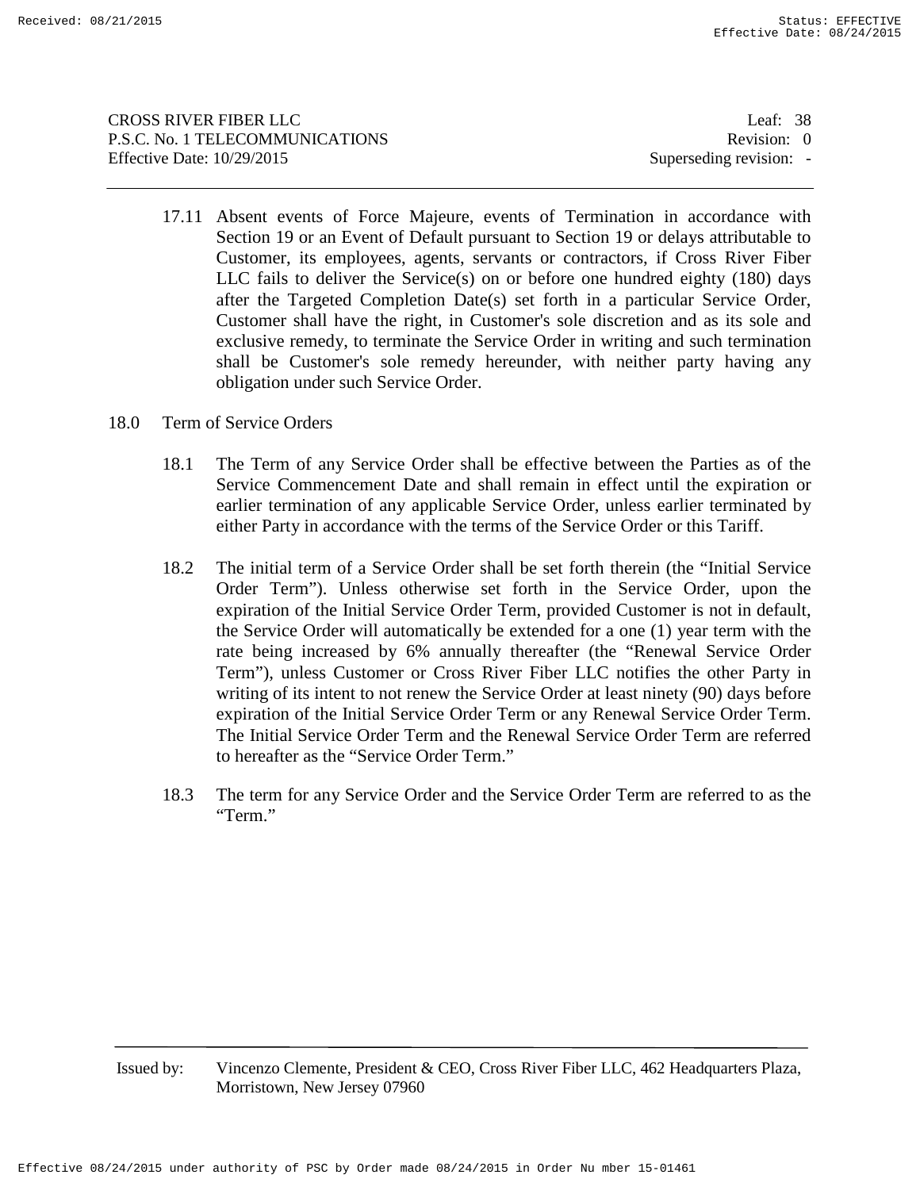17.11 Absent events of Force Majeure, events of Termination in accordance with Section 19 or an Event of Default pursuant to Section 19 or delays attributable to Customer, its employees, agents, servants or contractors, if Cross River Fiber LLC fails to deliver the Service(s) on or before one hundred eighty (180) days after the Targeted Completion Date(s) set forth in a particular Service Order, Customer shall have the right, in Customer's sole discretion and as its sole and exclusive remedy, to terminate the Service Order in writing and such termination shall be Customer's sole remedy hereunder, with neither party having any obligation under such Service Order.

## 18.0 Term of Service Orders

18.1 The Term of any Service Order shall be effective between the Parties as of the Service Commencement Date and shall remain in effect until the expiration or earlier termination of any applicable Service Order, unless earlier terminated by either Party in accordance with the terms of the Service Order or this Tariff.

18.2 The initial term of a Service Order shall be set forth therein (the "Initial Service Order Term"). Unless otherwise set forth in the Service Order, upon the expiration of the Initial Service Order Term, provided Customer is not in default, the Service Order will automatically be extended for a one (1) year term with the rate being increased by 6% annually thereafter (the "Renewal Service Order Term"), unless Customer or Cross River Fiber LLC notifies the other Party in writing of its intent to not renew the Service Order at least ninety (90) days before expiration of the Initial Service Order Term or any Renewal Service Order Term. The Initial Service Order Term and the Renewal Service Order Term are referred to hereafter as the "Service Order Term."

18.3 The term for any Service Order and the Service Order Term are referred to as the "Term."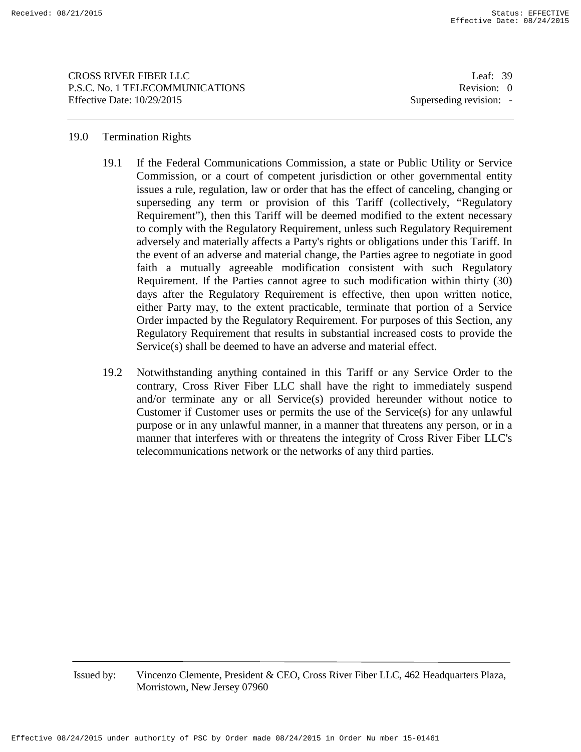## 19.0 Termination Rights

19.1 If the Federal Communications Commission, a state or Public Utility or Service Commission, or a court of competent jurisdiction or other governmental entity issues a rule, regulation, law or order that has the effect of canceling, changing or superseding any term or provision of this Tariff (collectively, "Regulatory Requirement"), then this Tariff will be deemed modified to the extent necessary to comply with the Regulatory Requirement, unless such Regulatory Requirement adversely and materially affects a Party's rights or obligations under this Tariff. In the event of an adverse and material change, the Parties agree to negotiate in good faith a mutually agreeable modification consistent with such Regulatory Requirement. If the Parties cannot agree to such modification within thirty (30) days after the Regulatory Requirement is effective, then upon written notice, either Party may, to the extent practicable, terminate that portion of a Service Order impacted by the Regulatory Requirement. For purposes of this Section, any Regulatory Requirement that results in substantial increased costs to provide the Service(s) shall be deemed to have an adverse and material effect.

19.2 Notwithstanding anything contained in this Tariff or any Service Order to the contrary, Cross River Fiber LLC shall have the right to immediately suspend and/or terminate any or all Service(s) provided hereunder without notice to Customer if Customer uses or permits the use of the Service(s) for any unlawful purpose or in any unlawful manner, in a manner that threatens any person, or in a manner that interferes with or threatens the integrity of Cross River Fiber LLC's telecommunications network or the networks of any third parties.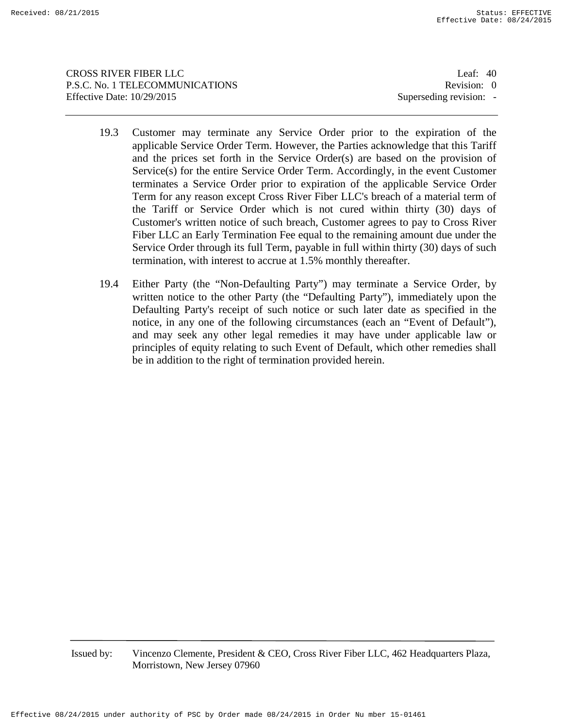19.3 Customer may terminate any Service Order prior to the expiration of the applicable Service Order Term. However, the Parties acknowledge that this Tariff and the prices set forth in the Service Order(s) are based on the provision of Service(s) for the entire Service Order Term. Accordingly, in the event Customer terminates a Service Order prior to expiration of the applicable Service Order Term for any reason except Cross River Fiber LLC's breach of a material term of the Tariff or Service Order which is not cured within thirty (30) days of Customer's written notice of such breach, Customer agrees to pay to Cross River Fiber LLC an Early Termination Fee equal to the remaining amount due under the Service Order through its full Term, payable in full within thirty (30) days of such termination, with interest to accrue at 1.5% monthly thereafter.

19.4 Either Party (the "Non-Defaulting Party") may terminate a Service Order, by written notice to the other Party (the "Defaulting Party"), immediately upon the Defaulting Party's receipt of such notice or such later date as specified in the notice, in any one of the following circumstances (each an "Event of Default"), and may seek any other legal remedies it may have under applicable law or principles of equity relating to such Event of Default, which other remedies shall be in addition to the right of termination provided herein.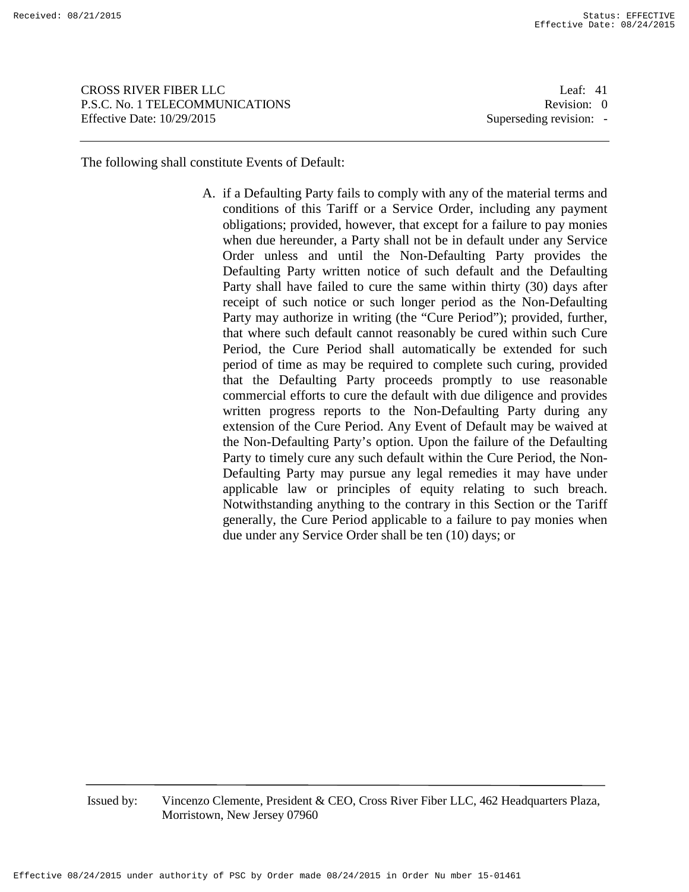The following shall constitute Events of Default:

A. if a Defaulting Party fails to comply with any of the material terms and conditions of this Tariff or a Service Order, including any payment obligations; provided, however, that except for a failure to pay monies when due hereunder, a Party shall not be in default under any Service Order unless and until the Non-Defaulting Party provides the Defaulting Party written notice of such default and the Defaulting Party shall have failed to cure the same within thirty (30) days after receipt of such notice or such longer period as the Non-Defaulting Party may authorize in writing (the "Cure Period"); provided, further, that where such default cannot reasonably be cured within such Cure Period, the Cure Period shall automatically be extended for such period of time as may be required to complete such curing, provided that the Defaulting Party proceeds promptly to use reasonable commercial efforts to cure the default with due diligence and provides written progress reports to the Non-Defaulting Party during any extension of the Cure Period. Any Event of Default may be waived at the Non-Defaulting Party's option. Upon the failure of the Defaulting Party to timely cure any such default within the Cure Period, the Non-Defaulting Party may pursue any legal remedies it may have under applicable law or principles of equity relating to such breach. Notwithstanding anything to the contrary in this Section or the Tariff generally, the Cure Period applicable to a failure to pay monies when due under any Service Order shall be ten (10) days; or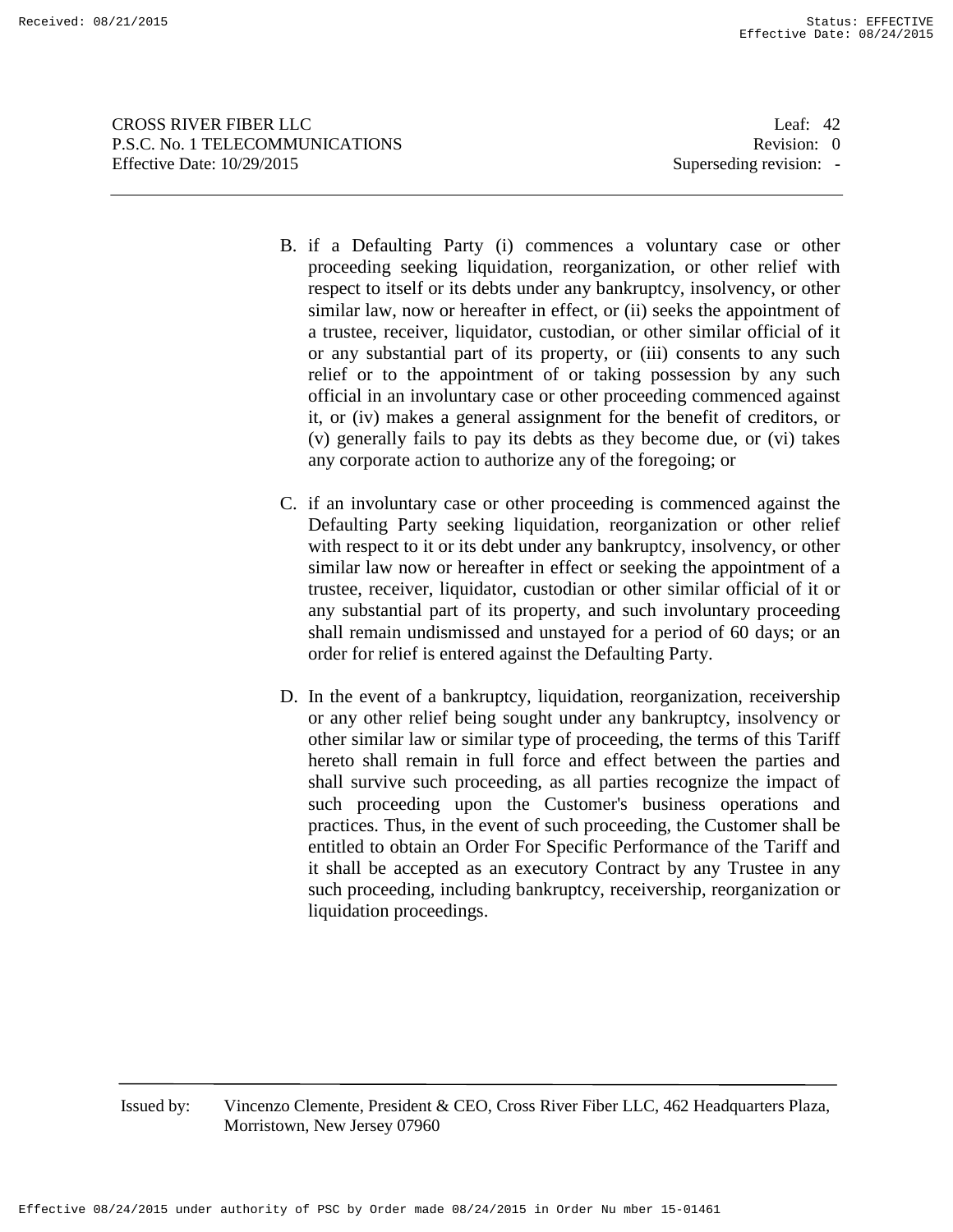B. if a Defaulting Party (i) commences a voluntary case or other proceeding seeking liquidation, reorganization, or other relief with respect to itself or its debts under any bankruptcy, insolvency, or other similar law, now or hereafter in effect, or (ii) seeks the appointment of a trustee, receiver, liquidator, custodian, or other similar official of it or any substantial part of its property, or (iii) consents to any such relief or to the appointment of or taking possession by any such official in an involuntary case or other proceeding commenced against it, or (iv) makes a general assignment for the benefit of creditors, or (v) generally fails to pay its debts as they become due, or (vi) takes any corporate action to authorize any of the foregoing; or

C. if an involuntary case or other proceeding is commenced against the Defaulting Party seeking liquidation, reorganization or other relief with respect to it or its debt under any bankruptcy, insolvency, or other similar law now or hereafter in effect or seeking the appointment of a trustee, receiver, liquidator, custodian or other similar official of it or any substantial part of its property, and such involuntary proceeding shall remain undismissed and unstayed for a period of 60 days; or an order for relief is entered against the Defaulting Party.

D. In the event of a bankruptcy, liquidation, reorganization, receivership or any other relief being sought under any bankruptcy, insolvency or other similar law or similar type of proceeding, the terms of this Tariff hereto shall remain in full force and effect between the parties and shall survive such proceeding, as all parties recognize the impact of such proceeding upon the Customer's business operations and practices. Thus, in the event of such proceeding, the Customer shall be entitled to obtain an Order For Specific Performance of the Tariff and it shall be accepted as an executory Contract by any Trustee in any such proceeding, including bankruptcy, receivership, reorganization or liquidation proceedings.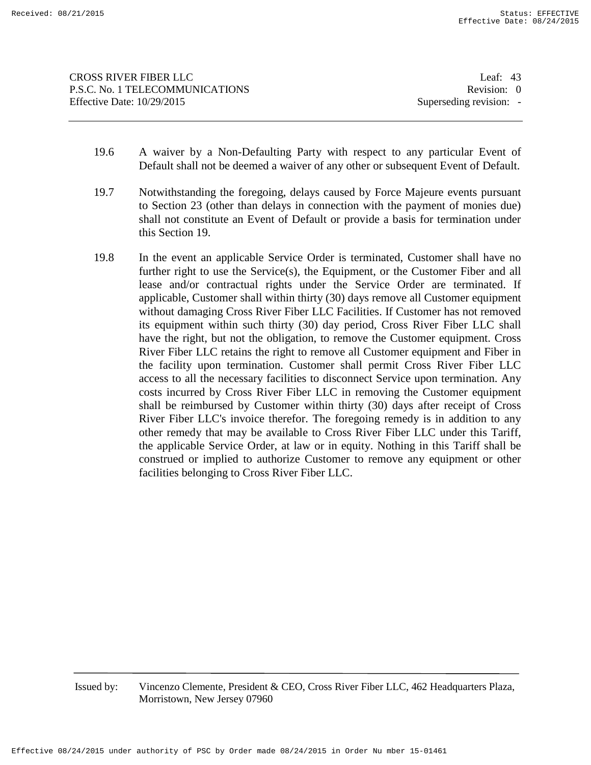19.6 A waiver by a Non-Defaulting Party with respect to any particular Event of Default shall not be deemed a waiver of any other or subsequent Event of Default.

19.7 Notwithstanding the foregoing, delays caused by Force Majeure events pursuant to Section 23 (other than delays in connection with the payment of monies due) shall not constitute an Event of Default or provide a basis for termination under this Section 19.

19.8 In the event an applicable Service Order is terminated, Customer shall have no further right to use the Service(s), the Equipment, or the Customer Fiber and all lease and/or contractual rights under the Service Order are terminated. If applicable, Customer shall within thirty (30) days remove all Customer equipment without damaging Cross River Fiber LLC Facilities. If Customer has not removed its equipment within such thirty (30) day period, Cross River Fiber LLC shall have the right, but not the obligation, to remove the Customer equipment. Cross River Fiber LLC retains the right to remove all Customer equipment and Fiber in the facility upon termination. Customer shall permit Cross River Fiber LLC access to all the necessary facilities to disconnect Service upon termination. Any costs incurred by Cross River Fiber LLC in removing the Customer equipment shall be reimbursed by Customer within thirty (30) days after receipt of Cross River Fiber LLC's invoice therefor. The foregoing remedy is in addition to any other remedy that may be available to Cross River Fiber LLC under this Tariff, the applicable Service Order, at law or in equity. Nothing in this Tariff shall be construed or implied to authorize Customer to remove any equipment or other facilities belonging to Cross River Fiber LLC.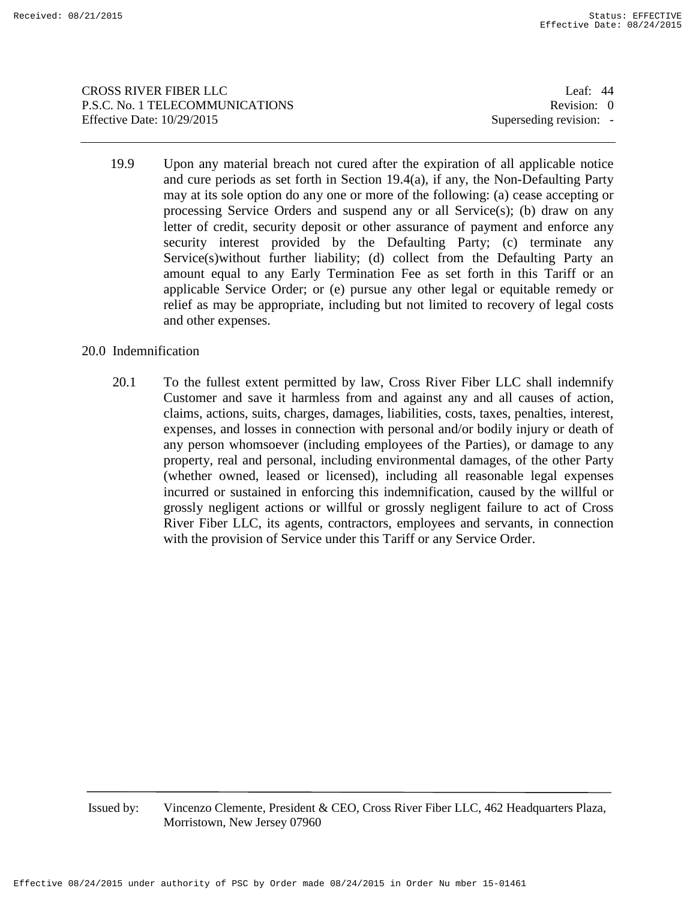19.9 Upon any material breach not cured after the expiration of all applicable notice and cure periods as set forth in Section 19.4(a), if any, the Non-Defaulting Party may at its sole option do any one or more of the following: (a) cease accepting or processing Service Orders and suspend any or all Service(s); (b) draw on any letter of credit, security deposit or other assurance of payment and enforce any security interest provided by the Defaulting Party; (c) terminate any Service(s)without further liability; (d) collect from the Defaulting Party an amount equal to any Early Termination Fee as set forth in this Tariff or an applicable Service Order; or (e) pursue any other legal or equitable remedy or relief as may be appropriate, including but not limited to recovery of legal costs and other expenses.

## 20.0 Indemnification

20.1 To the fullest extent permitted by law, Cross River Fiber LLC shall indemnify Customer and save it harmless from and against any and all causes of action, claims, actions, suits, charges, damages, liabilities, costs, taxes, penalties, interest, expenses, and losses in connection with personal and/or bodily injury or death of any person whomsoever (including employees of the Parties), or damage to any property, real and personal, including environmental damages, of the other Party (whether owned, leased or licensed), including all reasonable legal expenses incurred or sustained in enforcing this indemnification, caused by the willful or grossly negligent actions or willful or grossly negligent failure to act of Cross River Fiber LLC, its agents, contractors, employees and servants, in connection with the provision of Service under this Tariff or any Service Order.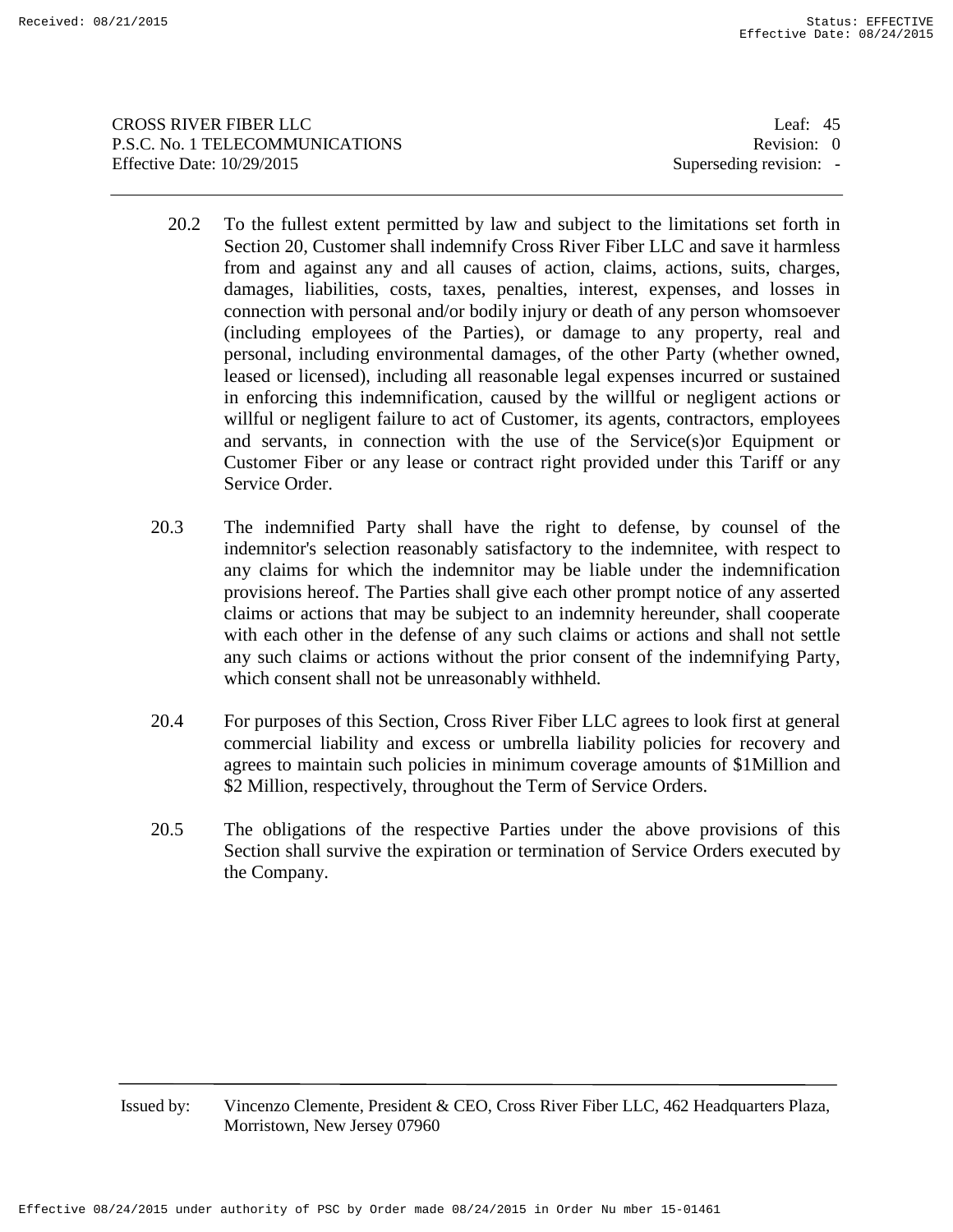20.2 To the fullest extent permitted by law and subject to the limitations set forth in Section 20, Customer shall indemnify Cross River Fiber LLC and save it harmless from and against any and all causes of action, claims, actions, suits, charges, damages, liabilities, costs, taxes, penalties, interest, expenses, and losses in connection with personal and/or bodily injury or death of any person whomsoever (including employees of the Parties), or damage to any property, real and personal, including environmental damages, of the other Party (whether owned, leased or licensed), including all reasonable legal expenses incurred or sustained in enforcing this indemnification, caused by the willful or negligent actions or willful or negligent failure to act of Customer, its agents, contractors, employees and servants, in connection with the use of the Service(s)or Equipment or Customer Fiber or any lease or contract right provided under this Tariff or any Service Order.

20.3 The indemnified Party shall have the right to defense, by counsel of the indemnitor's selection reasonably satisfactory to the indemnitee, with respect to any claims for which the indemnitor may be liable under the indemnification provisions hereof. The Parties shall give each other prompt notice of any asserted claims or actions that may be subject to an indemnity hereunder, shall cooperate with each other in the defense of any such claims or actions and shall not settle any such claims or actions without the prior consent of the indemnifying Party, which consent shall not be unreasonably withheld.

20.4 For purposes of this Section, Cross River Fiber LLC agrees to look first at general commercial liability and excess or umbrella liability policies for recovery and agrees to maintain such policies in minimum coverage amounts of $1Million and $2 Million, respectively, throughout the Term of Service Orders.

20.5 The obligations of the respective Parties under the above provisions of this Section shall survive the expiration or termination of Service Orders executed by the Company.

Issued by: Vincenzo Clemente, President & CEO, Cross River Fiber LLC, 462 Headquarters Plaza, Morristown, New Jersey 07960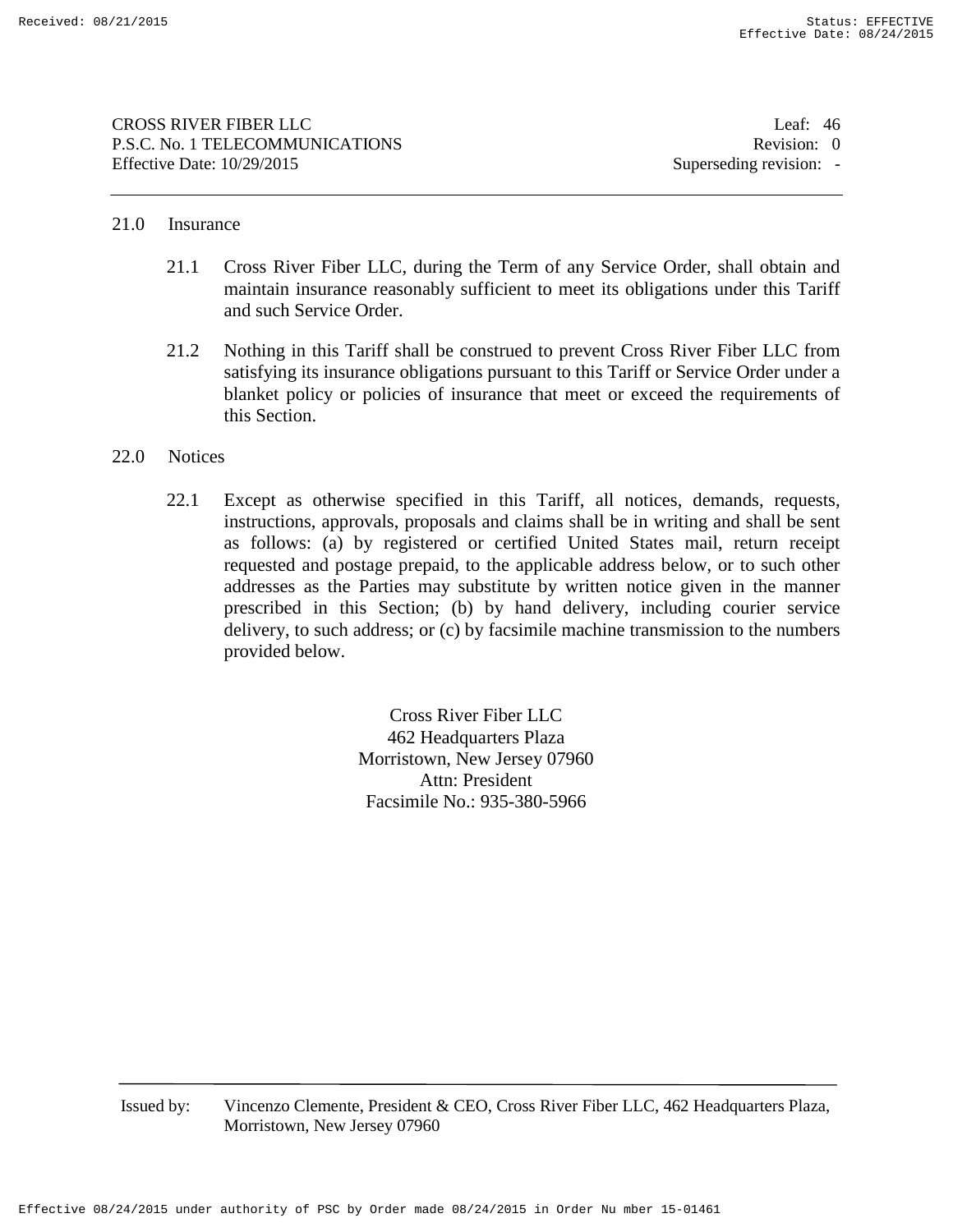## 21.0 Insurance

21.1 Cross River Fiber LLC, during the Term of any Service Order, shall obtain and maintain insurance reasonably sufficient to meet its obligations under this Tariff and such Service Order.

21.2 Nothing in this Tariff shall be construed to prevent Cross River Fiber LLC from satisfying its insurance obligations pursuant to this Tariff or Service Order under a blanket policy or policies of insurance that meet or exceed the requirements of this Section.

## 22.0 Notices

22.1 Except as otherwise specified in this Tariff, all notices, demands, requests, instructions, approvals, proposals and claims shall be in writing and shall be sent as follows: (a) by registered or certified United States mail, return receipt requested and postage prepaid, to the applicable address below, or to such other addresses as the Parties may substitute by written notice given in the manner prescribed in this Section; (b) by hand delivery, including courier service delivery, to such address; or (c) by facsimile machine transmission to the numbers provided below.

Cross River Fiber LLC
462 Headquarters Plaza
Morristown, New Jersey 07960
Attn: President
Facsimile No.: 935-380-5966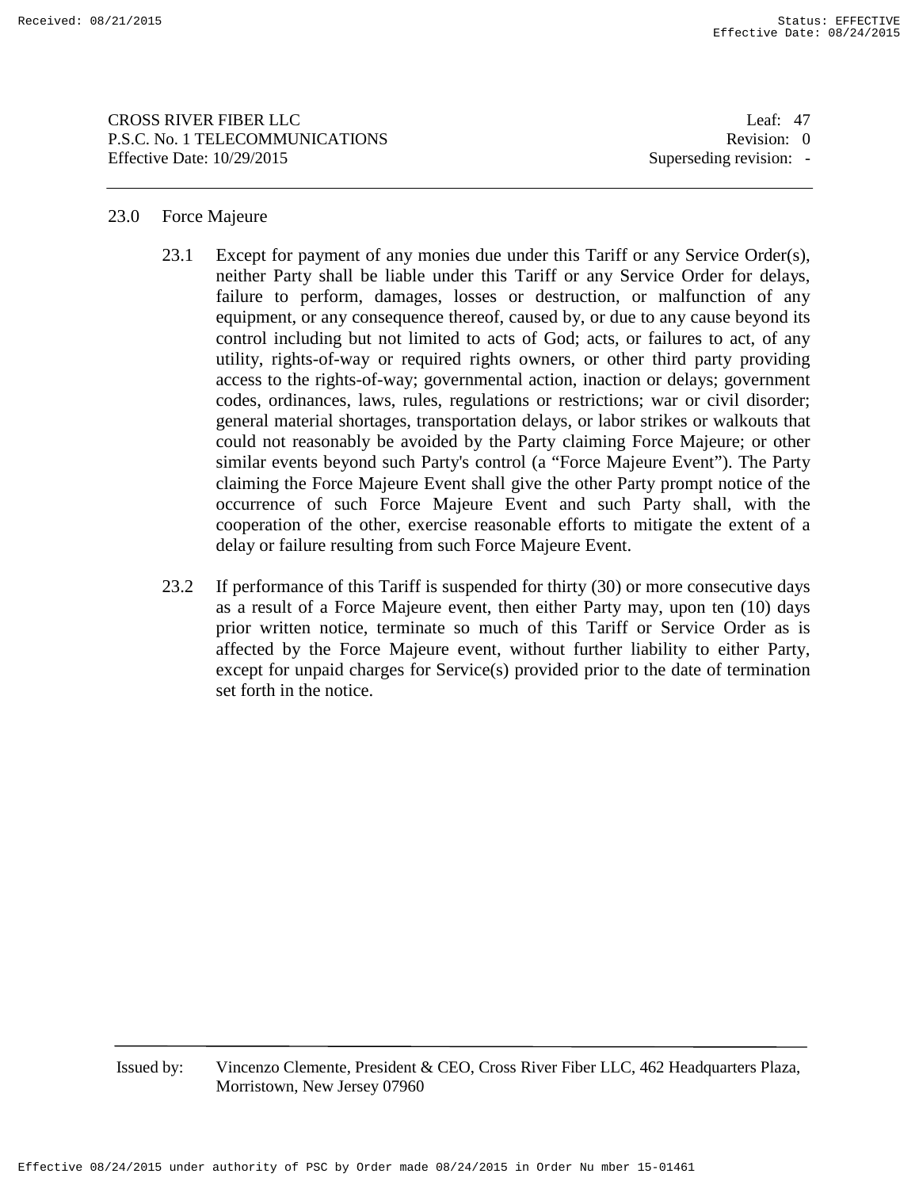## 23.0 Force Majeure

23.1 Except for payment of any monies due under this Tariff or any Service Order(s), neither Party shall be liable under this Tariff or any Service Order for delays, failure to perform, damages, losses or destruction, or malfunction of any equipment, or any consequence thereof, caused by, or due to any cause beyond its control including but not limited to acts of God; acts, or failures to act, of any utility, rights-of-way or required rights owners, or other third party providing access to the rights-of-way; governmental action, inaction or delays; government codes, ordinances, laws, rules, regulations or restrictions; war or civil disorder; general material shortages, transportation delays, or labor strikes or walkouts that could not reasonably be avoided by the Party claiming Force Majeure; or other similar events beyond such Party's control (a "Force Majeure Event"). The Party claiming the Force Majeure Event shall give the other Party prompt notice of the occurrence of such Force Majeure Event and such Party shall, with the cooperation of the other, exercise reasonable efforts to mitigate the extent of a delay or failure resulting from such Force Majeure Event.

23.2 If performance of this Tariff is suspended for thirty (30) or more consecutive days as a result of a Force Majeure event, then either Party may, upon ten (10) days prior written notice, terminate so much of this Tariff or Service Order as is affected by the Force Majeure event, without further liability to either Party, except for unpaid charges for Service(s) provided prior to the date of termination set forth in the notice.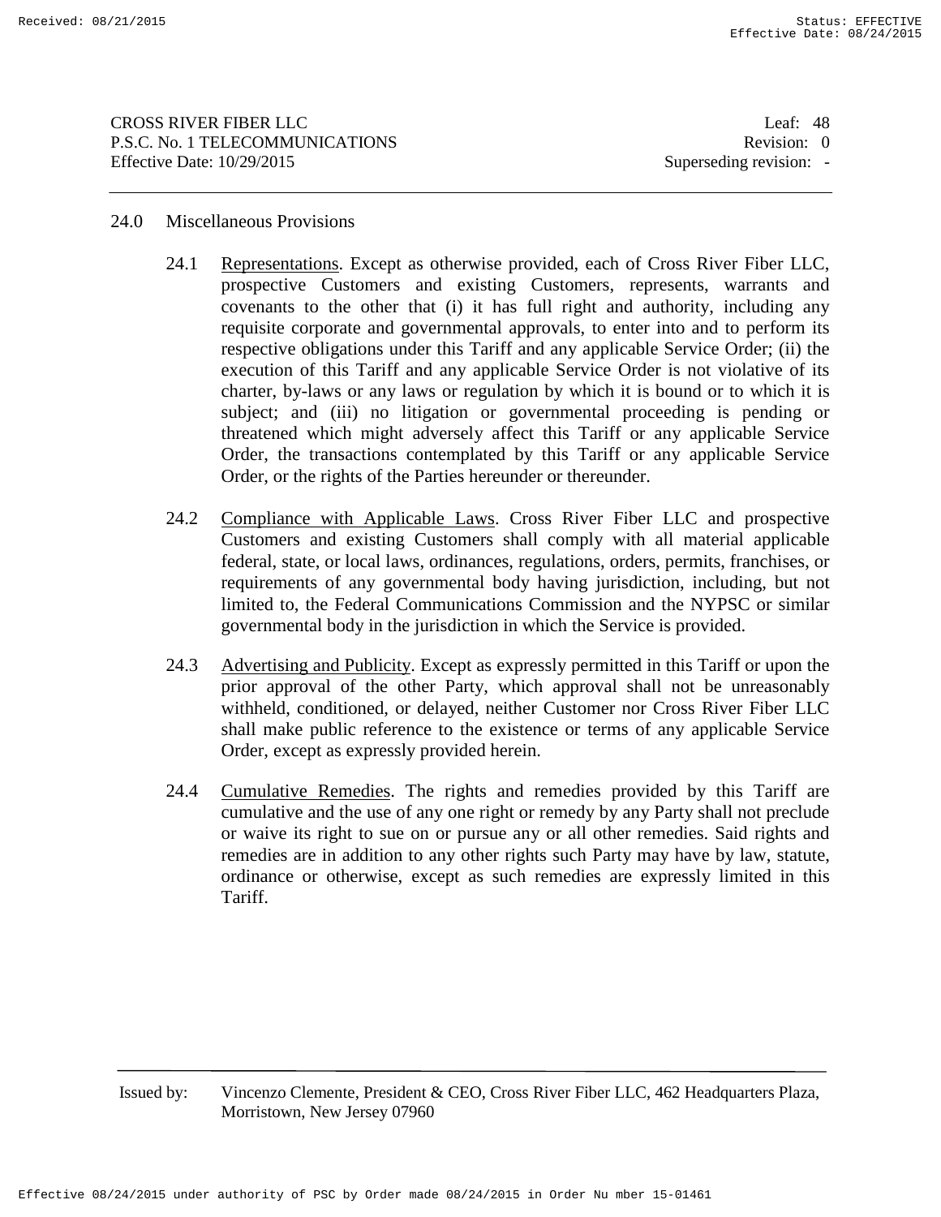## 24.0 Miscellaneous Provisions

24.1 Representations. Except as otherwise provided, each of Cross River Fiber LLC, prospective Customers and existing Customers, represents, warrants and covenants to the other that (i) it has full right and authority, including any requisite corporate and governmental approvals, to enter into and to perform its respective obligations under this Tariff and any applicable Service Order; (ii) the execution of this Tariff and any applicable Service Order is not violative of its charter, by-laws or any laws or regulation by which it is bound or to which it is subject; and (iii) no litigation or governmental proceeding is pending or threatened which might adversely affect this Tariff or any applicable Service Order, the transactions contemplated by this Tariff or any applicable Service Order, or the rights of the Parties hereunder or thereunder.

24.2 Compliance with Applicable Laws. Cross River Fiber LLC and prospective Customers and existing Customers shall comply with all material applicable federal, state, or local laws, ordinances, regulations, orders, permits, franchises, or requirements of any governmental body having jurisdiction, including, but not limited to, the Federal Communications Commission and the NYPSC or similar governmental body in the jurisdiction in which the Service is provided.

24.3 Advertising and Publicity. Except as expressly permitted in this Tariff or upon the prior approval of the other Party, which approval shall not be unreasonably withheld, conditioned, or delayed, neither Customer nor Cross River Fiber LLC shall make public reference to the existence or terms of any applicable Service Order, except as expressly provided herein.

24.4 Cumulative Remedies. The rights and remedies provided by this Tariff are cumulative and the use of any one right or remedy by any Party shall not preclude or waive its right to sue on or pursue any or all other remedies. Said rights and remedies are in addition to any other rights such Party may have by law, statute, ordinance or otherwise, except as such remedies are expressly limited in this Tariff.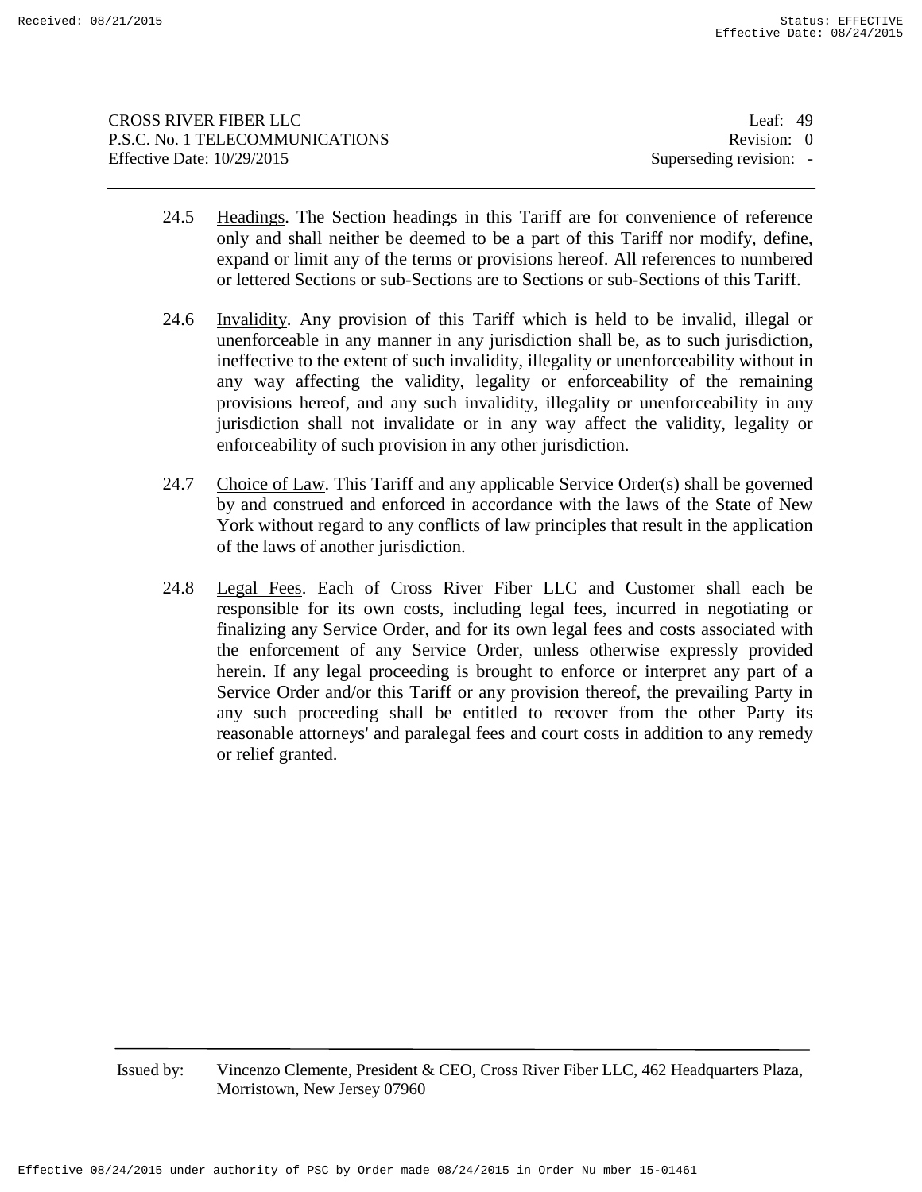24.5 <u>Headings</u>. The Section headings in this Tariff are for convenience of reference only and shall neither be deemed to be a part of this Tariff nor modify, define, expand or limit any of the terms or provisions hereof. All references to numbered or lettered Sections or sub-Sections are to Sections or sub-Sections of this Tariff.

24.6 <u>Invalidity</u>. Any provision of this Tariff which is held to be invalid, illegal or unenforceable in any manner in any jurisdiction shall be, as to such jurisdiction, ineffective to the extent of such invalidity, illegality or unenforceability without in any way affecting the validity, legality or enforceability of the remaining provisions hereof, and any such invalidity, illegality or unenforceability in any jurisdiction shall not invalidate or in any way affect the validity, legality or enforceability of such provision in any other jurisdiction.

24.7 <u>Choice of Law</u>. This Tariff and any applicable Service Order(s) shall be governed by and construed and enforced in accordance with the laws of the State of New York without regard to any conflicts of law principles that result in the application of the laws of another jurisdiction.

24.8 <u>Legal Fees</u>. Each of Cross River Fiber LLC and Customer shall each be responsible for its own costs, including legal fees, incurred in negotiating or finalizing any Service Order, and for its own legal fees and costs associated with the enforcement of any Service Order, unless otherwise expressly provided herein. If any legal proceeding is brought to enforce or interpret any part of a Service Order and/or this Tariff or any provision thereof, the prevailing Party in any such proceeding shall be entitled to recover from the other Party its reasonable attorneys' and paralegal fees and court costs in addition to any remedy or relief granted.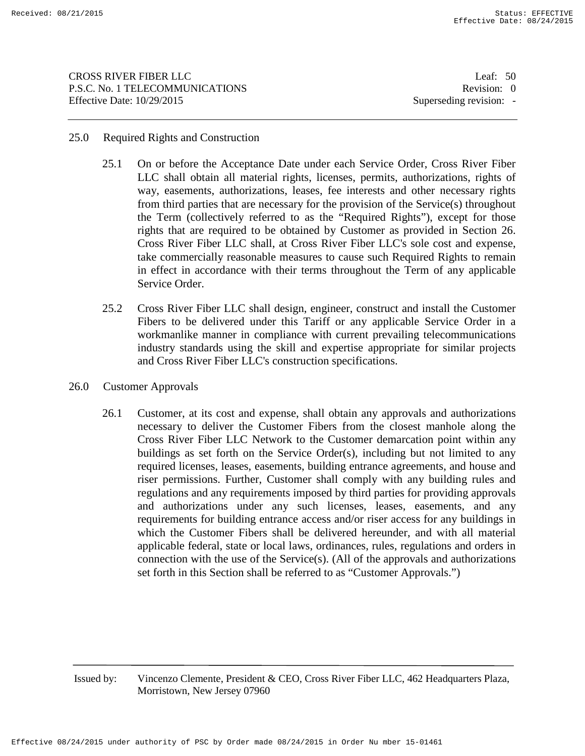## 25.0 Required Rights and Construction

25.1 On or before the Acceptance Date under each Service Order, Cross River Fiber LLC shall obtain all material rights, licenses, permits, authorizations, rights of way, easements, authorizations, leases, fee interests and other necessary rights from third parties that are necessary for the provision of the Service(s) throughout the Term (collectively referred to as the "Required Rights"), except for those rights that are required to be obtained by Customer as provided in Section 26. Cross River Fiber LLC shall, at Cross River Fiber LLC's sole cost and expense, take commercially reasonable measures to cause such Required Rights to remain in effect in accordance with their terms throughout the Term of any applicable Service Order.

25.2 Cross River Fiber LLC shall design, engineer, construct and install the Customer Fibers to be delivered under this Tariff or any applicable Service Order in a workmanlike manner in compliance with current prevailing telecommunications industry standards using the skill and expertise appropriate for similar projects and Cross River Fiber LLC's construction specifications.

## 26.0 Customer Approvals

26.1 Customer, at its cost and expense, shall obtain any approvals and authorizations necessary to deliver the Customer Fibers from the closest manhole along the Cross River Fiber LLC Network to the Customer demarcation point within any buildings as set forth on the Service Order(s), including but not limited to any required licenses, leases, easements, building entrance agreements, and house and riser permissions. Further, Customer shall comply with any building rules and regulations and any requirements imposed by third parties for providing approvals and authorizations under any such licenses, leases, easements, and any requirements for building entrance access and/or riser access for any buildings in which the Customer Fibers shall be delivered hereunder, and with all material applicable federal, state or local laws, ordinances, rules, regulations and orders in connection with the use of the Service(s). (All of the approvals and authorizations set forth in this Section shall be referred to as "Customer Approvals.")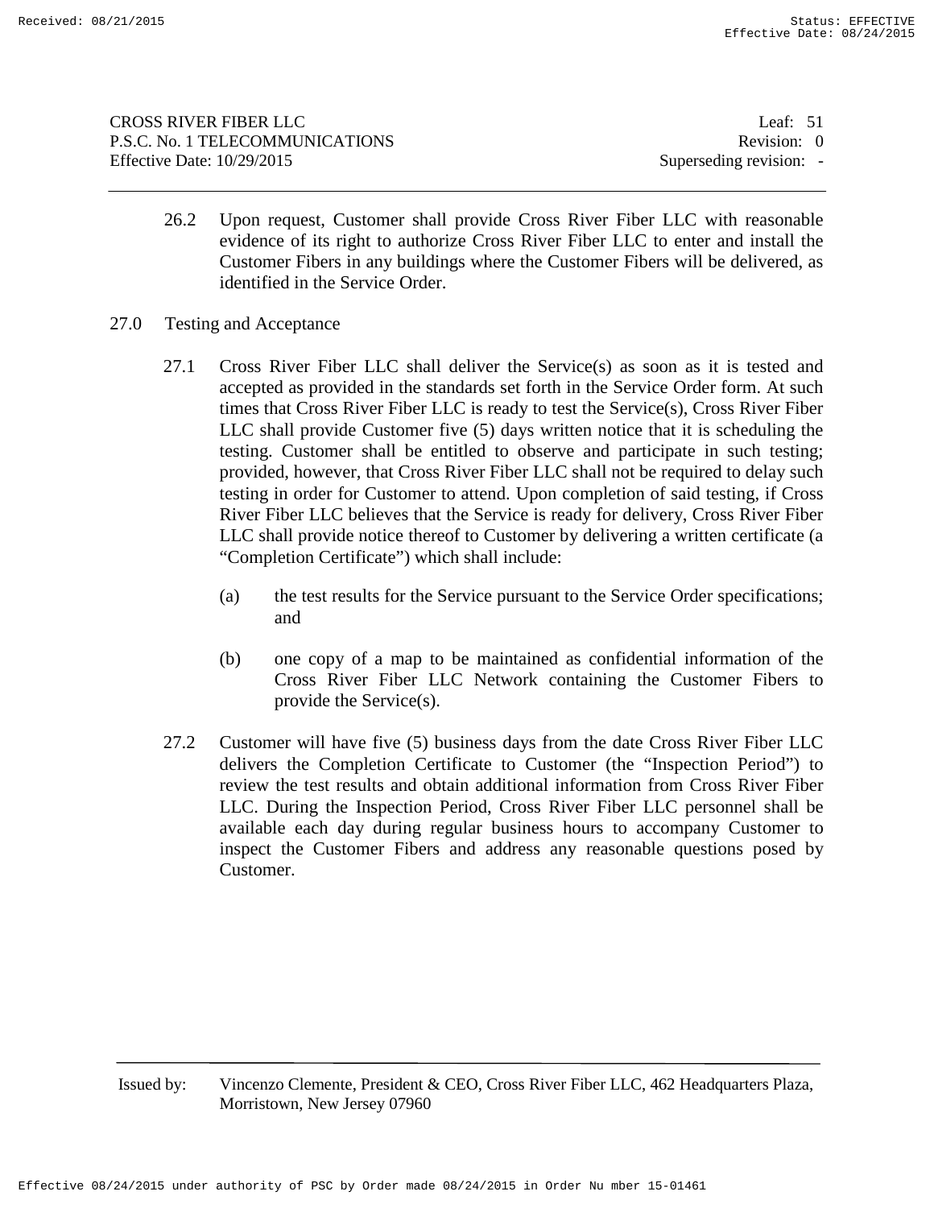26.2 Upon request, Customer shall provide Cross River Fiber LLC with reasonable evidence of its right to authorize Cross River Fiber LLC to enter and install the Customer Fibers in any buildings where the Customer Fibers will be delivered, as identified in the Service Order.

## 27.0 Testing and Acceptance

27.1 Cross River Fiber LLC shall deliver the Service(s) as soon as it is tested and accepted as provided in the standards set forth in the Service Order form. At such times that Cross River Fiber LLC is ready to test the Service(s), Cross River Fiber LLC shall provide Customer five (5) days written notice that it is scheduling the testing. Customer shall be entitled to observe and participate in such testing; provided, however, that Cross River Fiber LLC shall not be required to delay such testing in order for Customer to attend. Upon completion of said testing, if Cross River Fiber LLC believes that the Service is ready for delivery, Cross River Fiber LLC shall provide notice thereof to Customer by delivering a written certificate (a "Completion Certificate") which shall include:

(a) the test results for the Service pursuant to the Service Order specifications; and

(b) one copy of a map to be maintained as confidential information of the Cross River Fiber LLC Network containing the Customer Fibers to provide the Service(s).

27.2 Customer will have five (5) business days from the date Cross River Fiber LLC delivers the Completion Certificate to Customer (the "Inspection Period") to review the test results and obtain additional information from Cross River Fiber LLC. During the Inspection Period, Cross River Fiber LLC personnel shall be available each day during regular business hours to accompany Customer to inspect the Customer Fibers and address any reasonable questions posed by Customer.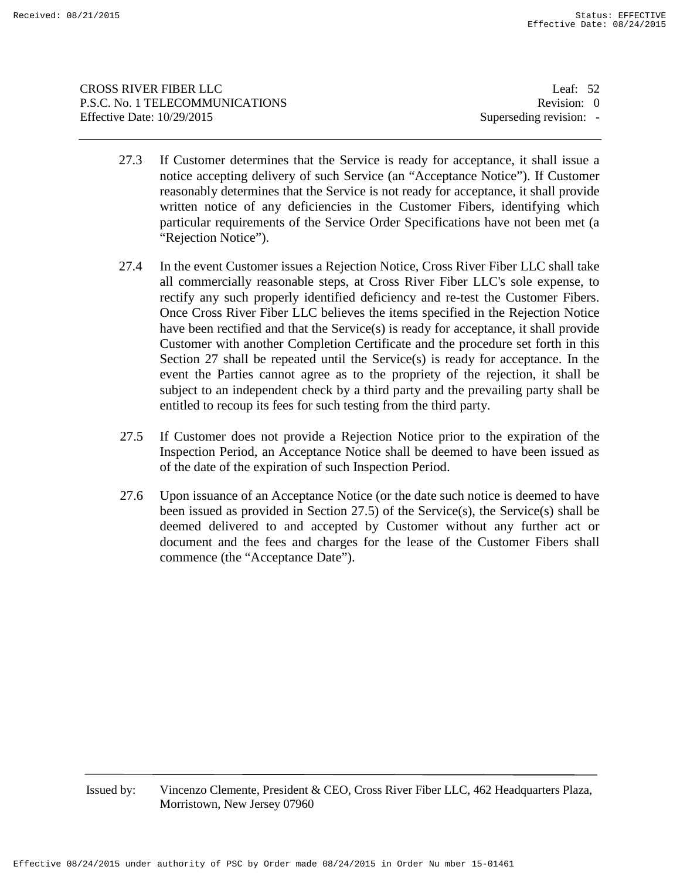27.3 If Customer determines that the Service is ready for acceptance, it shall issue a notice accepting delivery of such Service (an "Acceptance Notice"). If Customer reasonably determines that the Service is not ready for acceptance, it shall provide written notice of any deficiencies in the Customer Fibers, identifying which particular requirements of the Service Order Specifications have not been met (a "Rejection Notice").

27.4 In the event Customer issues a Rejection Notice, Cross River Fiber LLC shall take all commercially reasonable steps, at Cross River Fiber LLC's sole expense, to rectify any such properly identified deficiency and re-test the Customer Fibers. Once Cross River Fiber LLC believes the items specified in the Rejection Notice have been rectified and that the Service(s) is ready for acceptance, it shall provide Customer with another Completion Certificate and the procedure set forth in this Section 27 shall be repeated until the Service(s) is ready for acceptance. In the event the Parties cannot agree as to the propriety of the rejection, it shall be subject to an independent check by a third party and the prevailing party shall be entitled to recoup its fees for such testing from the third party.

27.5 If Customer does not provide a Rejection Notice prior to the expiration of the Inspection Period, an Acceptance Notice shall be deemed to have been issued as of the date of the expiration of such Inspection Period.

27.6 Upon issuance of an Acceptance Notice (or the date such notice is deemed to have been issued as provided in Section 27.5) of the Service(s), the Service(s) shall be deemed delivered to and accepted by Customer without any further act or document and the fees and charges for the lease of the Customer Fibers shall commence (the "Acceptance Date").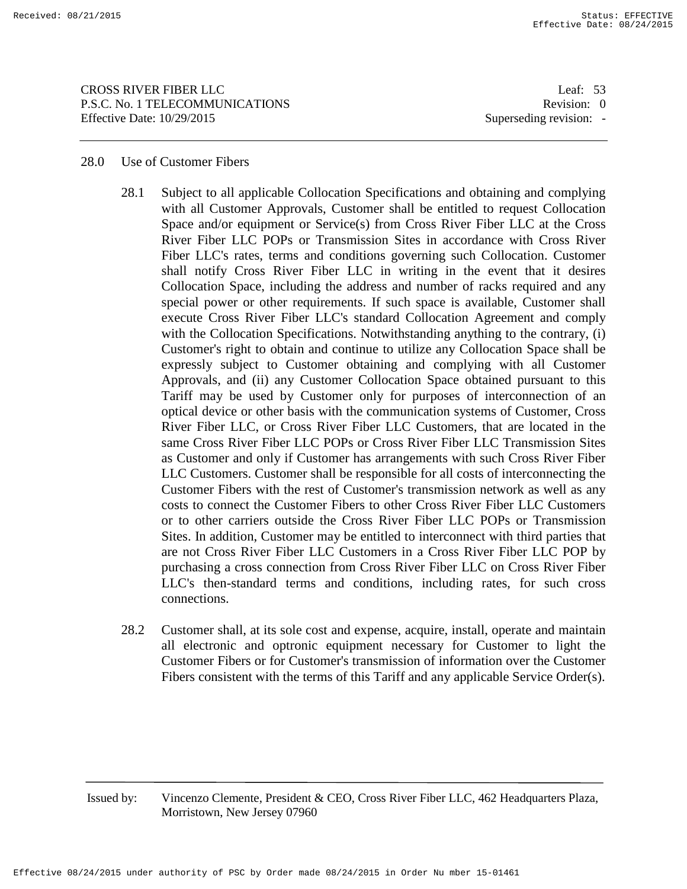## 28.0 Use of Customer Fibers

28.1 Subject to all applicable Collocation Specifications and obtaining and complying with all Customer Approvals, Customer shall be entitled to request Collocation Space and/or equipment or Service(s) from Cross River Fiber LLC at the Cross River Fiber LLC POPs or Transmission Sites in accordance with Cross River Fiber LLC's rates, terms and conditions governing such Collocation. Customer shall notify Cross River Fiber LLC in writing in the event that it desires Collocation Space, including the address and number of racks required and any special power or other requirements. If such space is available, Customer shall execute Cross River Fiber LLC's standard Collocation Agreement and comply with the Collocation Specifications. Notwithstanding anything to the contrary, (i) Customer's right to obtain and continue to utilize any Collocation Space shall be expressly subject to Customer obtaining and complying with all Customer Approvals, and (ii) any Customer Collocation Space obtained pursuant to this Tariff may be used by Customer only for purposes of interconnection of an optical device or other basis with the communication systems of Customer, Cross River Fiber LLC, or Cross River Fiber LLC Customers, that are located in the same Cross River Fiber LLC POPs or Cross River Fiber LLC Transmission Sites as Customer and only if Customer has arrangements with such Cross River Fiber LLC Customers. Customer shall be responsible for all costs of interconnecting the Customer Fibers with the rest of Customer's transmission network as well as any costs to connect the Customer Fibers to other Cross River Fiber LLC Customers or to other carriers outside the Cross River Fiber LLC POPs or Transmission Sites. In addition, Customer may be entitled to interconnect with third parties that are not Cross River Fiber LLC Customers in a Cross River Fiber LLC POP by purchasing a cross connection from Cross River Fiber LLC on Cross River Fiber LLC's then-standard terms and conditions, including rates, for such cross connections.

28.2 Customer shall, at its sole cost and expense, acquire, install, operate and maintain all electronic and optronic equipment necessary for Customer to light the Customer Fibers or for Customer's transmission of information over the Customer Fibers consistent with the terms of this Tariff and any applicable Service Order(s).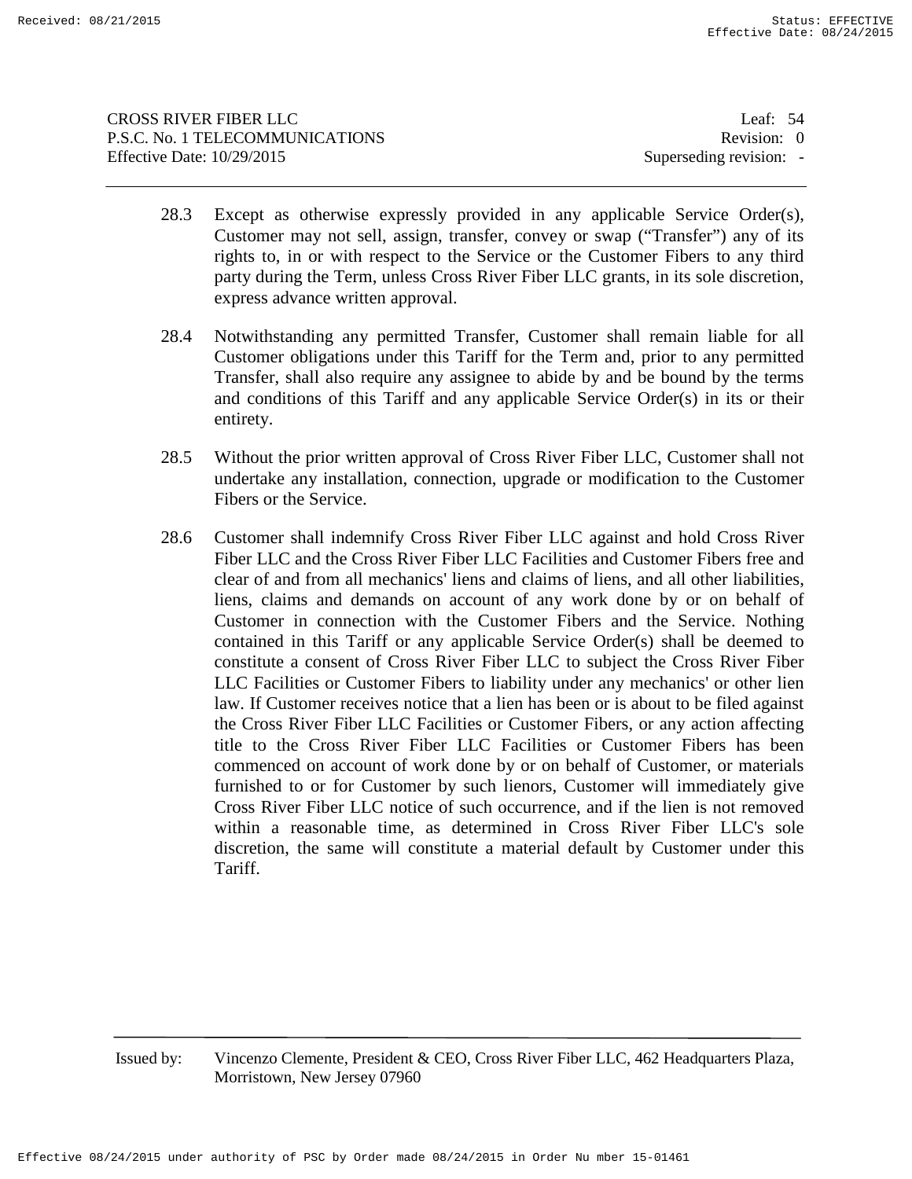28.3 Except as otherwise expressly provided in any applicable Service Order(s), Customer may not sell, assign, transfer, convey or swap ("Transfer") any of its rights to, in or with respect to the Service or the Customer Fibers to any third party during the Term, unless Cross River Fiber LLC grants, in its sole discretion, express advance written approval.

28.4 Notwithstanding any permitted Transfer, Customer shall remain liable for all Customer obligations under this Tariff for the Term and, prior to any permitted Transfer, shall also require any assignee to abide by and be bound by the terms and conditions of this Tariff and any applicable Service Order(s) in its or their entirety.

28.5 Without the prior written approval of Cross River Fiber LLC, Customer shall not undertake any installation, connection, upgrade or modification to the Customer Fibers or the Service.

28.6 Customer shall indemnify Cross River Fiber LLC against and hold Cross River Fiber LLC and the Cross River Fiber LLC Facilities and Customer Fibers free and clear of and from all mechanics' liens and claims of liens, and all other liabilities, liens, claims and demands on account of any work done by or on behalf of Customer in connection with the Customer Fibers and the Service. Nothing contained in this Tariff or any applicable Service Order(s) shall be deemed to constitute a consent of Cross River Fiber LLC to subject the Cross River Fiber LLC Facilities or Customer Fibers to liability under any mechanics' or other lien law. If Customer receives notice that a lien has been or is about to be filed against the Cross River Fiber LLC Facilities or Customer Fibers, or any action affecting title to the Cross River Fiber LLC Facilities or Customer Fibers has been commenced on account of work done by or on behalf of Customer, or materials furnished to or for Customer by such lienors, Customer will immediately give Cross River Fiber LLC notice of such occurrence, and if the lien is not removed within a reasonable time, as determined in Cross River Fiber LLC's sole discretion, the same will constitute a material default by Customer under this Tariff.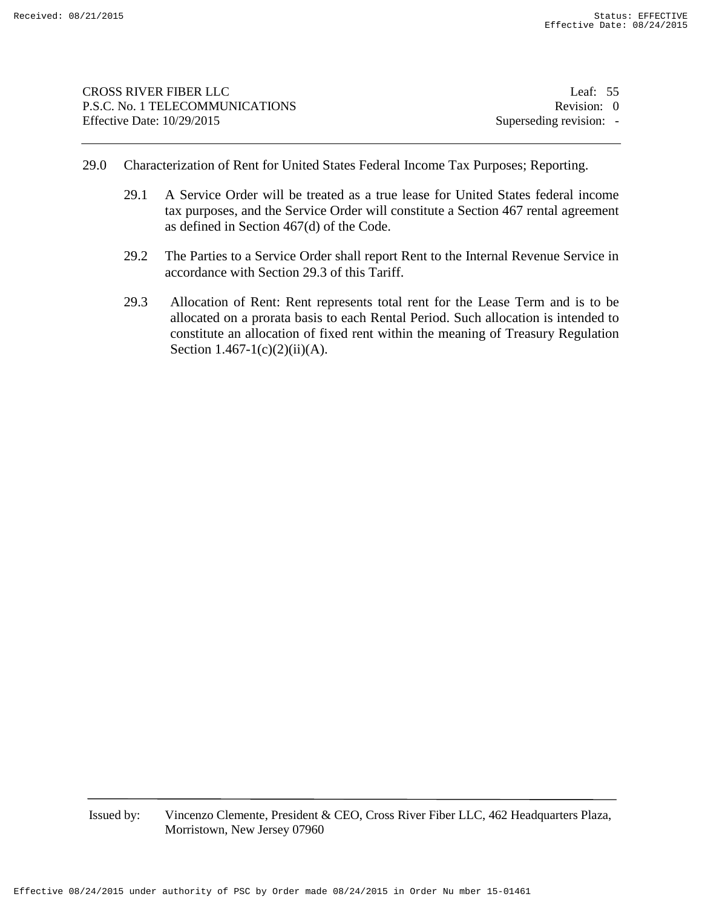## 29.0 Characterization of Rent for United States Federal Income Tax Purposes; Reporting.

29.1 A Service Order will be treated as a true lease for United States federal income tax purposes, and the Service Order will constitute a Section 467 rental agreement as defined in Section 467(d) of the Code.

29.2 The Parties to a Service Order shall report Rent to the Internal Revenue Service in accordance with Section 29.3 of this Tariff.

29.3 Allocation of Rent: Rent represents total rent for the Lease Term and is to be allocated on a prorata basis to each Rental Period. Such allocation is intended to constitute an allocation of fixed rent within the meaning of Treasury Regulation Section 1.467-1(c)(2)(ii)(A).